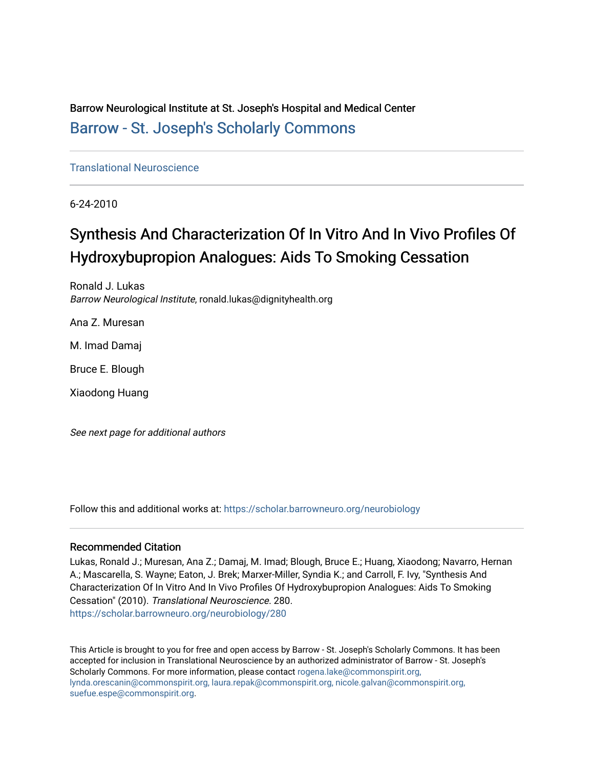Barrow Neurological Institute at St. Joseph's Hospital and Medical Center

[Barrow - St. Joseph's Scholarly Commons](https://scholar.barrowneuro.org)

Translational Neuroscience

6-24-2010

# Synthesis And Characterization Of In Vitro And In Vivo Profiles Of Hydroxybupropion Analogues: Aids To Smoking Cessation

Ronald J. Lukas
*Barrow Neurological Institute*, ronald.lukas@dignityhealth.org

Ana Z. Muresan

M. Imad Damaj

Bruce E. Blough

Xiaodong Huang

*See next page for additional authors*

Follow this and additional works at: https://scholar.barrowneuro.org/neurobiology

## Recommended Citation

Lukas, Ronald J.; Muresan, Ana Z.; Damaj, M. Imad; Blough, Bruce E.; Huang, Xiaodong; Navarro, Hernan A.; Mascarella, S. Wayne; Eaton, J. Brek; Marxer-Miller, Syndia K.; and Carroll, F. Ivy, "Synthesis And Characterization Of In Vitro And In Vivo Profiles Of Hydroxybupropion Analogues: Aids To Smoking Cessation" (2010). *Translational Neuroscience*. 280.
https://scholar.barrowneuro.org/neurobiology/280

This Article is brought to you for free and open access by Barrow - St. Joseph's Scholarly Commons. It has been accepted for inclusion in Translational Neuroscience by an authorized administrator of Barrow - St. Joseph's Scholarly Commons. For more information, please contact rogena.lake@commonspirit.org, lynda.orescanin@commonspirit.org, laura.repak@commonspirit.org, nicole.galvan@commonspirit.org, suefue.espe@commonspirit.org.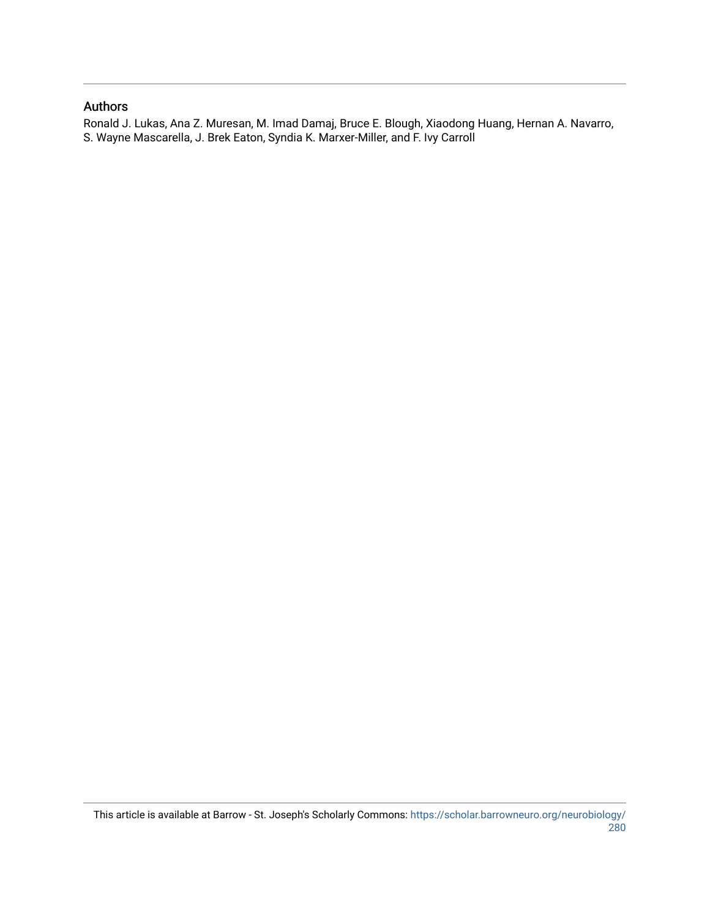## Authors

Ronald J. Lukas, Ana Z. Muresan, M. Imad Damaj, Bruce E. Blough, Xiaodong Huang, Hernan A. Navarro, S. Wayne Mascarella, J. Brek Eaton, Syndia K. Marxer-Miller, and F. Ivy Carroll

This article is available at Barrow - St. Joseph's Scholarly Commons: https://scholar.barrowneuro.org/neurobiology/280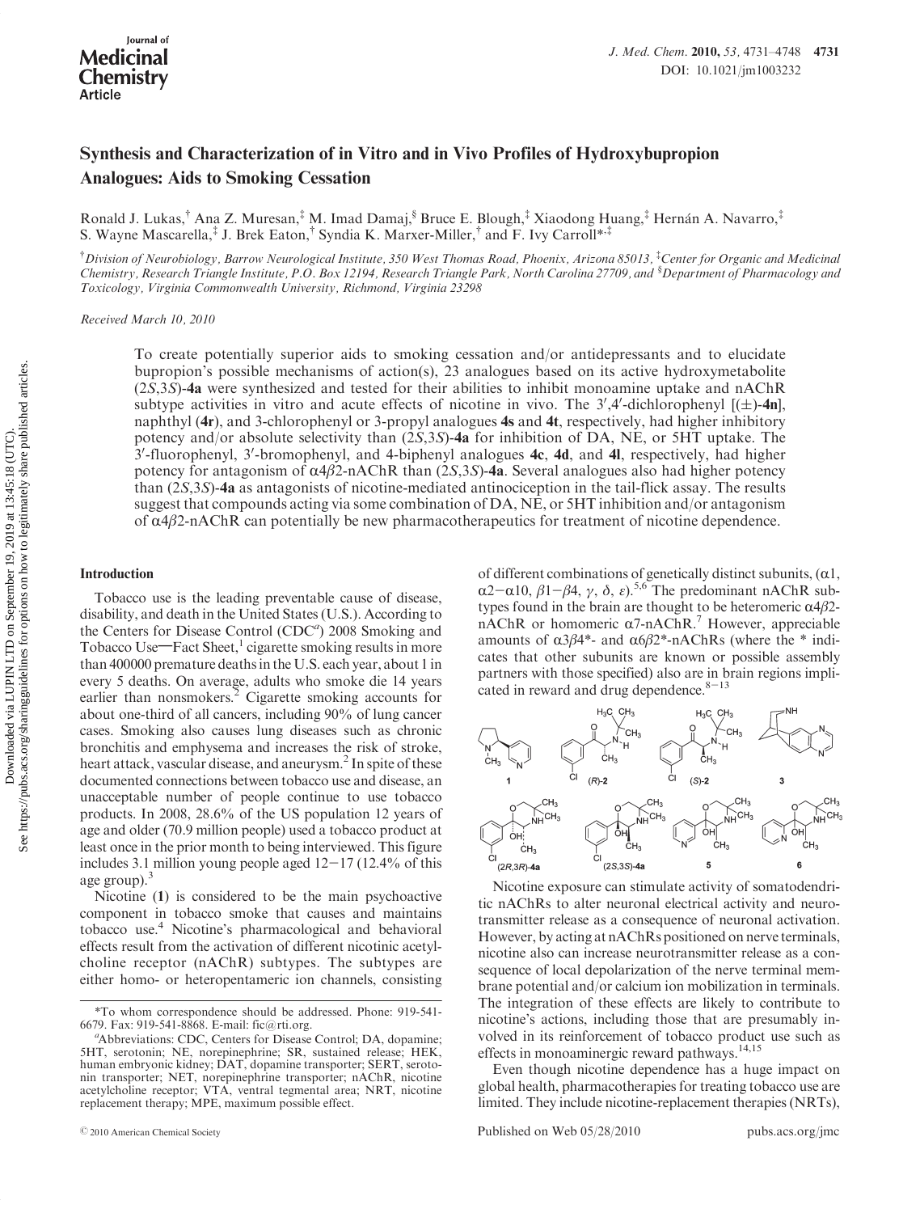# Synthesis and Characterization of in Vitro and in Vivo Profiles of Hydroxybupropion Analogues: Aids to Smoking Cessation

Ronald J. Lukas,[†] Ana Z. Muresan,[‡] M. Imad Damaj,[§] Bruce E. Blough,[‡] Xiaodong Huang,[‡] Hernán A. Navarro,[‡] S. Wayne Mascarella,[‡] J. Brek Eaton,[†] Syndia K. Marxer-Miller,[†] and F. Ivy Carroll*[,‡]

[†]Division of Neurobiology, Barrow Neurological Institute, 350 West Thomas Road, Phoenix, Arizona 85013, [‡]Center for Organic and Medicinal Chemistry, Research Triangle Institute, P.O. Box 12194, Research Triangle Park, North Carolina 27709, and [§]Department of Pharmacology and Toxicology, Virginia Commonwealth University, Richmond, Virginia 23298

Received March 10, 2010

To create potentially superior aids to smoking cessation and/or antidepressants and to elucidate bupropion's possible mechanisms of action(s), 23 analogues based on its active hydroxymetabolite (2*S*,3*S*)-**4a** were synthesized and tested for their abilities to inhibit monoamine uptake and nAChR subtype activities in vitro and acute effects of nicotine in vivo. The 3′,4′-dichlorophenyl [(±)-**4n**], naphthyl (**4r**), and 3-chlorophenyl or 3-propyl analogues **4s** and **4t**, respectively, had higher inhibitory potency and/or absolute selectivity than (2*S*,3*S*)-**4a** for inhibition of DA, NE, or 5HT uptake. The 3′-fluorophenyl, 3′-bromophenyl, and 4-biphenyl analogues **4c**, **4d**, and **4l**, respectively, had higher potency for antagonism of $\alpha 4\beta 2$-nAChR than (2*S*,3*S*)-**4a**. Several analogues also had higher potency than (2*S*,3*S*)-**4a** as antagonists of nicotine-mediated antinociception in the tail-flick assay. The results suggest that compounds acting via some combination of DA, NE, or 5HT inhibition and/or antagonism of $\alpha 4\beta 2$-nAChR can potentially be new pharmacotherapeutics for treatment of nicotine dependence.

## Introduction

Tobacco use is the leading preventable cause of disease, disability, and death in the United States (U.S.). According to the Centers for Disease Control (CDC[a]) 2008 Smoking and Tobacco Use—Fact Sheet,[1] cigarette smoking results in more than 400000 premature deaths in the U.S. each year, about 1 in every 5 deaths. On average, adults who smoke die 14 years earlier than nonsmokers.[2] Cigarette smoking accounts for about one-third of all cancers, including 90% of lung cancer cases. Smoking also causes lung diseases such as chronic bronchitis and emphysema and increases the risk of stroke, heart attack, vascular disease, and aneurysm.[2] In spite of these documented connections between tobacco use and disease, an unacceptable number of people continue to use tobacco products. In 2008, 28.6% of the US population 12 years of age and older (70.9 million people) used a tobacco product at least once in the prior month to being interviewed. This figure includes 3.1 million young people aged 12−17 (12.4% of this age group).[3]

Nicotine (**1**) is considered to be the main psychoactive component in tobacco smoke that causes and maintains tobacco use.[4] Nicotine's pharmacological and behavioral effects result from the activation of different nicotinic acetylcholine receptor (nAChR) subtypes. The subtypes are either homo- or heteropentameric ion channels, consisting of different combinations of genetically distinct subunits, ($\alpha$1, $\alpha$2−$\alpha$10, $\beta$1−$\beta$4, $\gamma$, $\delta$, $\varepsilon$).[5,6] The predominant nAChR subtypes found in the brain are thought to be heteromeric $\alpha 4\beta 2$-nAChR or homomeric $\alpha$7-nAChR.[7] However, appreciable amounts of $\alpha 3\beta 4$*- and $\alpha 6\beta 2$*-nAChRs (where the * indicates that other subunits are known or possible assembly partners with those specified) also are in brain regions implicated in reward and drug dependence.[8−13]

**1** &nbsp;&nbsp; (*R*)-**2** &nbsp;&nbsp; (*S*)-**2** &nbsp;&nbsp; **3** &nbsp;&nbsp; (2*R*,3*R*)-**4a** &nbsp;&nbsp; (2*S*,3*S*)-**4a** &nbsp;&nbsp; **5** &nbsp;&nbsp; **6**

Nicotine exposure can stimulate activity of somatodendritic nAChRs to alter neuronal electrical activity and neurotransmitter release as a consequence of neuronal activation. However, by acting at nAChRs positioned on nerve terminals, nicotine also can increase neurotransmitter release as a consequence of local depolarization of the nerve terminal membrane potential and/or calcium ion mobilization in terminals. The integration of these effects are likely to contribute to nicotine's actions, including those that are presumably involved in its reinforcement of tobacco product use such as effects in monoaminergic reward pathways.[14,15]

Even though nicotine dependence has a huge impact on global health, pharmacotherapies for treating tobacco use are limited. They include nicotine-replacement therapies (NRTs),

*To whom correspondence should be addressed. Phone: 919-541-6679. Fax: 919-541-8868. E-mail: fic@rti.org.

[a]Abbreviations: CDC, Centers for Disease Control; DA, dopamine; 5HT, serotonin; NE, norepinephrine; SR, sustained release; HEK, human embryonic kidney; DAT, dopamine transporter; SERT, serotonin transporter; NET, norepinephrine transporter; nAChR, nicotine acetylcholine receptor; VTA, ventral tegmental area; NRT, nicotine replacement therapy; MPE, maximum possible effect.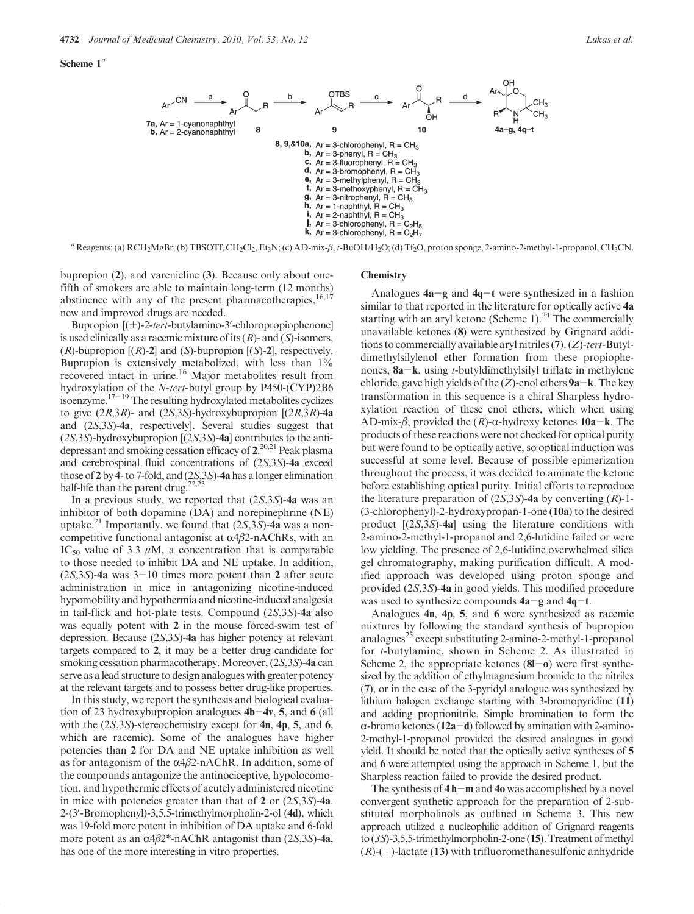**Scheme 1**[a]

7a, Ar = 1-cyanonaphthyl
b, Ar = 2-cyanonaphthyl

8, 9,&10a, Ar = 3-chlorophenyl, R = $CH_3$
b, Ar = 3-phenyl, R = $CH_3$
c, Ar = 3-fluorophenyl, R = $CH_3$
d, Ar = 3-bromophenyl, R = $CH_3$
e, Ar = 3-methylphenyl, R = $CH_3$
f, Ar = 3-methoxyphenyl, R = $CH_3$
g, Ar = 3-nitrophenyl, R = $CH_3$
h, Ar = 1-naphthyl, R = $CH_3$
i, Ar = 2-naphthyl, R = $CH_3$
j, Ar = 3-chlorophenyl, R = $C_2H_5$
k, Ar = 3-chlorophenyl, R = $C_2H_7$

[a] Reagents: (a) $RCH_2MgBr$; (b) TBSOTf, $CH_2Cl_2$, $Et_3N$; (c) AD-mix-$\beta$, $t$-BuOH/$H_2O$; (d) $Tf_2O$, proton sponge, 2-amino-2-methyl-1-propanol, $CH_3CN$.

bupropion (**2**), and varenicline (**3**). Because only about one-fifth of smokers are able to maintain long-term (12 months) abstinence with any of the present pharmacotherapies,[16,17] new and improved drugs are needed.

Bupropion [(±)-2-*tert*-butylamino-3′-chloropropiophenone] is used clinically as a racemic mixture of its (*R*)- and (*S*)-isomers, (*R*)-bupropion [(*R*)-**2**] and (*S*)-bupropion [(*S*)-**2**], respectively. Bupropion is extensively metabolized, with less than 1% recovered intact in urine.[16] Major metabolites result from hydroxylation of the *N*-*tert*-butyl group by P450-(CYP)2B6 isoenzyme.[17−19] The resulting hydroxylated metabolites cyclizes to give (2*R*,3*R*)- and (2*S*,3*S*)-hydroxybupropion [(2*R*,3*R*)-**4a** and (2*S*,3*S*)-**4a**, respectively]. Several studies suggest that (2*S*,3*S*)-hydroxybupropion [(2*S*,3*S*)-**4a**] contributes to the antidepressant and smoking cessation efficacy of **2**.[20,21] Peak plasma and cerebrospinal fluid concentrations of (2*S*,3*S*)-**4a** exceed those of **2** by 4- to 7-fold, and (2*S*,3*S*)-**4a** has a longer elimination half-life than the parent drug.[22,23]

In a previous study, we reported that (2*S*,3*S*)-**4a** was an inhibitor of both dopamine (DA) and norepinephrine (NE) uptake.[21] Importantly, we found that (2*S*,3*S*)-**4a** was a noncompetitive functional antagonist at α4β2-nAChRs, with an $IC_{50}$ value of 3.3 μM, a concentration that is comparable to those needed to inhibit DA and NE uptake. In addition, (2*S*,3*S*)-**4a** was 3−10 times more potent than **2** after acute administration in mice in antagonizing nicotine-induced hypomobility and hypothermia and nicotine-induced analgesia in tail-flick and hot-plate tests. Compound (2*S*,3*S*)-**4a** also was equally potent with **2** in the mouse forced-swim test of depression. Because (2*S*,3*S*)-**4a** has higher potency at relevant targets compared to **2**, it may be a better drug candidate for smoking cessation pharmacotherapy. Moreover, (2*S*,3*S*)-**4a** can serve as a lead structure to design analogues with greater potency at the relevant targets and to possess better drug-like properties.

In this study, we report the synthesis and biological evaluation of 23 hydroxybupropion analogues **4b**−**4v**, **5**, and **6** (all with the (2*S*,3*S*)-stereochemistry except for **4n**, **4p**, **5**, and **6**, which are racemic). Some of the analogues have higher potencies than **2** for DA and NE uptake inhibition as well as for antagonism of the α4β2-nAChR. In addition, some of the compounds antagonize the antinociceptive, hypolocomotion, and hypothermic effects of acutely administered nicotine in mice with potencies greater than that of **2** or (2*S*,3*S*)-**4a**. 2-(3′-Bromophenyl)-3,5,5-trimethylmorpholin-2-ol (**4d**), which was 19-fold more potent in inhibition of DA uptake and 6-fold more potent as an α4β2*-nAChR antagonist than (2*S*,3*S*)-**4a**, has one of the more interesting in vitro properties.

## Chemistry

Analogues **4a**−**g** and **4q**−**t** were synthesized in a fashion similar to that reported in the literature for optically active **4a** starting with an aryl ketone (Scheme 1).[24] The commercially unavailable ketones (**8**) were synthesized by Grignard additions to commercially available aryl nitriles (**7**). (*Z*)-*tert*-Butyldimethylsilylenol ether formation from these propiophenones, **8a**−**k**, using *t*-butyldimethylsilyl triflate in methylene chloride, gave high yields of the (*Z*)-enol ethers **9a**−**k**. The key transformation in this sequence is a chiral Sharpless hydroxylation reaction of these enol ethers, which when using AD-mix-β, provided the (*R*)-α-hydroxy ketones **10a**−**k**. The products of these reactions were not checked for optical purity but were found to be optically active, so optical induction was successful at some level. Because of possible epimerization throughout the process, it was decided to aminate the ketone before establishing optical purity. Initial efforts to reproduce the literature preparation of (2*S*,3*S*)-**4a** by converting (*R*)-1-(3-chlorophenyl)-2-hydroxypropan-1-one (**10a**) to the desired product [(2*S*,3*S*)-**4a**] using the literature conditions with 2-amino-2-methyl-1-propanol and 2,6-lutidine failed or were low yielding. The presence of 2,6-lutidine overwhelmed silica gel chromatography, making purification difficult. A modified approach was developed using proton sponge and provided (2*S*,3*S*)-**4a** in good yields. This modified procedure was used to synthesize compounds **4a**−**g** and **4q**−**t**.

Analogues **4n**, **4p**, **5**, and **6** were synthesized as racemic mixtures by following the standard synthesis of bupropion analogues[25] except substituting 2-amino-2-methyl-1-propanol for *t*-butylamine, shown in Scheme 2. As illustrated in Scheme 2, the appropriate ketones (**8l**−**o**) were first synthesized by the addition of ethylmagnesium bromide to the nitriles (**7**), or in the case of the 3-pyridyl analogue was synthesized by lithium halogen exchange starting with 3-bromopyridine (**11**) and adding proprionitrile. Simple bromination to form the α-bromo ketones (**12a**−**d**) followed by amination with 2-amino-2-methyl-1-propanol provided the desired analogues in good yield. It should be noted that the optically active syntheses of **5** and **6** were attempted using the approach in Scheme 1, but the Sharpless reaction failed to provide the desired product.

The synthesis of **4h**−**m** and **4o** was accomplished by a novel convergent synthetic approach for the preparation of 2-substituted morpholinols as outlined in Scheme 3. This new approach utilized a nucleophilic addition of Grignard reagents to (3*S*)-3,5,5-trimethylmorpholin-2-one (**15**). Treatment of methyl (*R*)-(+)-lactate (**13**) with trifluoromethanesulfonic anhydride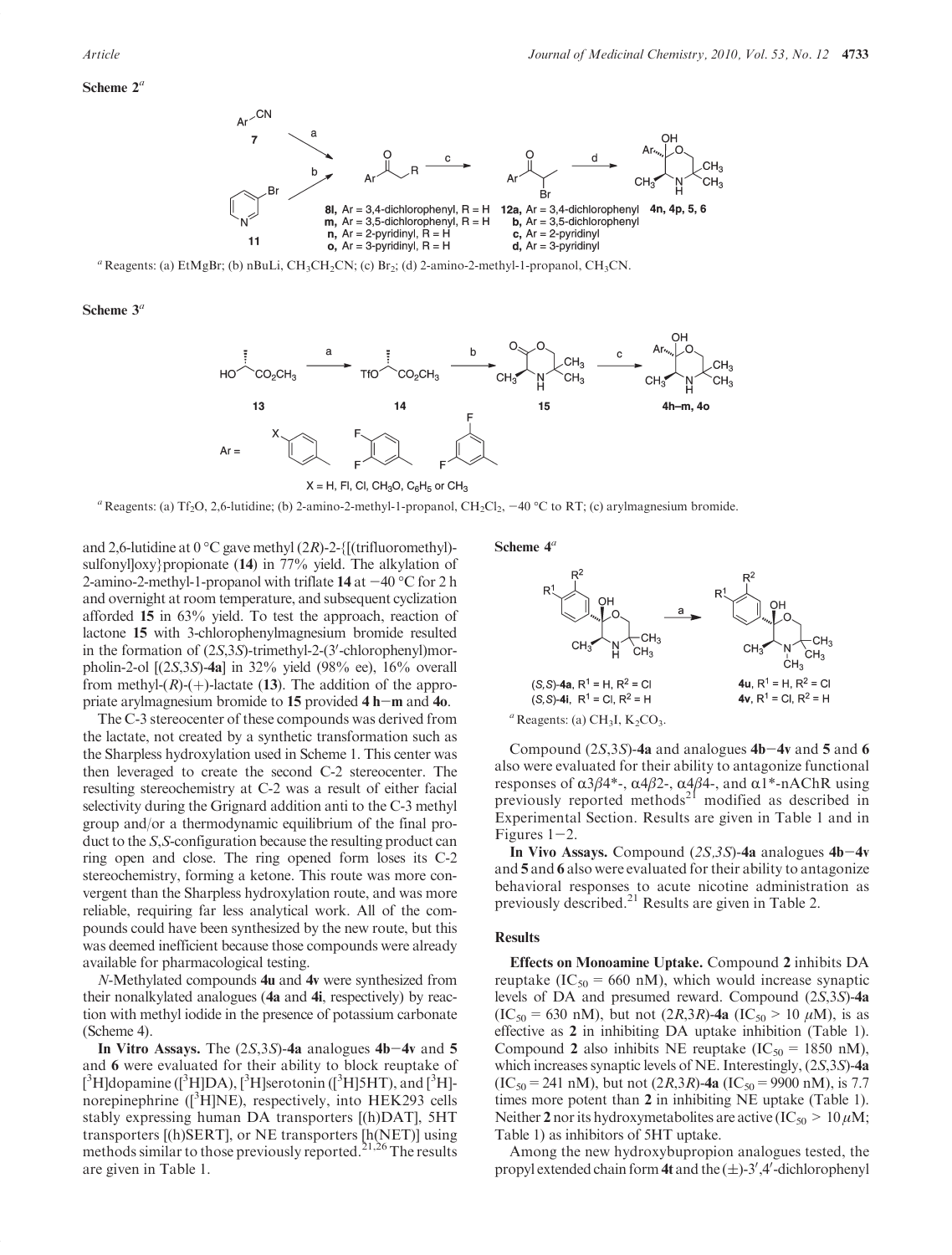**Scheme 2**[a]

[a] Reagents: (a) EtMgBr; (b) nBuLi, $CH_3CH_2CN$; (c) $Br_2$; (d) 2-amino-2-methyl-1-propanol, $CH_3CN$.

**Scheme 3**[a]

[a] Reagents: (a) $Tf_2O$, 2,6-lutidine; (b) 2-amino-2-methyl-1-propanol, $CH_2Cl_2$, −40 °C to RT; (c) arylmagnesium bromide.

and 2,6-lutidine at 0 °C gave methyl (2*R*)-2-{[(trifluoromethyl)-sulfonyl]oxy}propionate (**14**) in 77% yield. The alkylation of 2-amino-2-methyl-1-propanol with triflate **14** at −40 °C for 2 h and overnight at room temperature, and subsequent cyclization afforded **15** in 63% yield. To test the approach, reaction of lactone **15** with 3-chlorophenylmagnesium bromide resulted in the formation of (2*S*,3*S*)-trimethyl-2-(3′-chlorophenyl)morpholin-2-ol [(2*S*,3*S*)-**4a**] in 32% yield (98% ee), 16% overall from methyl-(*R*)-(+)-lactate (**13**). The addition of the appropriate arylmagnesium bromide to **15** provided **4 h**−**m** and **4o**.

The C-3 stereocenter of these compounds was derived from the lactate, not created by a synthetic transformation such as the Sharpless hydroxylation used in Scheme 1. This center was then leveraged to create the second C-2 stereocenter. The resulting stereochemistry at C-2 was a result of either facial selectivity during the Grignard addition anti to the C-3 methyl group and/or a thermodynamic equilibrium of the final product to the *S*,*S*-configuration because the resulting product can ring open and close. The ring opened form loses its C-2 stereochemistry, forming a ketone. This route was more convergent than the Sharpless hydroxylation route, and was more reliable, requiring far less analytical work. All of the compounds could have been synthesized by the new route, but this was deemed inefficient because those compounds were already available for pharmacological testing.

*N*-Methylated compounds **4u** and **4v** were synthesized from their nonalkylated analogues (**4a** and **4i**, respectively) by reaction with methyl iodide in the presence of potassium carbonate (Scheme 4).

**In Vitro Assays.** The (2*S*,3*S*)-**4a** analogues **4b**−**4v** and **5** and **6** were evaluated for their ability to block reuptake of [$^3$H]dopamine ([$^3$H]DA), [$^3$H]serotonin ([$^3$H]5HT), and [$^3$H]-norepinephrine ([$^3$H]NE), respectively, into HEK293 cells stably expressing human DA transporters [(h)DAT], 5HT transporters [(h)SERT], or NE transporters [h(NET)] using methods similar to those previously reported.[21,26] The results are given in Table 1.

**Scheme 4**[a]

[a] Reagents: (a) $CH_3I$, $K_2CO_3$.

Compound (2*S*,3*S*)-**4a** and analogues **4b**−**4v** and **5** and **6** also were evaluated for their ability to antagonize functional responses of α3β4*-, α4β2-, α4β4-, and α1*-nAChR using previously reported methods[21] modified as described in Experimental Section. Results are given in Table 1 and in Figures 1−2.

**In Vivo Assays.** Compound (*2S,3S*)-**4a** analogues **4b**−**4v** and **5** and **6** also were evaluated for their ability to antagonize behavioral responses to acute nicotine administration as previously described.[21] Results are given in Table 2.

## Results

**Effects on Monoamine Uptake.** Compound **2** inhibits DA reuptake ($IC_{50}$ = 660 nM), which would increase synaptic levels of DA and presumed reward. Compound (2*S*,3*S*)-**4a** ($IC_{50}$ = 630 nM), but not (2*R*,3*R*)-**4a** ($IC_{50}$ > 10 μM), is as effective as **2** in inhibiting DA uptake inhibition (Table 1). Compound **2** also inhibits NE reuptake ($IC_{50}$ = 1850 nM), which increases synaptic levels of NE. Interestingly, (2*S*,3*S*)-**4a** ($IC_{50}$ = 241 nM), but not (2*R*,3*R*)-**4a** ($IC_{50}$ = 9900 nM), is 7.7 times more potent than **2** in inhibiting NE uptake (Table 1). Neither **2** nor its hydroxymetabolites are active ($IC_{50}$ > 10 μM; Table 1) as inhibitors of 5HT uptake.

Among the new hydroxybupropion analogues tested, the propyl extended chain form **4t** and the (±)-3′,4′-dichlorophenyl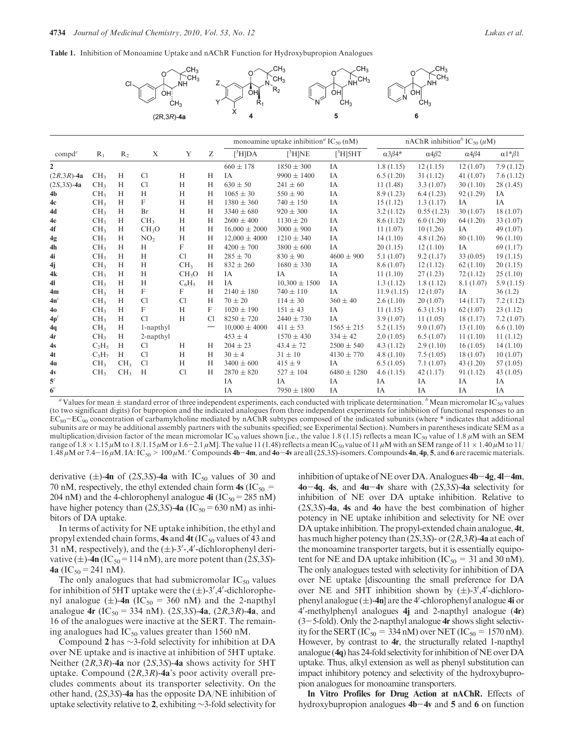**Table 1.** Inhibition of Monoamine Uptake and nAChR Function for Hydroxybupropion Analogues

| compd[c] | $R_1$ | $R_2$ | X | Y | Z | monoamine uptake inhibition[a] $IC_{50}$ (nM) | | | nAChR inhibition[b] $IC_{50}$ (μM) | | | |
|---|---|---|---|---|---|---|---|---|---|---|---|---|
| | | | | | | [$^3$H]DA | [$^3$H]NE | [$^3$H]5HT | α3β4* | α4β2 | α4β4 | α1*β1 |
| **2** | | | | | | 660 ± 178 | 1850 ± 300 | IA | 1.8 (1.15) | 12 (1.15) | 12 (1.07) | 7.9 (1.12) |
| (2*R*,3*R*)-**4a** | $CH_3$ | H | Cl | H | H | IA | 9900 ± 1400 | IA | 6.5 (1.20) | 31 (1.12) | 41 (1.07) | 7.6 (1.12) |
| (2*S*,3*S*)-**4a** | $CH_3$ | H | Cl | H | H | 630 ± 50 | 241 ± 60 | IA | 11 (1.48) | 3.3 (1.07) | 30 (1.10) | 28 (1.45) |
| **4b** | $CH_3$ | H | H | H | H | 1065 ± 30 | 550 ± 90 | IA | 8.9 (1.23) | 6.4 (1.23) | 92 (1.29) | IA |
| **4c** | $CH_3$ | H | F | H | H | 1380 ± 360 | 740 ± 150 | IA | 15 (1.12) | 1.3 (1.17) | IA | IA |
| **4d** | $CH_3$ | H | Br | H | H | 3340 ± 680 | 920 ± 300 | IA | 3.2 (1.12) | 0.55 (1.23) | 30 (1.07) | 18 (1.07) |
| **4e** | $CH_3$ | H | $CH_3$ | H | H | 2600 ± 400 | 1130 ± 20 | IA | 8.6 (1.12) | 6.0 (1.20) | 64 (1.20) | 33 (1.07) |
| **4f** | $CH_3$ | H | $CH_3O$ | H | H | 16,000 ± 2000 | 3000 ± 900 | IA | 11 (1.07) | 10 (1.26) | IA | 49 (1.07) |
| **4g** | $CH_3$ | H | $NO_2$ | H | H | 12,000 ± 4000 | 1210 ± 340 | IA | 14 (1.10) | 4.8 (1.26) | 80 (1.10) | 96 (1.10) |
| **4h** | $CH_3$ | H | H | F | H | 4200 ± 700 | 3800 ± 600 | IA | 20 (1.15) | 12 (1.10) | IA | 69 (1.17) |
| **4i** | $CH_3$ | H | H | Cl | H | 285 ± 70 | 830 ± 90 | 4600 ± 900 | 5.1 (1.07) | 9.2 (1.17) | 33 (0.05) | 19 (1.15) |
| **4j** | $CH_3$ | H | H | $CH_3$ | H | 832 ± 260 | 1680 ± 330 | IA | 8.6 (1.07) | 12 (1.12) | 62 (1.10) | 20 (1.15) |
| **4k** | $CH_3$ | H | H | $CH_3O$ | H | IA | IA | IA | 11 (1.10) | 27 (1.23) | 72 (1.12) | 25 (1.10) |
| **4l** | $CH_3$ | H | H | $C_6H_5$ | H | IA | 10,300 ± 1500 | IA | 1.3 (1.12) | 1.8 (1.12) | 8.1 (1.07) | 5.9 (1.15) |
| **4m** | $CH_3$ | H | F | F | H | 2140 ± 180 | 740 ± 110 | IA | 11.9 (1.15) | 12 (1.07) | IA | 36 (1.2) |
| **4n**[c] | $CH_3$ | H | Cl | Cl | H | 70 ± 20 | 114 ± 30 | 360 ± 40 | 2.6 (1.10) | 20 (1.07) | 14 (1.17) | 7.2 (1.12) |
| **4o** | $CH_3$ | H | F | H | F | 1020 ± 190 | 151 ± 43 | IA | 11 (1.15) | 6.3 (1.51) | 62 (1.07) | 23 (1.12) |
| **4p**[c] | $CH_3$ | H | Cl | H | Cl | 8250 ± 720 | 2440 ± 730 | IA | 3.9 (1.07) | 11 (1.05) | 18 (1.17) | 7.2 (1.07) |
| **4q** | $CH_3$ | H | 1-napthyl | | — | 10,000 ± 4000 | 411 ± 53 | 1565 ± 215 | 5.2 (1.15) | 9.0 (1.07) | 13 (1.10) | 6.6 (1.10) |
| **4r** | $CH_3$ | H | 2-napthyl | | | 453 ± 4 | 1570 ± 430 | 334 ± 42 | 2.0 (1.05) | 6.5 (1.07) | 11 (1.10) | 11 (1.12) |
| **4s** | $C_2H_5$ | H | Cl | H | H | 204 ± 23 | 43.4 ± 72 | 2500 ± 540 | 4.3 (1.12) | 2.9 (1.10) | 16 (1.05) | 14 (1.10) |
| **4t** | $C_3H_7$ | H | Cl | H | H | 30 ± 4 | 31 ± 10 | 4130 ± 770 | 4.8 (1.10) | 7.5 (1.05) | 18 (1.07) | 10 (1.07) |
| **4u** | $CH_3$ | $CH_3$ | Cl | H | H | 3400 ± 600 | 415 ± 9 | IA | 6.5 (1.05) | 7.1 (1.07) | 43 (1.20) | 57 (1.05) |
| **4v** | $CH_3$ | $CH_3$ | H | Cl | H | 2870 ± 820 | 527 ± 104 | 6480 ± 1280 | 4.6 (1.15) | 42 (1.17) | 91 (1.12) | 43 (1.05) |
| **5**[c] | | | | | | IA | IA | IA | IA | IA | IA | IA |
| **6**[c] | | | | | | IA | 7950 ± 1800 | IA | IA | IA | IA | IA |

[a] Values for mean ± standard error of three independent experiments, each conducted with triplicate determination. [b] Mean micromolar $IC_{50}$ values (to two significant digits) for bupropion and the indicated analogues from three independent experiments for inhibition of functional responses to an $EC_{80}$–$EC_{90}$ concentration of carbamylcholine mediated by nAChR subtypes composed of the indicated subunits (where * indicates that additional subunits are or may be additional assembly partners with the subunits specified; see Experimental Section). Numbers in parentheses indicate SEM as a multiplication/division factor of the mean micromolar $IC_{50}$ values shown [i.e., the value 1.8 (1.15) reflects a mean $IC_{50}$ value of 1.8 μM with an SEM range of 1.8 × 1.15 μM to 1.8/1.15 μM or 1.6–2.1 μM]. The value 11 (1.48) reflects a mean $IC_{50}$ value of 11 μM with an SEM range of 11 × 1.40 μM to 11/1.48 μM or 7.4–16 μM. IA: $IC_{50}$ > 100 μM. [c] Compounds **4b**–**4m**, and **4o**–**4v** are all (2*S*,3*S*)-isomers. Compounds **4n**, **4p**, **5**, and **6** are racemic materials.

derivative (±)-**4n** of (2*S*,3*S*)-**4a** with $IC_{50}$ values of 30 and 70 nM, respectively, the ethyl extended chain form **4s** ($IC_{50}$ = 204 nM) and the 4-chlorophenyl analogue **4i** ($IC_{50}$ = 285 nM) have higher potency than (2*S*,3*S*)-**4a** ($IC_{50}$ = 630 nM) as inhibitors of DA uptake.

In terms of activity for NE uptake inhibition, the ethyl and propyl extended chain forms, **4s** and **4t** ($IC_{50}$ values of 43 and 31 nM, respectively), and the (±)-3′-,4′-dichlorophenyl derivative (±)-**4n** ($IC_{50}$ = 114 nM), are more potent than (2*S*,3*S*)-**4a** ($IC_{50}$ = 241 nM).

The only analogues that had submicromolar $IC_{50}$ values for inhibition of 5HT uptake were the (±)-3′,4′-dichlorophenyl analogue (±)-**4n** ($IC_{50}$ = 360 nM) and the 2-napthyl analogue **4r** ($IC_{50}$ = 334 nM). (2*S*,3*S*)-**4a**, (2*R*,3*R*)-**4a**, and 16 of the analogues were inactive at the SERT. The remaining analogues had $IC_{50}$ values greater than 1560 nM.

Compound **2** has ∼3-fold selectivity for inhibition at DA over NE uptake and is inactive at inhibition of 5HT uptake. Neither (2*R*,3*R*)-**4a** nor (2*S*,3*S*)-**4a** shows activity for 5HT uptake. Compound (2*R*,3*R*)-**4a**'s poor activity overall precludes comments about its transporter selectivity. On the other hand, (2*S*,3*S*)-**4a** has the opposite DA/NE inhibition of uptake selectivity relative to **2**, exhibiting ∼3-fold selectivity for inhibition of uptake of NE over DA. Analogues **4b**–**4g**, **4l**–**4m**, **4o**–**4q**, **4s**, and **4u**–**4v** share with (2*S*,3*S*)-**4a** selectivity for inhibition of NE over DA uptake inhibition. Relative to (2*S*,3*S*)-**4a**, **4s** and **4o** have the best combination of higher potency in NE uptake inhibition and selectivity for NE over DA uptake inhibition. The propyl-extended chain analogue, **4t**, has much higher potency than (2*S*,3*S*)- or (2*R*,3*R*)-**4a** at each of the monoamine transporter targets, but it is essentially equipotent for NE and DA uptake inhibition ($IC_{50}$ = 31 and 30 nM). The only analogues tested with selectivity for inhibition of DA over NE uptake [discounting the small preference for DA over NE and 5HT inhibition shown by (±)-3′,4′-dichlorophenyl analogue (±)-**4n**] are the 4′-chlorophenyl analogue **4i** or 4′-methylphenyl analogues **4j** and 2-napthyl analogue (**4r**) (3–5-fold). Only the 2-napthyl analogue **4r** shows slight selectivity for the SERT ($IC_{50}$ = 334 nM) over NET ($IC_{50}$ = 1570 nM). However, by contrast to **4r**, the structurally related 1-napthyl analogue (**4q**) has 24-fold selectivity for inhibition of NE over DA uptake. Thus, alkyl extension as well as phenyl substitution can impact inhibitory potency and selectivity of the hydroxybupropion analogues for monoamine transporters.

**In Vitro Profiles for Drug Action at nAChR.** Effects of hydroxybupropion analogues **4b**–**4v** and **5** and **6** on function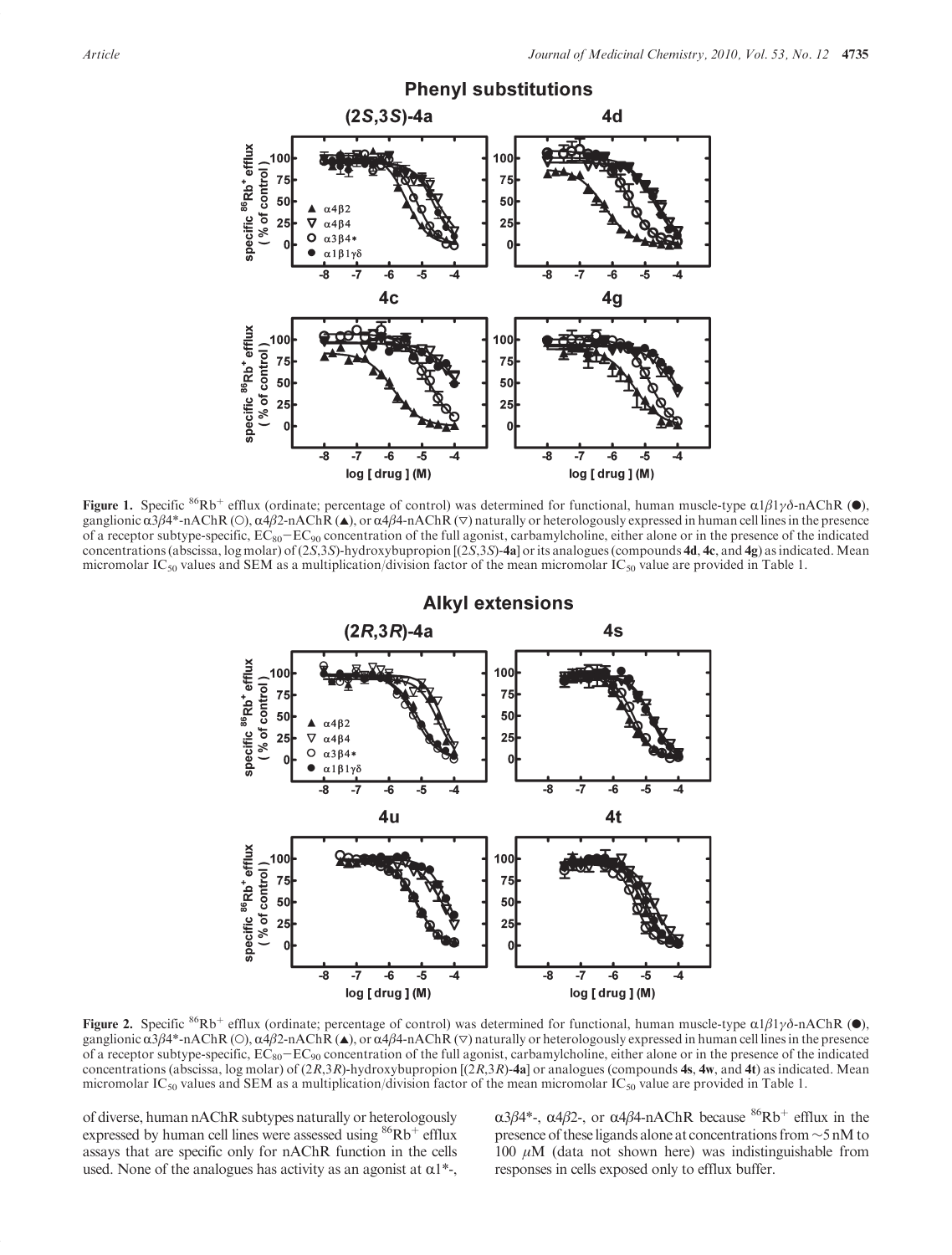**Figure 1.** Specific $^{86}Rb^{+}$ efflux (ordinate; percentage of control) was determined for functional, human muscle-type $\alpha1\beta1\gamma\delta$-nAChR (●), ganglionic $\alpha3\beta4^{*}$-nAChR (○), $\alpha4\beta2$-nAChR (▲), or $\alpha4\beta4$-nAChR (▽) naturally or heterologously expressed in human cell lines in the presence of a receptor subtype-specific, $EC_{80}-EC_{90}$ concentration of the full agonist, carbamylcholine, either alone or in the presence of the indicated concentrations (abscissa, log molar) of (2*S*,3*S*)-hydroxybupropion [(2*S*,3*S*)-**4a**] or its analogues (compounds **4d**, **4c**, and **4g**) as indicated. Mean micromolar $IC_{50}$ values and SEM as a multiplication/division factor of the mean micromolar $IC_{50}$ value are provided in Table 1.

**Figure 2.** Specific $^{86}Rb^{+}$ efflux (ordinate; percentage of control) was determined for functional, human muscle-type $\alpha1\beta1\gamma\delta$-nAChR (●), ganglionic $\alpha3\beta4^{*}$-nAChR (○), $\alpha4\beta2$-nAChR (▲), or $\alpha4\beta4$-nAChR (▽) naturally or heterologously expressed in human cell lines in the presence of a receptor subtype-specific, $EC_{80}-EC_{90}$ concentration of the full agonist, carbamylcholine, either alone or in the presence of the indicated concentrations (abscissa, log molar) of (2*R*,3*R*)-hydroxybupropion [(2*R*,3*R*)-**4a**] or analogues (compounds **4s**, **4w**, and **4t**) as indicated. Mean micromolar $IC_{50}$ values and SEM as a multiplication/division factor of the mean micromolar $IC_{50}$ value are provided in Table 1.

of diverse, human nAChR subtypes naturally or heterologously expressed by human cell lines were assessed using $^{86}Rb^{+}$ efflux assays that are specific only for nAChR function in the cells used. None of the analogues has activity as an agonist at $\alpha1^{*}$-, $\alpha3\beta4^{*}$-, $\alpha4\beta2$-, or $\alpha4\beta4$-nAChR because $^{86}Rb^{+}$ efflux in the presence of these ligands alone at concentrations from ~5 nM to 100 $\mu$M (data not shown here) was indistinguishable from responses in cells exposed only to efflux buffer.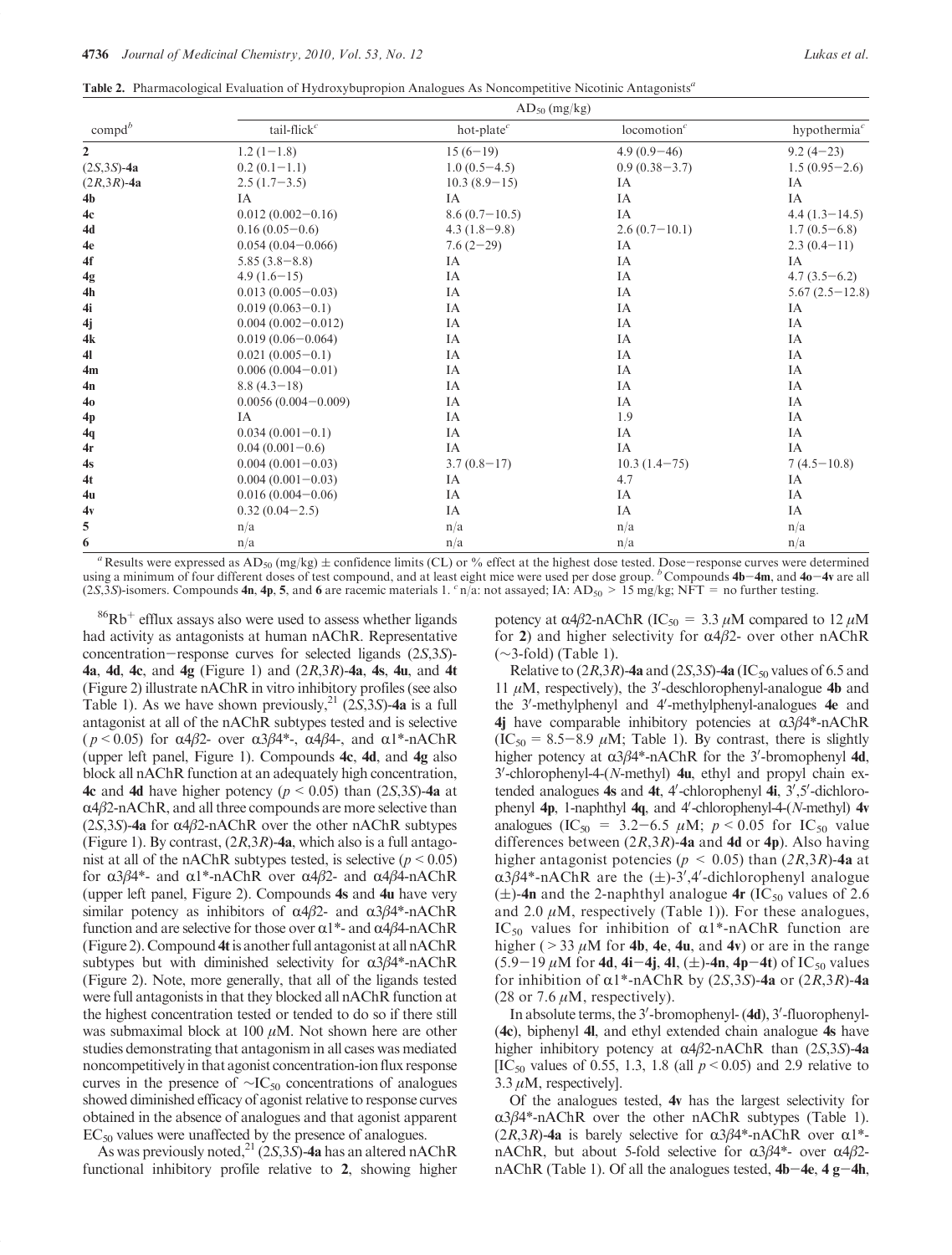**Table 2.** Pharmacological Evaluation of Hydroxybupropion Analogues As Noncompetitive Nicotinic Antagonists[a]

| compd[b] | $AD_{50}$ (mg/kg) | | | |
|---|---|---|---|---|
| | tail-flick[c] | hot-plate[c] | locomotion[c] | hypothermia[c] |
| **2** | 1.2 (1−1.8) | 15 (6−19) | 4.9 (0.9−46) | 9.2 (4−23) |
| (2*S*,3*S*)-**4a** | 0.2 (0.1−1.1) | 1.0 (0.5−4.5) | 0.9 (0.38−3.7) | 1.5 (0.95−2.6) |
| (2*R*,3*R*)-**4a** | 2.5 (1.7−3.5) | 10.3 (8.9−15) | IA | IA |
| **4b** | IA | IA | IA | IA |
| **4c** | 0.012 (0.002−0.16) | 8.6 (0.7−10.5) | IA | 4.4 (1.3−14.5) |
| **4d** | 0.16 (0.05−0.6) | 4.3 (1.8−9.8) | 2.6 (0.7−10.1) | 1.7 (0.5−6.8) |
| **4e** | 0.054 (0.04−0.066) | 7.6 (2−29) | IA | 2.3 (0.4−11) |
| **4f** | 5.85 (3.8−8.8) | IA | IA | IA |
| **4g** | 4.9 (1.6−15) | IA | IA | 4.7 (3.5−6.2) |
| **4h** | 0.013 (0.005−0.03) | IA | IA | 5.67 (2.5−12.8) |
| **4i** | 0.019 (0.063−0.1) | IA | IA | IA |
| **4j** | 0.004 (0.002−0.012) | IA | IA | IA |
| **4k** | 0.019 (0.06−0.064) | IA | IA | IA |
| **4l** | 0.021 (0.005−0.1) | IA | IA | IA |
| **4m** | 0.006 (0.004−0.01) | IA | IA | IA |
| **4n** | 8.8 (4.3−18) | IA | IA | IA |
| **4o** | 0.0056 (0.004−0.009) | IA | IA | IA |
| **4p** | IA | IA | 1.9 | IA |
| **4q** | 0.034 (0.001−0.1) | IA | IA | IA |
| **4r** | 0.04 (0.001−0.6) | IA | IA | IA |
| **4s** | 0.004 (0.001−0.03) | 3.7 (0.8−17) | 10.3 (1.4−75) | 7 (4.5−10.8) |
| **4t** | 0.004 (0.001−0.03) | IA | 4.7 | IA |
| **4u** | 0.016 (0.004−0.06) | IA | IA | IA |
| **4v** | 0.32 (0.04−2.5) | IA | IA | IA |
| **5** | n/a | n/a | n/a | n/a |
| **6** | n/a | n/a | n/a | n/a |

[a] Results were expressed as $AD_{50}$ (mg/kg) ± confidence limits (CL) or % effect at the highest dose tested. Dose−response curves were determined using a minimum of four different doses of test compound, and at least eight mice were used per dose group. [b] Compounds **4b**−**4m**, and **4o**−**4v** are all (2*S*,3*S*)-isomers. Compounds **4n**, **4p**, **5**, and **6** are racemic materials 1. [c] n/a: not assayed; IA: $AD_{50}$ > 15 mg/kg; NFT = no further testing.

$^{86}Rb^+$ efflux assays also were used to assess whether ligands had activity as antagonists at human nAChR. Representative concentration−response curves for selected ligands (2*S*,3*S*)-**4a**, **4d**, **4c**, and **4g** (Figure 1) and (2*R*,3*R*)-**4a**, **4s**, **4u**, and **4t** (Figure 2) illustrate nAChR in vitro inhibitory profiles (see also Table 1). As we have shown previously,[21] (2*S*,3*S*)-**4a** is a full antagonist at all of the nAChR subtypes tested and is selective ($p < 0.05$) for α4β2- over α3β4*-, α4β4-, and α1*-nAChR (upper left panel, Figure 1). Compounds **4c**, **4d**, and **4g** also block all nAChR function at an adequately high concentration, **4c** and **4d** have higher potency ($p < 0.05$) than (2*S*,3*S*)-**4a** at α4β2-nAChR, and all three compounds are more selective than (2*S*,3*S*)-**4a** for α4β2-nAChR over the other nAChR subtypes (Figure 1). By contrast, (2*R*,3*R*)-**4a**, which also is a full antagonist at all of the nAChR subtypes tested, is selective ($p < 0.05$) for α3β4*- and α1*-nAChR over α4β2- and α4β4-nAChR (upper left panel, Figure 2). Compounds **4s** and **4u** have very similar potency as inhibitors of α4β2- and α3β4*-nAChR function and are selective for those over α1*- and α4β4-nAChR (Figure 2). Compound **4t** is another full antagonist at all nAChR subtypes but with diminished selectivity for α3β4*-nAChR (Figure 2). Note, more generally, that all of the ligands tested were full antagonists in that they blocked all nAChR function at the highest concentration tested or tended to do so if there still was submaximal block at 100 μM. Not shown here are other studies demonstrating that antagonism in all cases was mediated noncompetitively in that agonist concentration-ion flux response curves in the presence of $\sim IC_{50}$ concentrations of analogues showed diminished efficacy of agonist relative to response curves obtained in the absence of analogues and that agonist apparent $EC_{50}$ values were unaffected by the presence of analogues.

As was previously noted,[21] (2*S*,3*S*)-**4a** has an altered nAChR functional inhibitory profile relative to **2**, showing higher potency at α4β2-nAChR ($IC_{50}$ = 3.3 μM compared to 12 μM for **2**) and higher selectivity for α4β2- over other nAChR (∼3-fold) (Table 1).

Relative to (2*R*,3*R*)-**4a** and (2*S*,3*S*)-**4a** ($IC_{50}$ values of 6.5 and 11 μM, respectively), the 3′-deschlorophenyl-analogue **4b** and the 3′-methylphenyl and 4′-methylphenyl-analogues **4e** and **4j** have comparable inhibitory potencies at α3β4*-nAChR ($IC_{50}$ = 8.5−8.9 μM; Table 1). By contrast, there is slightly higher potency at α3β4*-nAChR for the 3′-bromophenyl **4d**, 3′-chlorophenyl-4-(*N*-methyl) **4u**, ethyl and propyl chain extended analogues **4s** and **4t**, 4′-chlorophenyl **4i**, 3′,5′-dichlorophenyl **4p**, 1-naphthyl **4q**, and 4′-chlorophenyl-4-(*N*-methyl) **4v** analogues ($IC_{50}$ = 3.2−6.5 μM; $p < 0.05$ for $IC_{50}$ value differences between (2*R*,3*R*)-**4a** and **4d** or **4p**). Also having higher antagonist potencies ($p < 0.05$) than (2*R*,3*R*)-**4a** at α3β4*-nAChR are the (±)-3′,4′-dichlorophenyl analogue (±)-**4n** and the 2-naphthyl analogue **4r** ($IC_{50}$ values of 2.6 and 2.0 μM, respectively (Table 1)). For these analogues, $IC_{50}$ values for inhibition of α1*-nAChR function are higher (> 33 μM for **4b**, **4e**, **4u**, and **4v**) or are in the range (5.9−19 μM for **4d**, **4i**−**4j**, **4l**, (±)-**4n**, **4p**−**4t**) of $IC_{50}$ values for inhibition of α1*-nAChR by (2*S*,3*S*)-**4a** or (2*R*,3*R*)-**4a** (28 or 7.6 μM, respectively).

In absolute terms, the 3′-bromophenyl- (**4d**), 3′-fluorophenyl- (**4c**), biphenyl **4l**, and ethyl extended chain analogue **4s** have higher inhibitory potency at α4β2-nAChR than (2*S*,3*S*)-**4a** [$IC_{50}$ values of 0.55, 1.3, 1.8 (all $p < 0.05$) and 2.9 relative to 3.3 μM, respectively].

Of the analogues tested, **4v** has the largest selectivity for α3β4*-nAChR over the other nAChR subtypes (Table 1). (2*R*,3*R*)-**4a** is barely selective for α3β4*-nAChR over α1*-nAChR, but about 5-fold selective for α3β4*- over α4β2-nAChR (Table 1). Of all the analogues tested, **4b**−**4e**, **4 g**−**4h**,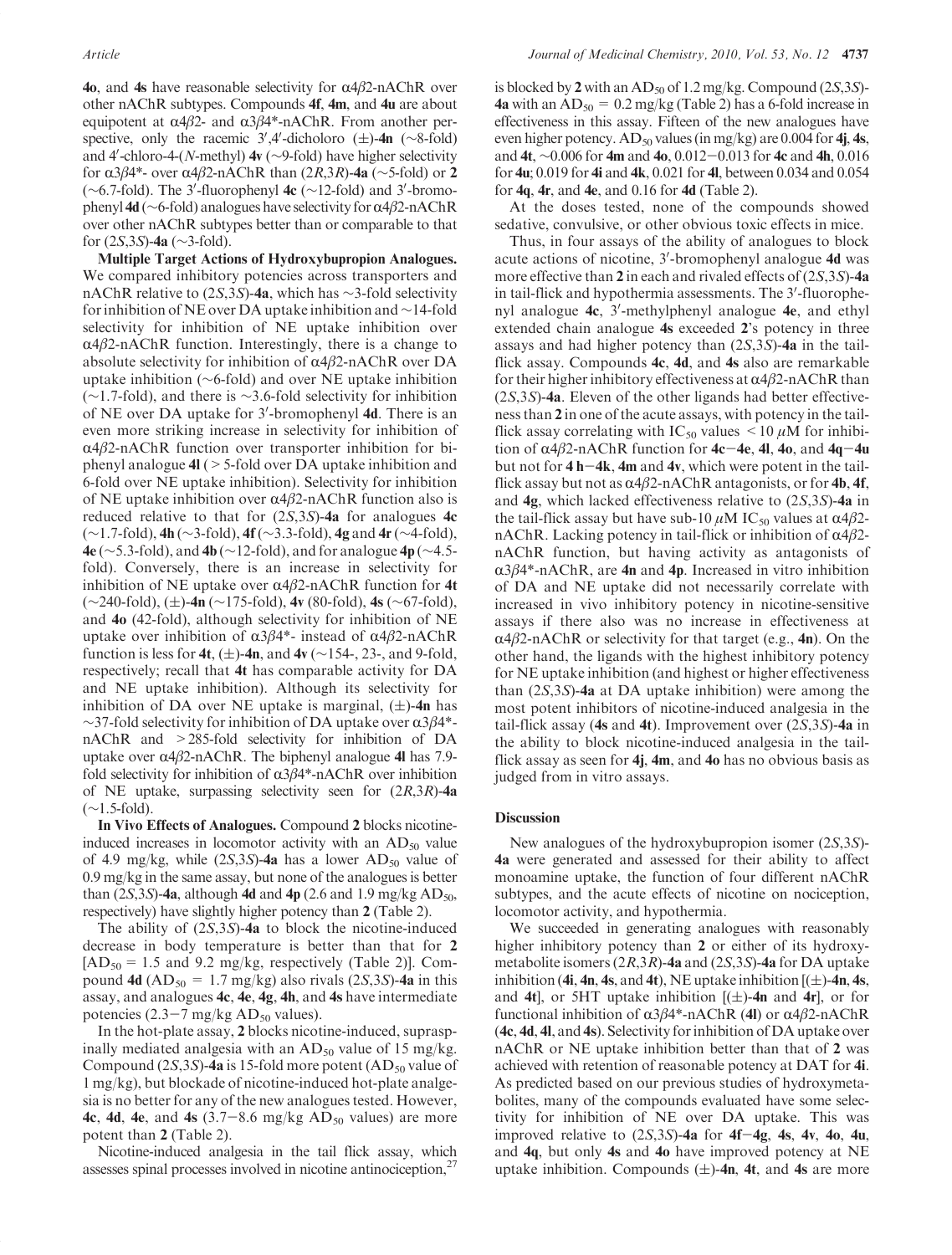**4o**, and **4s** have reasonable selectivity for α4β2-nAChR over other nAChR subtypes. Compounds **4f**, **4m**, and **4u** are about equipotent at α4β2- and α3β4*-nAChR. From another perspective, only the racemic 3′,4′-dicholoro (±)-**4n** (~8-fold) and 4′-chloro-4-(*N*-methyl) **4v** (~9-fold) have higher selectivity for α3β4*- over α4β2-nAChR than (2*R*,3*R*)-**4a** (~5-fold) or **2** (~6.7-fold). The 3′-fluorophenyl **4c** (~12-fold) and 3′-bromophenyl **4d** (~6-fold) analogues have selectivity for α4β2-nAChR over other nAChR subtypes better than or comparable to that for (2*S*,3*S*)-**4a** (~3-fold).

**Multiple Target Actions of Hydroxybupropion Analogues.** We compared inhibitory potencies across transporters and nAChR relative to (2*S*,3*S*)-**4a**, which has ~3-fold selectivity for inhibition of NE over DA uptake inhibition and ~14-fold selectivity for inhibition of NE uptake inhibition over α4β2-nAChR function. Interestingly, there is a change to absolute selectivity for inhibition of α4β2-nAChR over DA uptake inhibition (~6-fold) and over NE uptake inhibition (~1.7-fold), and there is ~3.6-fold selectivity for inhibition of NE over DA uptake for 3′-bromophenyl **4d**. There is an even more striking increase in selectivity for inhibition of α4β2-nAChR function over transporter inhibition for biphenyl analogue **4l** (> 5-fold over DA uptake inhibition and 6-fold over NE uptake inhibition). Selectivity for inhibition of NE uptake inhibition over α4β2-nAChR function also is reduced relative to that for (2*S*,3*S*)-**4a** for analogues **4c** (~1.7-fold), **4h** (~3-fold), **4f** (~3.3-fold), **4g** and **4r** (~4-fold), **4e** (~5.3-fold), and **4b** (~12-fold), and for analogue **4p** (~4.5-fold). Conversely, there is an increase in selectivity for inhibition of NE uptake over α4β2-nAChR function for **4t** (~240-fold), (±)-**4n** (~175-fold), **4v** (80-fold), **4s** (~67-fold), and **4o** (42-fold), although selectivity for inhibition of NE uptake over inhibition of α3β4*- instead of α4β2-nAChR function is less for **4t**, (±)-**4n**, and **4v** (~154-, 23-, and 9-fold, respectively; recall that **4t** has comparable activity for DA and NE uptake inhibition). Although its selectivity for inhibition of DA over NE uptake is marginal, (±)-**4n** has ~37-fold selectivity for inhibition of DA uptake over α3β4*-nAChR and >285-fold selectivity for inhibition of DA uptake over α4β2-nAChR. The biphenyl analogue **4l** has 7.9-fold selectivity for inhibition of α3β4*-nAChR over inhibition of NE uptake, surpassing selectivity seen for (2*R*,3*R*)-**4a** (~1.5-fold).

**In Vivo Effects of Analogues.** Compound **2** blocks nicotine-induced increases in locomotor activity with an $AD_{50}$ value of 4.9 mg/kg, while (2*S*,3*S*)-**4a** has a lower $AD_{50}$ value of 0.9 mg/kg in the same assay, but none of the analogues is better than (2*S*,3*S*)-**4a**, although **4d** and **4p** (2.6 and 1.9 mg/kg $AD_{50}$, respectively) have slightly higher potency than **2** (Table 2).

The ability of (2*S*,3*S*)-**4a** to block the nicotine-induced decrease in body temperature is better than that for **2** [$AD_{50}$ = 1.5 and 9.2 mg/kg, respectively (Table 2)]. Compound **4d** ($AD_{50}$ = 1.7 mg/kg) also rivals (2*S*,3*S*)-**4a** in this assay, and analogues **4c**, **4e**, **4g**, **4h**, and **4s** have intermediate potencies (2.3−7 mg/kg $AD_{50}$ values).

In the hot-plate assay, **2** blocks nicotine-induced, supraspinally mediated analgesia with an $AD_{50}$ value of 15 mg/kg. Compound (2*S*,3*S*)-**4a** is 15-fold more potent ($AD_{50}$ value of 1 mg/kg), but blockade of nicotine-induced hot-plate analgesia is no better for any of the new analogues tested. However, **4c**, **4d**, **4e**, and **4s** (3.7−8.6 mg/kg $AD_{50}$ values) are more potent than **2** (Table 2).

Nicotine-induced analgesia in the tail flick assay, which assesses spinal processes involved in nicotine antinociception,[27] is blocked by **2** with an $AD_{50}$ of 1.2 mg/kg. Compound (2*S*,3*S*)-**4a** with an $AD_{50}$ = 0.2 mg/kg (Table 2) has a 6-fold increase in effectiveness in this assay. Fifteen of the new analogues have even higher potency. $AD_{50}$ values (in mg/kg) are 0.004 for **4j**, **4s**, and **4t**, ~0.006 for **4m** and **4o**, 0.012−0.013 for **4c** and **4h**, 0.016 for **4u**; 0.019 for **4i** and **4k**, 0.021 for **4l**, between 0.034 and 0.054 for **4q**, **4r**, and **4e**, and 0.16 for **4d** (Table 2).

At the doses tested, none of the compounds showed sedative, convulsive, or other obvious toxic effects in mice.

Thus, in four assays of the ability of analogues to block acute actions of nicotine, 3′-bromophenyl analogue **4d** was more effective than **2** in each and rivaled effects of (2*S*,3*S*)-**4a** in tail-flick and hypothermia assessments. The 3′-fluorophenyl analogue **4c**, 3′-methylphenyl analogue **4e**, and ethyl extended chain analogue **4s** exceeded **2**'s potency in three assays and had higher potency than (2*S*,3*S*)-**4a** in the tail-flick assay. Compounds **4c**, **4d**, and **4s** also are remarkable for their higher inhibitory effectiveness at α4β2-nAChR than (2*S*,3*S*)-**4a**. Eleven of the other ligands had better effectiveness than **2** in one of the acute assays, with potency in the tail-flick assay correlating with $IC_{50}$ values < 10 μM for inhibition of α4β2-nAChR function for **4c**−**4e**, **4l**, **4o**, and **4q**−**4u** but not for **4 h**−**4k**, **4m** and **4v**, which were potent in the tail-flick assay but not as α4β2-nAChR antagonists, or for **4b**, **4f**, and **4g**, which lacked effectiveness relative to (2*S*,3*S*)-**4a** in the tail-flick assay but have sub-10 μM $IC_{50}$ values at α4β2-nAChR. Lacking potency in tail-flick or inhibition of α4β2-nAChR function, but having activity as antagonists of α3β4*-nAChR, are **4n** and **4p**. Increased in vitro inhibition of DA and NE uptake did not necessarily correlate with increased in vivo inhibitory potency in nicotine-sensitive assays if there also was no increase in effectiveness at α4β2-nAChR or selectivity for that target (e.g., **4n**). On the other hand, the ligands with the highest inhibitory potency for NE uptake inhibition (and highest or higher effectiveness than (2*S*,3*S*)-**4a** at DA uptake inhibition) were among the most potent inhibitors of nicotine-induced analgesia in the tail-flick assay (**4s** and **4t**). Improvement over (2*S*,3*S*)-**4a** in the ability to block nicotine-induced analgesia in the tail-flick assay as seen for **4j**, **4m**, and **4o** has no obvious basis as judged from in vitro assays.

## Discussion

New analogues of the hydroxybupropion isomer (2*S*,3*S*)-**4a** were generated and assessed for their ability to affect monoamine uptake, the function of four different nAChR subtypes, and the acute effects of nicotine on nociception, locomotor activity, and hypothermia.

We succeeded in generating analogues with reasonably higher inhibitory potency than **2** or either of its hydroxymetabolite isomers (2*R*,3*R*)-**4a** and (2*S*,3*S*)-**4a** for DA uptake inhibition (**4i**, **4n**, **4s**, and **4t**), NE uptake inhibition [(±)-**4n**, **4s**, and **4t**], or 5HT uptake inhibition [(±)-**4n** and **4r**], or for functional inhibition of α3β4*-nAChR (**4l**) or α4β2-nAChR (**4c**, **4d**, **4l**, and **4s**). Selectivity for inhibition of DA uptake over nAChR or NE uptake inhibition better than that of **2** was achieved with retention of reasonable potency at DAT for **4i**. As predicted based on our previous studies of hydroxymetabolites, many of the compounds evaluated have some selectivity for inhibition of NE over DA uptake. This was improved relative to (2*S*,3*S*)-**4a** for **4f**−**4g**, **4s**, **4v**, **4o**, **4u**, and **4q**, but only **4s** and **4o** have improved potency at NE uptake inhibition. Compounds (±)-**4n**, **4t**, and **4s** are more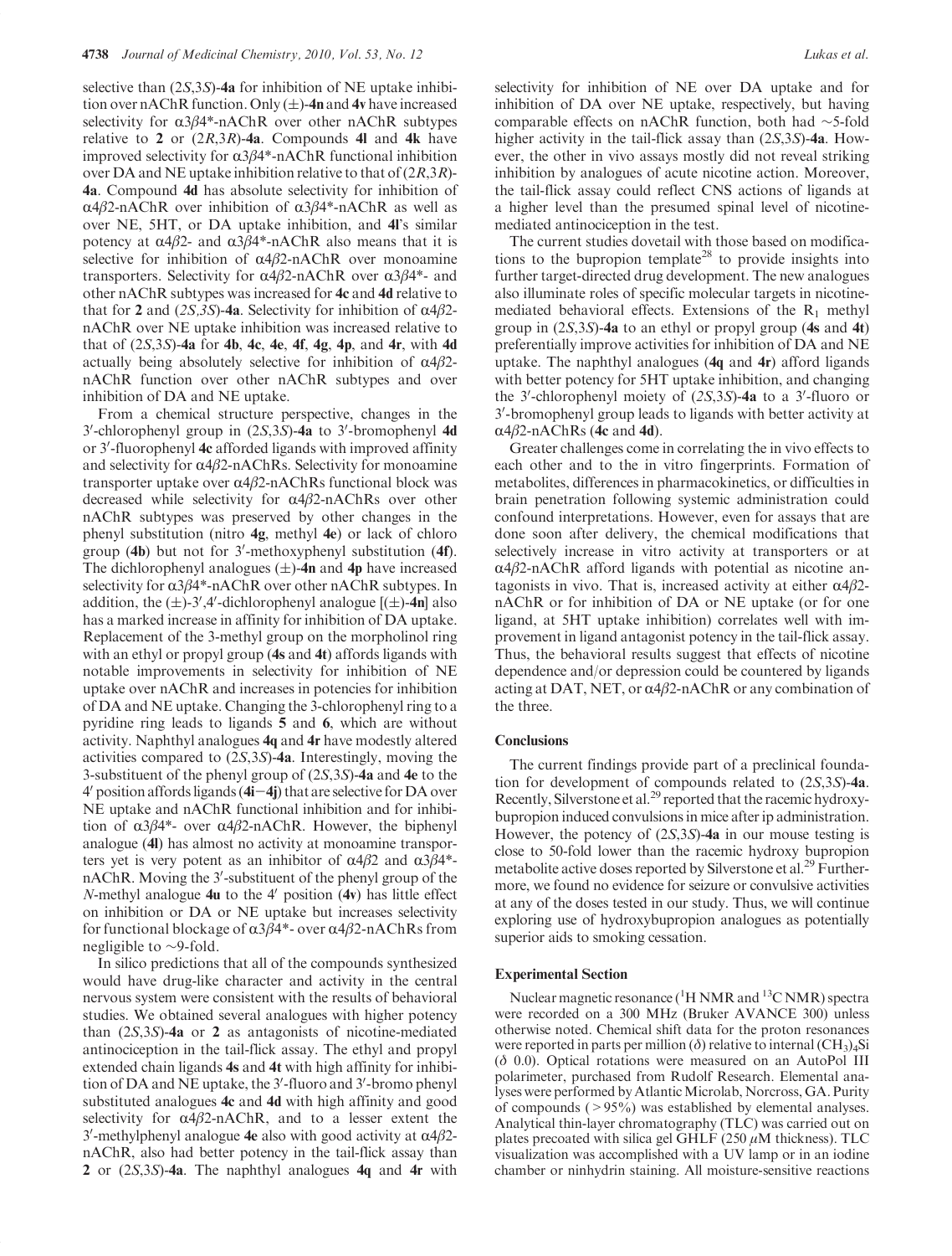selective than (2*S*,3*S*)-**4a** for inhibition of NE uptake inhibition over nAChR function. Only (±)-**4n** and **4v** have increased selectivity for α3β4*-nAChR over other nAChR subtypes relative to **2** or (2*R*,3*R*)-**4a**. Compounds **4l** and **4k** have improved selectivity for α3β4*-nAChR functional inhibition over DA and NE uptake inhibition relative to that of (2*R*,3*R*)-**4a**. Compound **4d** has absolute selectivity for inhibition of α4β2-nAChR over inhibition of α3β4*-nAChR as well as over NE, 5HT, or DA uptake inhibition, and **4l**'s similar potency at α4β2- and α3β4*-nAChR also means that it is selective for inhibition of α4β2-nAChR over monoamine transporters. Selectivity for α4β2-nAChR over α3β4*- and other nAChR subtypes was increased for **4c** and **4d** relative to that for **2** and (2*S*,3*S*)-**4a**. Selectivity for inhibition of α4β2-nAChR over NE uptake inhibition was increased relative to that of (2*S*,3*S*)-**4a** for **4b**, **4c**, **4e**, **4f**, **4g**, **4p**, and **4r**, with **4d** actually being absolutely selective for inhibition of α4β2-nAChR function over other nAChR subtypes and over inhibition of DA and NE uptake.

From a chemical structure perspective, changes in the 3′-chlorophenyl group in (2*S*,3*S*)-**4a** to 3′-bromophenyl **4d** or 3′-fluorophenyl **4c** afforded ligands with improved affinity and selectivity for α4β2-nAChRs. Selectivity for monoamine transporter uptake over α4β2-nAChRs functional block was decreased while selectivity for α4β2-nAChRs over other nAChR subtypes was preserved by other changes in the phenyl substitution (nitro **4g**, methyl **4e**) or lack of chloro group (**4b**) but not for 3′-methoxyphenyl substitution (**4f**). The dichlorophenyl analogues (±)-**4n** and **4p** have increased selectivity for α3β4*-nAChR over other nAChR subtypes. In addition, the (±)-3′,4′-dichlorophenyl analogue [(±)-**4n**] also has a marked increase in affinity for inhibition of DA uptake. Replacement of the 3-methyl group on the morpholinol ring with an ethyl or propyl group (**4s** and **4t**) affords ligands with notable improvements in selectivity for inhibition of NE uptake over nAChR and increases in potencies for inhibition of DA and NE uptake. Changing the 3-chlorophenyl ring to a pyridine ring leads to ligands **5** and **6**, which are without activity. Naphthyl analogues **4q** and **4r** have modestly altered activities compared to (2*S*,3*S*)-**4a**. Interestingly, moving the 3-substituent of the phenyl group of (2*S*,3*S*)-**4a** and **4e** to the 4′ position affords ligands (**4i**−**4j**) that are selective for DA over NE uptake and nAChR functional inhibition and for inhibition of α3β4*- over α4β2-nAChR. However, the biphenyl analogue (**4l**) has almost no activity at monoamine transporters yet is very potent as an inhibitor of α4β2 and α3β4*-nAChR. Moving the 3′-substituent of the phenyl group of the *N*-methyl analogue **4u** to the 4′ position (**4v**) has little effect on inhibition or DA or NE uptake but increases selectivity for functional blockage of α3β4*- over α4β2-nAChRs from negligible to ∼9-fold.

In silico predictions that all of the compounds synthesized would have drug-like character and activity in the central nervous system were consistent with the results of behavioral studies. We obtained several analogues with higher potency than (2*S*,3*S*)-**4a** or **2** as antagonists of nicotine-mediated antinociception in the tail-flick assay. The ethyl and propyl extended chain ligands **4s** and **4t** with high affinity for inhibition of DA and NE uptake, the 3′-fluoro and 3′-bromo phenyl substituted analogues **4c** and **4d** with high affinity and good selectivity for α4β2-nAChR, and to a lesser extent the 3′-methylphenyl analogue **4e** also with good activity at α4β2-nAChR, also had better potency in the tail-flick assay than **2** or (2*S*,3*S*)-**4a**. The naphthyl analogues **4q** and **4r** with selectivity for inhibition of NE over DA uptake and for inhibition of DA over NE uptake, respectively, but having comparable effects on nAChR function, both had ∼5-fold higher activity in the tail-flick assay than (2*S*,3*S*)-**4a**. However, the other in vivo assays mostly did not reveal striking inhibition by analogues of acute nicotine action. Moreover, the tail-flick assay could reflect CNS actions of ligands at a higher level than the presumed spinal level of nicotine-mediated antinociception in the test.

The current studies dovetail with those based on modifications to the bupropion template[28] to provide insights into further target-directed drug development. The new analogues also illuminate roles of specific molecular targets in nicotine-mediated behavioral effects. Extensions of the $R_1$ methyl group in (2*S*,3*S*)-**4a** to an ethyl or propyl group (**4s** and **4t**) preferentially improve activities for inhibition of DA and NE uptake. The naphthyl analogues (**4q** and **4r**) afford ligands with better potency for 5HT uptake inhibition, and changing the 3′-chlorophenyl moiety of (2*S*,3*S*)-**4a** to a 3′-fluoro or 3′-bromophenyl group leads to ligands with better activity at α4β2-nAChRs (**4c** and **4d**).

Greater challenges come in correlating the in vivo effects to each other and to the in vitro fingerprints. Formation of metabolites, differences in pharmacokinetics, or difficulties in brain penetration following systemic administration could confound interpretations. However, even for assays that are done soon after delivery, the chemical modifications that selectively increase in vitro activity at transporters or at α4β2-nAChR afford ligands with potential as nicotine antagonists in vivo. That is, increased activity at either α4β2-nAChR or for inhibition of DA or NE uptake (or for one ligand, at 5HT uptake inhibition) correlates well with improvement in ligand antagonist potency in the tail-flick assay. Thus, the behavioral results suggest that effects of nicotine dependence and/or depression could be countered by ligands acting at DAT, NET, or α4β2-nAChR or any combination of the three.

## Conclusions

The current findings provide part of a preclinical foundation for development of compounds related to (2*S*,3*S*)-**4a**. Recently, Silverstone et al.[29] reported that the racemic hydroxybupropion induced convulsions in mice after ip administration. However, the potency of (2*S*,3*S*)-**4a** in our mouse testing is close to 50-fold lower than the racemic hydroxy bupropion metabolite active doses reported by Silverstone et al.[29] Furthermore, we found no evidence for seizure or convulsive activities at any of the doses tested in our study. Thus, we will continue exploring use of hydroxybupropion analogues as potentially superior aids to smoking cessation.

## Experimental Section

Nuclear magnetic resonance ($^1$H NMR and $^{13}$C NMR) spectra were recorded on a 300 MHz (Bruker AVANCE 300) unless otherwise noted. Chemical shift data for the proton resonances were reported in parts per million (δ) relative to internal $(CH_3)_4Si$ (δ 0.0). Optical rotations were measured on an AutoPol III polarimeter, purchased from Rudolf Research. Elemental analyses were performed by Atlantic Microlab, Norcross, GA. Purity of compounds (>95%) was established by elemental analyses. Analytical thin-layer chromatography (TLC) was carried out on plates precoated with silica gel GHLF (250 μM thickness). TLC visualization was accomplished with a UV lamp or in an iodine chamber or ninhydrin staining. All moisture-sensitive reactions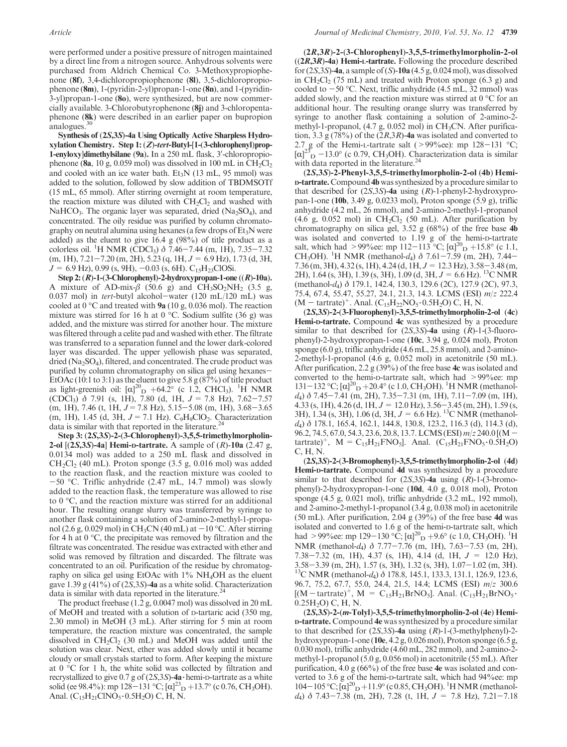were performed under a positive pressure of nitrogen maintained by a direct line from a nitrogen source. Anhydrous solvents were purchased from Aldrich Chemical Co. 3-Methoxypropiophenone (**8f**), 3,4-dichloropropiophenone (**8l**), 3,5-dichloropropiophenone (**8m**), 1-(pyridin-2-yl)propan-1-one (**8n**), and 1-(pyridin-3-yl)propan-1-one (**8o**), were synthesized, but are now commercially available. 3-Chlorobutyrophenone (**8j**) and 3-chloropentaphenone (**8k**) were described in an earlier paper on bupropion analogues.[30]

**Synthesis of (2*S*,3*S*)-4a Using Optically Active Sharpless Hydroxylation Chemistry. Step 1: (*Z*)-*tert*-Butyl-[1-(3-chlorophenyl)prop-1-enyloxy]dimethylsilane (9a).** In a 250 mL flask, 3′-chloropropiophenone (**8a**, 10 g, 0.059 mol) was dissolved in 100 mL in $CH_2Cl_2$ and cooled with an ice water bath. $Et_3N$ (13 mL, 95 mmol) was added to the solution, followed by slow addition of TBDMSOTf (15 mL, 65 mmol). After stirring overnight at room temperature, the reaction mixture was diluted with $CH_2Cl_2$ and washed with $NaHCO_3$. The organic layer was separated, dried ($Na_2SO_4$), and concentrated. The oily residue was purified by column chromatography on neutral alumina using hexanes (a few drops of $Et_3N$ were added) as the eluent to give 16.4 g (98%) of title product as a colorless oil. $^1$H NMR ($CDCl_3$) δ 7.46−7.44 (m, 1H), 7.35−7.32 (m, 1H), 7.21−7.20 (m, 2H), 5.23 (q, 1H, $J$ = 6.9 Hz), 1.73 (d, 3H, $J$ = 6.9 Hz), 0.99 (s, 9H), −0.03 (s, 6H). $C_{15}H_{23}ClOSi$.

**Step 2: (*R*)-1-(3-Chlorophenyl)-2-hydroxypropan-1-one ((*R*)-10a).** A mixture of AD-mix-β (50.6 g) and $CH_3SO_2NH_2$ (3.5 g, 0.037 mol) in *tert*-butyl alcohol−water (120 mL/120 mL) was cooled at 0 °C and treated with **9a** (10 g, 0.036 mol). The reaction mixture was stirred for 16 h at 0 °C. Sodium sulfite (36 g) was added, and the mixture was stirred for another hour. The mixture was filtered through a celite pad and washed with ether. The filtrate was transferred to a separation funnel and the lower dark-colored layer was discarded. The upper yellowish phase was separated, dried ($Na_2SO_4$), filtered, and concentrated. The crude product was purified by column chromatography on silica gel using hexanes−EtOAc (10:1 to 3:1) as the eluent to give 5.8 g (87%) of title product as light-greenish oil: $[\alpha]^{20}_D$ +64.2° (c 1.2, $CHCl_3$). $^1$H NMR ($CDCl_3$) δ 7.91 (s, 1H), 7.80 (d, 1H, $J$ = 7.8 Hz), 7.62−7.57 (m, 1H), 7.46 (t, 1H, $J$ = 7.8 Hz), 5.15−5.08 (m, 1H), 3.68−3.65 (m, 1H), 1.45 (d, 3H, $J$ = 7.1 Hz). $C_9H_9ClO_2$. Characterization data is similar with that reported in the literature.[24]

**Step 3: (2*S*,3*S*)-2-(3-Chlorophenyl)-3,5,5-trimethylmorpholin-2-ol [(2*S*,3*S*)-4a] Hemi-D-tartrate.** A sample of (*R*)-**10a** (2.47 g, 0.0134 mol) was added to a 250 mL flask and dissolved in $CH_2Cl_2$ (40 mL). Proton sponge (3.5 g, 0.016 mol) was added to the reaction flask, and the reaction mixture was cooled to −50 °C. Triflic anhydride (2.47 mL, 14.7 mmol) was slowly added to the reaction flask, the temperature was allowed to rise to 0 °C, and the reaction mixture was stirred for an additional hour. The resulting orange slurry was transferred by syringe to another flask containing a solution of 2-amino-2-methyl-1-propanol (2.6 g, 0.029 mol) in $CH_3CN$ (40 mL) at −10 °C. After stirring for 4 h at 0 °C, the precipitate was removed by filtration and the filtrate was concentrated. The residue was extracted with ether and solid was removed by filtration and discarded. The filtrate was concentrated to an oil. Purification of the residue by chromatography on silica gel using EtOAc with 1% $NH_4OH$ as the eluent gave 1.39 g (41%) of (2*S*,3*S*)-**4a** as a white solid. Characterization data is similar with data reported in the literature.[24]

The product freebase (1.2 g, 0.0047 mol) was dissolved in 20 mL of MeOH and treated with a solution of D-tartaric acid (350 mg, 2.30 mmol) in MeOH (3 mL). After stirring for 5 min at room temperature, the reaction mixture was concentrated, the sample dissolved in $CH_2Cl_2$ (30 mL) and MeOH was added until the solution was clear. Next, ether was added slowly until it became cloudy or small crystals started to form. After keeping the mixture at 0 °C for 1 h, the white solid was collected by filtration and recrystallized to give 0.7 g of (2*S*,3*S*)-**4a**·hemi-D-tartrate as a white solid (ee 98.4%): mp 128−131 °C; $[\alpha]^{23}_D$ +13.7° (c 0.76, $CH_3OH$). Anal. ($C_{15}H_{21}ClNO_5 \cdot 0.5H_2O$) C, H, N.

**(2*R*,3*R*)-2-(3-Chlorophenyl)-3,5,5-trimethylmorpholin-2-ol ((2*R*,3*R*)-4a) Hemi-L-tartrate.** Following the procedure described for (2*S*,3*S*)-**4a**, a sample of (*S*)-**10a** (4.5 g, 0.024 mol), was dissolved in $CH_2Cl_2$ (75 mL) and treated with Proton sponge (6.3 g) and cooled to −50 °C. Next, triflic anhydride (4.5 mL, 32 mmol) was added slowly, and the reaction mixture was stirred at 0 °C for an additional hour. The resulting orange slurry was transferred by syringe to another flask containing a solution of 2-amino-2-methyl-1-propanol, (4.7 g, 0.052 mol) in $CH_3CN$. After purification, 3.3 g (78%) of the (2*R*,3*R*)-**4a** was isolated and converted to 2.7 g of the Hemi-L-tartrate salt (>99%ee): mp 128−131 °C; $[\alpha]^{23}_D$ −13.0° (c 0.79, $CH_3OH$). Characterization data is similar with data reported in the literature.[24]

**(2*S*,3*S*)-2-Phenyl-3,5,5-trimethylmorpholin-2-ol (4b) Hemi-D-tartrate.** Compound **4b** was synthesized by a procedure similar to that described for (2*S*,3*S*)-**4a** using (*R*)-1-phenyl-2-hydroxypropan-1-one (**10b**, 3.49 g, 0.0233 mol), Proton sponge (5.9 g), triflic anhydride (4.2 mL, 26 mmol), and 2-amino-2-methyl-1-propanol (4.6 g, 0.052 mol) in $CH_2Cl_2$ (50 mL). After purification by chromatography on silica gel, 3.52 g (68%) of the free base **4b** was isolated and converted to 1.19 g of the hemi-D-tartrate salt, which had >99%ee: mp 112−113 °C; $[\alpha]^{20}_D$ +15.8° (c 1.1, $CH_3OH$). $^1$H NMR (methanol-$d_4$) δ 7.61−7.59 (m, 2H), 7.44−7.36 (m, 3H), 4.32 (s, 1H), 4.24 (d, 1H, $J$ = 12.3 Hz), 3.58−3.48 (m, 2H), 1.64 (s, 3H), 1.39 (s, 3H), 1.09 (d, 3H, $J$ = 6.6 Hz). $^{13}$C NMR (methanol-$d_4$) δ 179.1, 142.4, 130.3, 129.6 (2C), 127.9 (2C), 97.3, 75.4, 67.4, 55.47, 55.27, 24.1, 21.3, 14.3. LCMS (ESI) $m/z$ 222.4 (M − tartrate)$^+$. Anal. ($C_{15}H_{22}NO_5 \cdot 0.5H_2O$) C, H, N.

**(2*S*,3*S*)-2-(3-Fluorophenyl)-3,5,5-trimethylmorpholin-2-ol (4c) Hemi-D-tartrate.** Compound **4c** was synthesized by a procedure similar to that described for (2*S*,3*S*)-**4a** using (*R*)-1-(3-fluorophenyl)-2-hydroxypropan-1-one (**10c**, 3.94 g, 0.024 mol), Proton sponge (6.0 g), triflic anhydride (4.6 mL, 25.8 mmol), and 2-amino-2-methyl-1-propanol (4.6 g, 0.052 mol) in acetonitrile (50 mL). After purification, 2.2 g (39%) of the free base **4c** was isolated and converted to the hemi-D-tartrate salt, which had >99%ee: mp 131−132 °C; $[\alpha]^{20}_D$ +20.4° (c 1.0, $CH_3OH$). $^1$H NMR (methanol-$d_4$) δ 7.45−7.41 (m, 2H), 7.35−7.31 (m, 1H), 7.11−7.09 (m, 1H), 4.33 (s, 1H), 4.26 (d, 1H, $J$ = 12.0 Hz), 3.56−3.45 (m, 2H), 1.59 (s, 3H), 1.34 (s, 3H), 1.06 (d, 3H, $J$ = 6.6 Hz). $^{13}$C NMR (methanol-$d_4$) δ 178.1, 165.4, 162.1, 144.8, 130.8, 123.2, 116.3 (d), 114.3 (d), 96.2, 74.5, 67.0, 54.3, 23.6, 20.8, 13.7. LCMS (ESI) $m/z$ 240.0 [(M − tartrate)$^+$, M = $C_{15}H_{21}FNO_5$]. Anal. ($C_{15}H_{21}FNO_5 \cdot 0.5H_2O$) C, H, N.

**(2*S*,3*S*)-2-(3-Bromophenyl)-3,5,5-trimethylmorpholin-2-ol (4d) Hemi-D-tartrate.** Compound **4d** was synthesized by a procedure similar to that described for (2*S*,3*S*)-**4a** using (*R*)-1-(3-bromophenyl)-2-hydroxypropan-1-one (**10d**, 4.0 g, 0.018 mol), Proton sponge (4.5 g, 0.021 mol), triflic anhydride (3.2 mL, 192 mmol), and 2-amino-2-methyl-1-propanol (3.4 g, 0.038 mol) in acetonitrile (50 mL). After purification, 2.04 g (39%) of the free base **4d** was isolated and converted to 1.6 g of the hemi-D-tartrate salt, which had >99%ee: mp 129−130 °C; $[\alpha]^{20}_D$ +9.6° (c 1.0, $CH_3OH$). $^1$H NMR (methanol-$d_4$) δ 7.77−7.76 (m, 1H), 7.63−7.53 (m, 2H), 7.38−7.32 (m, 1H), 4.37 (s, 1H), 4.14 (d, 1H, $J$ = 12.0 Hz), 3.58−3.39 (m, 2H), 1.57 (s, 3H), 1.32 (s, 3H), 1.07−1.02 (m, 3H). $^{13}$C NMR (methanol-$d_4$) δ 178.8, 145.1, 133.3, 131.1, 126.9, 123.6, 96.7, 75.2, 67.7, 55.0, 24.4, 21.5, 14.4; LCMS (ESI) $m/z$ 300.6 [(M − tartrate)$^+$, M = $C_{15}H_{21}BrNO_5$]. Anal. ($C_{15}H_{21}BrNO_5 \cdot 0.25H_2O$) C, H, N.

**(2*S*,3*S*)-2-(*m*-Tolyl)-3,5,5-trimethylmorpholin-2-ol (4e) Hemi-D-tartrate.** Compound **4e** was synthesized by a procedure similar to that described for (2*S*,3*S*)-**4a** using (*R*)-1-(3-methylphenyl)-2-hydroxypropan-1-one (**10e**, 4.2 g, 0.026 mol), Proton sponge (6.5 g, 0.030 mol), triflic anhydride (4.60 mL, 282 mmol), and 2-amino-2-methyl-1-propanol (5.0 g, 0.056 mol) in acetonitrile (55 mL). After purification, 4.0 g (66%) of the free base **4e** was isolated and converted to 3.6 g of the hemi-D-tartrate salt, which had 94%ee: mp 104−105 °C; $[\alpha]^{20}_D$ +11.9° (c 0.85, $CH_3OH$). $^1$H NMR (methanol-$d_4$) δ 7.43−7.38 (m, 2H), 7.28 (t, 1H, $J$ = 7.8 Hz), 7.21−7.18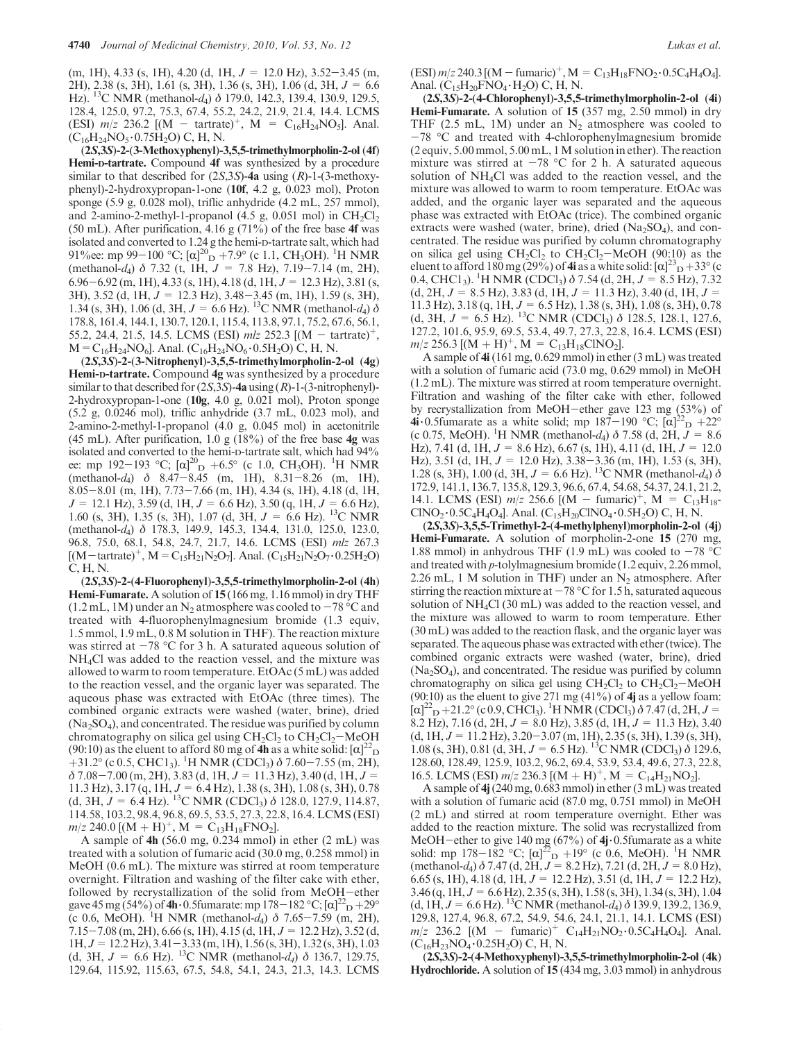(m, 1H), 4.33 (s, 1H), 4.20 (d, 1H, $J$ = 12.0 Hz), 3.52−3.45 (m, 2H), 2.38 (s, 3H), 1.61 (s, 3H), 1.36 (s, 3H), 1.06 (d, 3H, $J$ = 6.6 Hz). $^{13}$C NMR (methanol-$d_4$) $\delta$ 179.0, 142.3, 139.4, 130.9, 129.5, 128.4, 125.0, 97.2, 75.3, 67.4, 55.2, 24.2, 21.9, 21.4, 14.4. LCMS (ESI) $m/z$ 236.2 [(M − tartrate)$^+$, M = $C_{16}H_{24}NO_5$]. Anal. ($C_{16}H_{24}NO_5 \cdot 0.75H_2O$) C, H, N.

**(2*S*,3*S*)-2-(3-Methoxyphenyl)-3,5,5-trimethylmorpholin-2-ol (4f) Hemi-D-tartrate.** Compound **4f** was synthesized by a procedure similar to that described for (2*S*,3*S*)-**4a** using (*R*)-1-(3-methoxyphenyl)-2-hydroxypropan-1-one (**10f**, 4.2 g, 0.023 mol), Proton sponge (5.9 g, 0.028 mol), triflic anhydride (4.2 mL, 257 mmol), and 2-amino-2-methyl-1-propanol (4.5 g, 0.051 mol) in $CH_2Cl_2$ (50 mL). After purification, 4.16 g (71%) of the free base **4f** was isolated and converted to 1.24 g the hemi-D-tartrate salt, which had 91%ee: mp 99−100 °C; $[\alpha]^{20}_D$ +7.9° (c 1.1, $CH_3OH$). $^1$H NMR (methanol-$d_4$) $\delta$ 7.32 (t, 1H, $J$ = 7.8 Hz), 7.19−7.14 (m, 2H), 6.96−6.92 (m, 1H), 4.33 (s, 1H), 4.18 (d, 1H, $J$ = 12.3 Hz), 3.81 (s, 3H), 3.52 (d, 1H, $J$ = 12.3 Hz), 3.48−3.45 (m, 1H), 1.59 (s, 3H), 1.34 (s, 3H), 1.06 (d, 3H, $J$ = 6.6 Hz). $^{13}$C NMR (methanol-$d_4$) $\delta$ 178.8, 161.4, 144.1, 130.7, 120.1, 115.4, 113.8, 97.1, 75.2, 67.6, 56.1, 55.2, 24.4, 21.5, 14.5. LCMS (ESI) $m/z$ 252.3 [(M − tartrate)$^+$, M = $C_{16}H_{24}NO_6$]. Anal. ($C_{16}H_{24}NO_6 \cdot 0.5H_2O$) C, H, N.

**(2*S*,3*S*)-2-(3-Nitrophenyl)-3,5,5-trimethylmorpholin-2-ol (4g) Hemi-D-tartrate.** Compound **4g** was synthesized by a procedure similar to that described for (2*S*,3*S*)-**4a** using (*R*)-1-(3-nitrophenyl)-2-hydroxypropan-1-one (**10g**, 4.0 g, 0.021 mol), Proton sponge (5.2 g, 0.0246 mol), triflic anhydride (3.7 mL, 0.023 mol), and 2-amino-2-methyl-1-propanol (4.0 g, 0.045 mol) in acetonitrile (45 mL). After purification, 1.0 g (18%) of the free base **4g** was isolated and converted to the hemi-D-tartrate salt, which had 94% ee: mp 192−193 °C; $[\alpha]^{20}_D$ +6.5° (c 1.0, $CH_3OH$). $^1$H NMR (methanol-$d_4$) $\delta$ 8.47−8.45 (m, 1H), 8.31−8.26 (m, 1H), 8.05−8.01 (m, 1H), 7.73−7.66 (m, 1H), 4.34 (s, 1H), 4.18 (d, 1H, $J$ = 12.1 Hz), 3.59 (d, 1H, $J$ = 6.6 Hz), 3.50 (q, 1H, $J$ = 6.6 Hz), 1.60 (s, 3H), 1.35 (s, 3H), 1.07 (d, 3H, $J$ = 6.6 Hz). $^{13}$C NMR (methanol-$d_4$) $\delta$ 178.3, 149.9, 145.3, 134.4, 131.0, 125.0, 123.0, 96.8, 75.0, 68.1, 54.8, 24.7, 21.7, 14.6. LCMS (ESI) $m/z$ 267.3 [(M−tartrate)$^+$, M = $C_{15}H_{21}N_2O_7$]. Anal. ($C_{15}H_{21}N_2O_7 \cdot 0.25H_2O$) C, H, N.

**(2*S*,3*S*)-2-(4-Fluorophenyl)-3,5,5-trimethylmorpholin-2-ol (4h) Hemi-Fumarate.** A solution of **15** (166 mg, 1.16 mmol) in dry THF (1.2 mL, 1M) under an $N_2$ atmosphere was cooled to −78 °C and treated with 4-fluorophenylmagnesium bromide (1.3 equiv, 1.5 mmol, 1.9 mL, 0.8 M solution in THF). The reaction mixture was stirred at −78 °C for 3 h. A saturated aqueous solution of $NH_4Cl$ was added to the reaction vessel, and the mixture was allowed to warm to room temperature. EtOAc (5 mL) was added to the reaction vessel, and the organic layer was separated. The aqueous phase was extracted with EtOAc (three times). The combined organic extracts were washed (water, brine), dried ($Na_2SO_4$), and concentrated. The residue was purified by column chromatography on silica gel using $CH_2Cl_2$ to $CH_2Cl_2$−MeOH (90:10) as the eluent to afford 80 mg of **4h** as a white solid: $[\alpha]^{22}_D$ +31.2° (c 0.5, $CHCl_3$). $^1$H NMR ($CDCl_3$) $\delta$ 7.60−7.55 (m, 2H), $\delta$ 7.08−7.00 (m, 2H), 3.83 (d, 1H, $J$ = 11.3 Hz), 3.40 (d, 1H, $J$ = 11.3 Hz), 3.17 (q, 1H, $J$ = 6.4 Hz), 1.38 (s, 3H), 1.08 (s, 3H), 0.78 (d, 3H, $J$ = 6.4 Hz). $^{13}$C NMR ($CDCl_3$) $\delta$ 128.0, 127.9, 114.87, 114.58, 103.2, 98.4, 96.8, 69.5, 53.5, 27.3, 22.8, 16.4. LCMS (ESI) $m/z$ 240.0 [(M + H)$^+$, M = $C_{13}H_{18}FNO_2$].

A sample of **4h** (56.0 mg, 0.234 mmol) in ether (2 mL) was treated with a solution of fumaric acid (30.0 mg, 0.258 mmol) in MeOH (0.6 mL). The mixture was stirred at room temperature overnight. Filtration and washing of the filter cake with ether, followed by recrystallization of the solid from MeOH−ether gave 45 mg (54%) of **4h**·0.5fumarate: mp 178−182 °C; $[\alpha]^{22}_D$ +29° (c 0.6, MeOH). $^1$H NMR (methanol-$d_4$) $\delta$ 7.65−7.59 (m, 2H), 7.15−7.08 (m, 2H), 6.66 (s, 1H), 4.15 (d, 1H, $J$ = 12.2 Hz), 3.52 (d, 1H, $J$ = 12.2 Hz), 3.41−3.33 (m, 1H), 1.56 (s, 3H), 1.32 (s, 3H), 1.03 (d, 3H, $J$ = 6.6 Hz). $^{13}$C NMR (methanol-$d_4$) $\delta$ 136.7, 129.75, 129.64, 115.92, 115.63, 67.5, 54.8, 54.1, 24.3, 21.3, 14.3. LCMS (ESI) $m/z$ 240.3 [(M − fumaric)$^+$, M = $C_{13}H_{18}FNO_2 \cdot 0.5C_4H_4O_4$]. Anal. ($C_{15}H_{20}FNO_4 \cdot H_2O$) C, H, N.

**(2*S*,3*S*)-2-(4-Chlorophenyl)-3,5,5-trimethylmorpholin-2-ol (4i) Hemi-Fumarate.** A solution of **15** (357 mg, 2.50 mmol) in dry THF (2.5 mL, 1M) under an $N_2$ atmosphere was cooled to −78 °C and treated with 4-chlorophenylmagnesium bromide (2 equiv, 5.00 mmol, 5.00 mL, 1 M solution in ether). The reaction mixture was stirred at −78 °C for 2 h. A saturated aqueous solution of $NH_4Cl$ was added to the reaction vessel, and the mixture was allowed to warm to room temperature. EtOAc was added, and the organic layer was separated and the aqueous phase was extracted with EtOAc (trice). The combined organic extracts were washed (water, brine), dried ($Na_2SO_4$), and concentrated. The residue was purified by column chromatography on silica gel using $CH_2Cl_2$ to $CH_2Cl_2$−MeOH (90:10) as the eluent to afford 180 mg (29%) of **4i** as a white solid: $[\alpha]^{23}_D$ +33° (c 0.4, $CHCl_3$). $^1$H NMR ($CDCl_3$) $\delta$ 7.54 (d, 2H, $J$ = 8.5 Hz), 7.32 (d, 2H, $J$ = 8.5 Hz), 3.83 (d, 1H, $J$ = 11.3 Hz), 3.40 (d, 1H, $J$ = 11.3 Hz), 3.18 (q, 1H, $J$ = 6.5 Hz), 1.38 (s, 3H), 1.08 (s, 3H), 0.78 (d, 3H, $J$ = 6.5 Hz). $^{13}$C NMR ($CDCl_3$) $\delta$ 128.5, 128.1, 127.6, 127.2, 101.6, 95.9, 69.5, 53.4, 49.7, 27.3, 22.8, 16.4. LCMS (ESI) $m/z$ 256.3 [(M + H)$^+$, M = $C_{13}H_{18}ClNO_2$].

A sample of **4i** (161 mg, 0.629 mmol) in ether (3 mL) was treated with a solution of fumaric acid (73.0 mg, 0.629 mmol) in MeOH (1.2 mL). The mixture was stirred at room temperature overnight. Filtration and washing of the filter cake with ether, followed by recrystallization from MeOH−ether gave 123 mg (53%) of **4i**·0.5fumarate as a white solid; mp 187−190 °C; $[\alpha]^{22}_D$ +22° (c 0.75, MeOH). $^1$H NMR (methanol-$d_4$) $\delta$ 7.58 (d, 2H, $J$ = 8.6 Hz), 7.41 (d, 1H, $J$ = 8.6 Hz), 6.67 (s, 1H), 4.11 (d, 1H, $J$ = 12.0 Hz), 3.51 (d, 1H, $J$ = 12.0 Hz), 3.38−3.36 (m, 1H), 1.53 (s, 3H), 1.28 (s, 3H), 1.00 (d, 3H, $J$ = 6.6 Hz). $^{13}$C NMR (methanol-$d_4$) $\delta$ 172.9, 141.1, 136.7, 135.8, 129.3, 96.6, 67.4, 54.68, 54.37, 24.1, 21.2, 14.1. LCMS (ESI) $m/z$ 256.6 [(M − fumaric)$^+$, M = $C_{13}H_{18}ClNO_2 \cdot 0.5C_4H_4O_4$]. Anal. ($C_{15}H_{20}ClNO_4 \cdot 0.5H_2O$) C, H, N.

**(2*S*,3*S*)-3,5,5-Trimethyl-2-(4-methylphenyl)morpholin-2-ol (4j) Hemi-Fumarate.** A solution of morpholin-2-one **15** (270 mg, 1.88 mmol) in anhydrous THF (1.9 mL) was cooled to −78 °C and treated with *p*-tolylmagnesium bromide (1.2 equiv, 2.26 mmol, 2.26 mL, 1 M solution in THF) under an $N_2$ atmosphere. After stirring the reaction mixture at −78 °C for 1.5 h, saturated aqueous solution of $NH_4Cl$ (30 mL) was added to the reaction vessel, and the mixture was allowed to warm to room temperature. Ether (30 mL) was added to the reaction flask, and the organic layer was separated. The aqueous phase was extracted with ether (twice). The combined organic extracts were washed (water, brine), dried ($Na_2SO_4$), and concentrated. The residue was purified by column chromatography on silica gel using $CH_2Cl_2$ to $CH_2Cl_2$−MeOH (90:10) as the eluent to give 271 mg (41%) of **4j** as a yellow foam: $[\alpha]^{22}_D$ +21.2° (c 0.9, $CHCl_3$). $^1$H NMR ($CDCl_3$) $\delta$ 7.47 (d, 2H, $J$ = 8.2 Hz), 7.16 (d, 2H, $J$ = 8.0 Hz), 3.85 (d, 1H, $J$ = 11.3 Hz), 3.40 (d, 1H, $J$ = 11.2 Hz), 3.20−3.07 (m, 1H), 2.35 (s, 3H), 1.39 (s, 3H), 1.08 (s, 3H), 0.81 (d, 3H, $J$ = 6.5 Hz). $^{13}$C NMR ($CDCl_3$) $\delta$ 129.6, 128.60, 128.49, 125.9, 103.2, 96.2, 69.4, 53.9, 53.4, 49.6, 27.3, 22.8, 16.5. LCMS (ESI) $m/z$ 236.3 [(M + H)$^+$, M = $C_{14}H_{21}NO_2$].

A sample of **4j** (240 mg, 0.683 mmol) in ether (3 mL) was treated with a solution of fumaric acid (87.0 mg, 0.751 mmol) in MeOH (2 mL) and stirred at room temperature overnight. Ether was added to the reaction mixture. The solid was recrystallized from MeOH−ether to give 140 mg (67%) of **4j**·0.5fumarate as a white solid: mp 178−182 °C; $[\alpha]^{22}_D$ +19° (c 0.6, MeOH). $^1$H NMR (methanol-$d_4$) $\delta$ 7.47 (d, 2H, $J$ = 8.2 Hz), 7.21 (d, 2H, $J$ = 8.0 Hz), 6.65 (s, 1H), 4.18 (d, 1H, $J$ = 12.2 Hz), 3.51 (d, 1H, $J$ = 12.2 Hz), 3.46 (q, 1H, $J$ = 6.6 Hz), 2.35 (s, 3H), 1.58 (s, 3H), 1.34 (s, 3H), 1.04 (d, 1H, $J$ = 6.6 Hz). $^{13}$C NMR (methanol-$d_4$) $\delta$ 139.9, 139.2, 136.9, 129.8, 127.4, 96.8, 67.2, 54.9, 54.6, 24.1, 21.1, 14.1. LCMS (ESI) $m/z$ 236.2 [(M − fumaric)$^+$ $C_{14}H_{21}NO_2 \cdot 0.5C_4H_4O_4$]. Anal. ($C_{16}H_{23}NO_4 \cdot 0.25H_2O$) C, H, N.

**(2*S*,3*S*)-2-(4-Methoxyphenyl)-3,5,5-trimethylmorpholin-2-ol (4k) Hydrochloride.** A solution of **15** (434 mg, 3.03 mmol) in anhydrous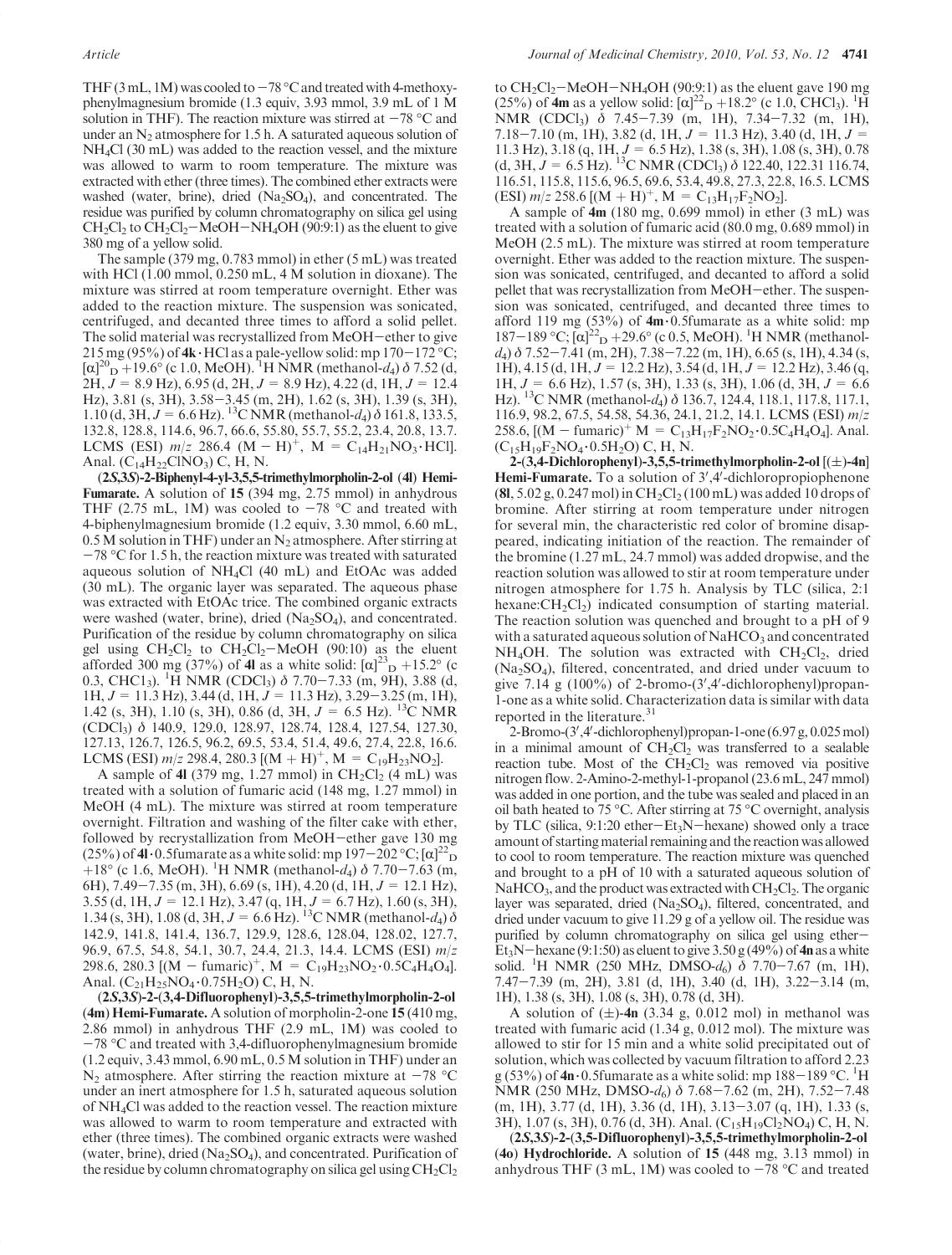THF (3 mL, 1M) was cooled to −78 °C and treated with 4-methoxyphenylmagnesium bromide (1.3 equiv, 3.93 mmol, 3.9 mL of 1 M solution in THF). The reaction mixture was stirred at −78 °C and under an $N_2$ atmosphere for 1.5 h. A saturated aqueous solution of $NH_4Cl$ (30 mL) was added to the reaction vessel, and the mixture was allowed to warm to room temperature. The mixture was extracted with ether (three times). The combined ether extracts were washed (water, brine), dried ($Na_2SO_4$), and concentrated. The residue was purified by column chromatography on silica gel using $CH_2Cl_2$ to $CH_2Cl_2$−MeOH−$NH_4OH$ (90:9:1) as the eluent to give 380 mg of a yellow solid.

The sample (379 mg, 0.783 mmol) in ether (5 mL) was treated with HCl (1.00 mmol, 0.250 mL, 4 M solution in dioxane). The mixture was stirred at room temperature overnight. Ether was added to the reaction mixture. The suspension was sonicated, centrifuged, and decanted three times to afford a solid pellet. The solid material was recrystallized from MeOH−ether to give 215 mg (95%) of **4k**·HCl as a pale-yellow solid: mp 170−172 °C; $[\alpha]^{20}_D$ +19.6° (c 1.0, MeOH). $^1$H NMR (methanol-$d_4$) δ 7.52 (d, 2H, $J$ = 8.9 Hz), 6.95 (d, 2H, $J$ = 8.9 Hz), 4.22 (d, 1H, $J$ = 12.4 Hz), 3.81 (s, 3H), 3.58−3.45 (m, 2H), 1.62 (s, 3H), 1.39 (s, 3H), 1.10 (d, 3H, $J$ = 6.6 Hz). $^{13}$C NMR (methanol-$d_4$) δ 161.8, 133.5, 132.8, 128.8, 114.6, 96.7, 66.6, 55.80, 55.7, 55.2, 23.4, 20.8, 13.7. LCMS (ESI) $m/z$ 286.4 (M − H)$^+$, M = $C_{14}H_{21}NO_3$·HCl]. Anal. ($C_{14}H_{22}ClNO_3$) C, H, N.

**(2*S*,3*S*)-2-Biphenyl-4-yl-3,5,5-trimethylmorpholin-2-ol (4l) Hemi-Fumarate.** A solution of **15** (394 mg, 2.75 mmol) in anhydrous THF (2.75 mL, 1M) was cooled to −78 °C and treated with 4-biphenylmagnesium bromide (1.2 equiv, 3.30 mmol, 6.60 mL, 0.5 M solution in THF) under an $N_2$ atmosphere. After stirring at −78 °C for 1.5 h, the reaction mixture was treated with saturated aqueous solution of $NH_4Cl$ (40 mL) and EtOAc was added (30 mL). The organic layer was separated. The aqueous phase was extracted with EtOAc trice. The combined organic extracts were washed (water, brine), dried ($Na_2SO_4$), and concentrated. Purification of the residue by column chromatography on silica gel using $CH_2Cl_2$ to $CH_2Cl_2$−MeOH (90:10) as the eluent afforded 300 mg (37%) of **4l** as a white solid: $[\alpha]^{23}_D$ +15.2° (c 0.3, $CHCl_3$). $^1$H NMR ($CDCl_3$) δ 7.70−7.33 (m, 9H), 3.88 (d, 1H, $J$ = 11.3 Hz), 3.44 (d, 1H, $J$ = 11.3 Hz), 3.29−3.25 (m, 1H), 1.42 (s, 3H), 1.10 (s, 3H), 0.86 (d, 3H, $J$ = 6.5 Hz). $^{13}$C NMR ($CDCl_3$) δ 140.9, 129.0, 128.97, 128.74, 128.4, 127.54, 127.30, 127.13, 126.7, 126.5, 96.2, 69.5, 53.4, 51.4, 49.6, 27.4, 22.8, 16.6. LCMS (ESI) $m/z$ 298.4, 280.3 [(M + H)$^+$, M = $C_{19}H_{23}NO_2$].

A sample of **4l** (379 mg, 1.27 mmol) in $CH_2Cl_2$ (4 mL) was treated with a solution of fumaric acid (148 mg, 1.27 mmol) in MeOH (4 mL). The mixture was stirred at room temperature overnight. Filtration and washing of the filter cake with ether, followed by recrystallization from MeOH−ether gave 130 mg (25%) of **4l**·0.5fumarate as a white solid: mp 197−202 °C; $[\alpha]^{22}_D$ +18° (c 1.6, MeOH). $^1$H NMR (methanol-$d_4$) δ 7.70−7.63 (m, 6H), 7.49−7.35 (m, 3H), 6.69 (s, 1H), 4.20 (d, 1H, $J$ = 12.1 Hz), 3.55 (d, 1H, $J$ = 12.1 Hz), 3.47 (q, 1H, $J$ = 6.7 Hz), 1.60 (s, 3H), 1.34 (s, 3H), 1.08 (d, 3H, $J$ = 6.6 Hz). $^{13}$C NMR (methanol-$d_4$) δ 142.9, 141.8, 141.4, 136.7, 129.9, 128.6, 128.04, 128.02, 127.7, 96.9, 67.5, 54.8, 54.1, 30.7, 24.4, 21.3, 14.4. LCMS (ESI) $m/z$ 298.6, 280.3 [(M − fumaric)$^+$, M = $C_{19}H_{23}NO_2$·0.5$C_4H_4O_4$]. Anal. ($C_{21}H_{25}NO_4$·0.75$H_2O$) C, H, N.

**(2*S*,3*S*)-2-(3,4-Difluorophenyl)-3,5,5-trimethylmorpholin-2-ol (4m) Hemi-Fumarate.** A solution of morpholin-2-one **15** (410 mg, 2.86 mmol) in anhydrous THF (2.9 mL, 1M) was cooled to −78 °C and treated with 3,4-difluorophenylmagnesium bromide (1.2 equiv, 3.43 mmol, 6.90 mL, 0.5 M solution in THF) under an $N_2$ atmosphere. After stirring the reaction mixture at −78 °C under an inert atmosphere for 1.5 h, saturated aqueous solution of $NH_4Cl$ was added to the reaction vessel. The reaction mixture was allowed to warm to room temperature and extracted with ether (three times). The combined organic extracts were washed (water, brine), dried ($Na_2SO_4$), and concentrated. Purification of the residue by column chromatography on silica gel using $CH_2Cl_2$ to $CH_2Cl_2$−MeOH−$NH_4OH$ (90:9:1) as the eluent gave 190 mg (25%) of **4m** as a yellow solid: $[\alpha]^{22}_D$ +18.2° (c 1.0, $CHCl_3$). $^1$H NMR ($CDCl_3$) δ 7.45−7.39 (m, 1H), 7.34−7.32 (m, 1H), 7.18−7.10 (m, 1H), 3.82 (d, 1H, $J$ = 11.3 Hz), 3.40 (d, 1H, $J$ = 11.3 Hz), 3.18 (q, 1H, $J$ = 6.5 Hz), 1.38 (s, 3H), 1.08 (s, 3H), 0.78 (d, 3H, $J$ = 6.5 Hz). $^{13}$C NMR ($CDCl_3$) δ 122.40, 122.31 116.74, 116.51, 115.8, 115.6, 96.5, 69.6, 53.4, 49.8, 27.3, 22.8, 16.5. LCMS (ESI) $m/z$ 258.6 [(M + H)$^+$, M = $C_{13}H_{17}F_2NO_2$].

A sample of **4m** (180 mg, 0.699 mmol) in ether (3 mL) was treated with a solution of fumaric acid (80.0 mg, 0.689 mmol) in MeOH (2.5 mL). The mixture was stirred at room temperature overnight. Ether was added to the reaction mixture. The suspension was sonicated, centrifuged, and decanted to afford a solid pellet that was recrystallization from MeOH−ether. The suspension was sonicated, centrifuged, and decanted three times to afford 119 mg (53%) of **4m**·0.5fumarate as a white solid: mp 187−189 °C; $[\alpha]^{22}_D$ +29.6° (c 0.5, MeOH). $^1$H NMR (methanol-$d_4$) δ 7.52−7.41 (m, 2H), 7.38−7.22 (m, 1H), 6.65 (s, 1H), 4.34 (s, 1H), 4.15 (d, 1H, $J$ = 12.2 Hz), 3.54 (d, 1H, $J$ = 12.2 Hz), 3.46 (q, 1H, $J$ = 6.6 Hz), 1.57 (s, 3H), 1.33 (s, 3H), 1.06 (d, 3H, $J$ = 6.6 Hz). $^{13}$C NMR (methanol-$d_4$) δ 136.7, 124.4, 118.1, 117.8, 117.1, 116.9, 98.2, 67.5, 54.58, 54.36, 24.1, 21.2, 14.1. LCMS (ESI) $m/z$ 258.6, [(M − fumaric)$^+$ M = $C_{13}H_{17}F_2NO_2$·0.5$C_4H_4O_4$]. Anal. ($C_{15}H_{19}F_2NO_4$·0.5$H_2O$) C, H, N.

**2-(3,4-Dichlorophenyl)-3,5,5-trimethylmorpholin-2-ol [(±)-4n] Hemi-Fumarate.** To a solution of 3′,4′-dichloropropiophenone (**8l**, 5.02 g, 0.247 mol) in $CH_2Cl_2$ (100 mL) was added 10 drops of bromine. After stirring at room temperature under nitrogen for several min, the characteristic red color of bromine disappeared, indicating initiation of the reaction. The remainder of the bromine (1.27 mL, 24.7 mmol) was added dropwise, and the reaction solution was allowed to stir at room temperature under nitrogen atmosphere for 1.75 h. Analysis by TLC (silica, 2:1 hexane:$CH_2Cl_2$) indicated consumption of starting material. The reaction solution was quenched and brought to a pH of 9 with a saturated aqueous solution of $NaHCO_3$ and concentrated $NH_4OH$. The solution was extracted with $CH_2Cl_2$, dried ($Na_2SO_4$), filtered, concentrated, and dried under vacuum to give 7.14 g (100%) of 2-bromo-(3′,4′-dichlorophenyl)propan-1-one as a white solid. Characterization data is similar with data reported in the literature.[31]

2-Bromo-(3′,4′-dichlorophenyl)propan-1-one (6.97 g, 0.025 mol) in a minimal amount of $CH_2Cl_2$ was transferred to a sealable reaction tube. Most of the $CH_2Cl_2$ was removed via positive nitrogen flow. 2-Amino-2-methyl-1-propanol (23.6 mL, 247 mmol) was added in one portion, and the tube was sealed and placed in an oil bath heated to 75 °C. After stirring at 75 °C overnight, analysis by TLC (silica, 9:1:20 ether−$Et_3N$−hexane) showed only a trace amount of starting material remaining and the reaction was allowed to cool to room temperature. The reaction mixture was quenched and brought to a pH of 10 with a saturated aqueous solution of $NaHCO_3$, and the product was extracted with $CH_2Cl_2$. The organic layer was separated, dried ($Na_2SO_4$), filtered, concentrated, and dried under vacuum to give 11.29 g of a yellow oil. The residue was purified by column chromatography on silica gel using ether−$Et_3N$−hexane (9:1:50) as eluent to give 3.50 g (49%) of **4n** as a white solid. $^1$H NMR (250 MHz, DMSO-$d_6$) δ 7.70−7.67 (m, 1H), 7.47−7.39 (m, 2H), 3.81 (d, 1H), 3.40 (d, 1H), 3.22−3.14 (m, 1H), 1.38 (s, 3H), 1.08 (s, 3H), 0.78 (d, 3H).

A solution of (±)-**4n** (3.34 g, 0.012 mol) in methanol was treated with fumaric acid (1.34 g, 0.012 mol). The mixture was allowed to stir for 15 min and a white solid precipitated out of solution, which was collected by vacuum filtration to afford 2.23 g (53%) of **4n**·0.5fumarate as a white solid: mp 188−189 °C. $^1$H NMR (250 MHz, DMSO-$d_6$) δ 7.68−7.62 (m, 2H), 7.52−7.48 (m, 1H), 3.77 (d, 1H), 3.36 (d, 1H), 3.13−3.07 (q, 1H), 1.33 (s, 3H), 1.07 (s, 3H), 0.76 (d, 3H). Anal. ($C_{15}H_{19}Cl_2NO_4$) C, H, N.

**(2*S*,3*S*)-2-(3,5-Difluorophenyl)-3,5,5-trimethylmorpholin-2-ol (4o) Hydrochloride.** A solution of **15** (448 mg, 3.13 mmol) in anhydrous THF (3 mL, 1M) was cooled to −78 °C and treated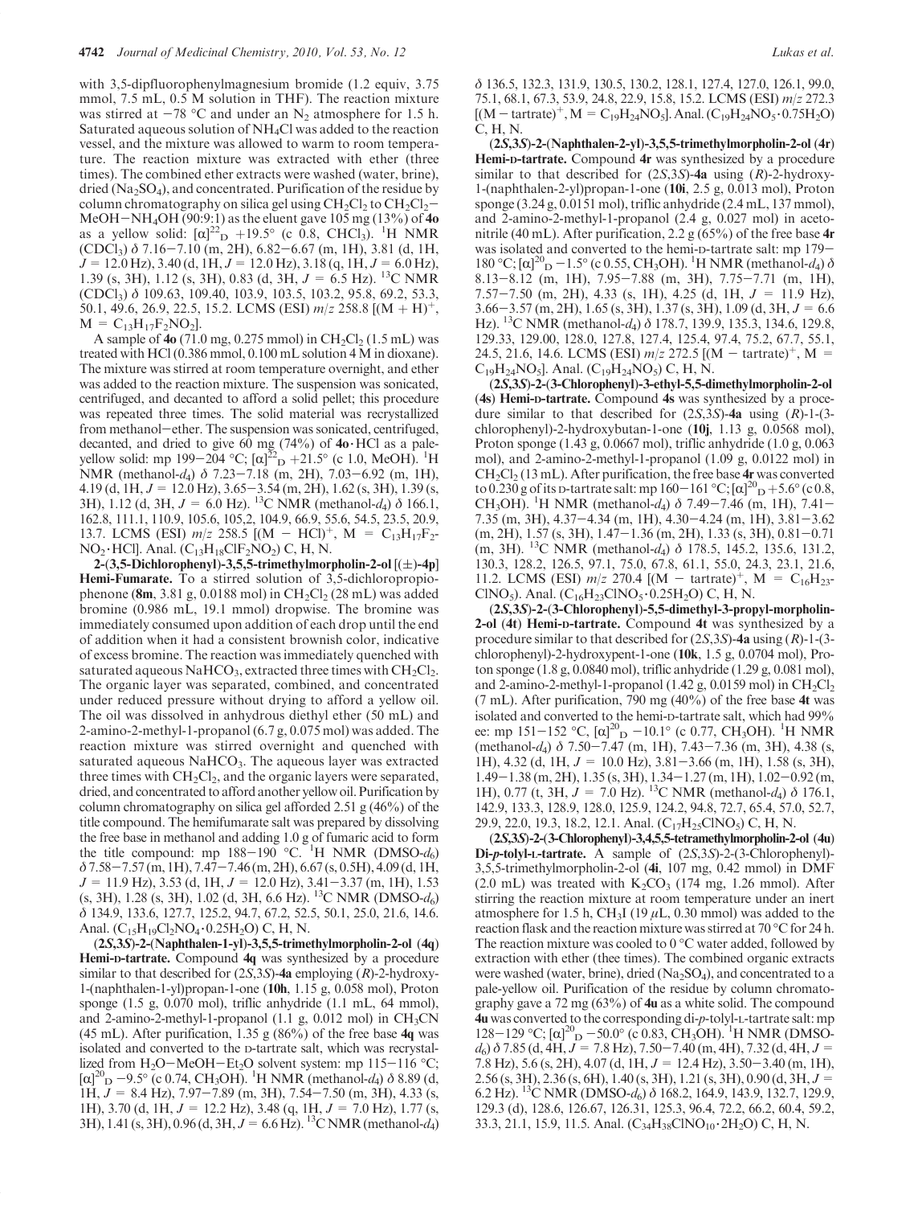with 3,5-dipfluorophenylmagnesium bromide (1.2 equiv, 3.75 mmol, 7.5 mL, 0.5 M solution in THF). The reaction mixture was stirred at −78 °C and under an $N_2$ atmosphere for 1.5 h. Saturated aqueous solution of $NH_4Cl$ was added to the reaction vessel, and the mixture was allowed to warm to room temperature. The reaction mixture was extracted with ether (three times). The combined ether extracts were washed (water, brine), dried ($Na_2SO_4$), and concentrated. Purification of the residue by column chromatography on silica gel using $CH_2Cl_2$ to $CH_2Cl_2$−MeOH−$NH_4OH$ (90:9:1) as the eluent gave 105 mg (13%) of **4o** as a yellow solid: $[\alpha]^{22}_D$ +19.5° (c 0.8, $CHCl_3$). $^1$H NMR ($CDCl_3$) δ 7.16−7.10 (m, 2H), 6.82−6.67 (m, 1H), 3.81 (d, 1H, $J$ = 12.0 Hz), 3.40 (d, 1H, $J$ = 12.0 Hz), 3.18 (q, 1H, $J$ = 6.0 Hz), 1.39 (s, 3H), 1.12 (s, 3H), 0.83 (d, 3H, $J$ = 6.5 Hz). $^{13}$C NMR ($CDCl_3$) δ 109.63, 109.40, 103.9, 103.5, 103.2, 95.8, 69.2, 53.3, 50.1, 49.6, 26.9, 22.5, 15.2. LCMS (ESI) $m/z$ 258.8 [(M + H)$^+$, M = $C_{13}H_{17}F_2NO_2$].

A sample of **4o** (71.0 mg, 0.275 mmol) in $CH_2Cl_2$ (1.5 mL) was treated with HCl (0.386 mmol, 0.100 mL solution 4 M in dioxane). The mixture was stirred at room temperature overnight, and ether was added to the reaction mixture. The suspension was sonicated, centrifuged, and decanted to afford a solid pellet; this procedure was repeated three times. The solid material was recrystallized from methanol−ether. The suspension was sonicated, centrifuged, decanted, and dried to give 60 mg (74%) of **4o**·HCl as a pale-yellow solid: mp 199−204 °C; $[\alpha]^{22}_D$ +21.5° (c 1.0, MeOH). $^1$H NMR (methanol-$d_4$) δ 7.23−7.18 (m, 2H), 7.03−6.92 (m, 1H), 4.19 (d, 1H, $J$ = 12.0 Hz), 3.65−3.54 (m, 2H), 1.62 (s, 3H), 1.39 (s, 3H), 1.12 (d, 3H, $J$ = 6.0 Hz). $^{13}$C NMR (methanol-$d_4$) δ 166.1, 162.8, 111.1, 110.9, 105.6, 105,2, 104.9, 66.9, 55.6, 54.5, 23.5, 20.9, 13.7. LCMS (ESI) $m/z$ 258.5 [(M − HCl)$^+$, M = $C_{13}H_{17}F_2NO_2$·HCl]. Anal. ($C_{13}H_{18}ClF_2NO_2$) C, H, N.

**2-(3,5-Dichlorophenyl)-3,5,5-trimethylmorpholin-2-ol [(±)-4p] Hemi-Fumarate.** To a stirred solution of 3,5-dichloropropiophenone (**8m**, 3.81 g, 0.0188 mol) in $CH_2Cl_2$ (28 mL) was added bromine (0.986 mL, 19.1 mmol) dropwise. The bromine was immediately consumed upon addition of each drop until the end of addition when it had a consistent brownish color, indicative of excess bromine. The reaction was immediately quenched with saturated aqueous $NaHCO_3$, extracted three times with $CH_2Cl_2$. The organic layer was separated, combined, and concentrated under reduced pressure without drying to afford a yellow oil. The oil was dissolved in anhydrous diethyl ether (50 mL) and 2-amino-2-methyl-1-propanol (6.7 g, 0.075 mol) was added. The reaction mixture was stirred overnight and quenched with saturated aqueous $NaHCO_3$. The aqueous layer was extracted three times with $CH_2Cl_2$, and the organic layers were separated, dried, and concentrated to afford another yellow oil. Purification by column chromatography on silica gel afforded 2.51 g (46%) of the title compound. The hemifumarate salt was prepared by dissolving the free base in methanol and adding 1.0 g of fumaric acid to form the title compound: mp 188−190 °C. $^1$H NMR (DMSO-$d_6$) δ 7.58−7.57 (m, 1H), 7.47−7.46 (m, 2H), 6.67 (s, 0.5H), 4.09 (d, 1H, $J$ = 11.9 Hz), 3.53 (d, 1H, $J$ = 12.0 Hz), 3.41−3.37 (m, 1H), 1.53 (s, 3H), 1.28 (s, 3H), 1.02 (d, 3H, 6.6 Hz). $^{13}$C NMR (DMSO-$d_6$) δ 134.9, 133.6, 127.7, 125.2, 94.7, 67.2, 52.5, 50.1, 25.0, 21.6, 14.6. Anal. ($C_{15}H_{19}Cl_2NO_4$·0.25$H_2O$) C, H, N.

**(2*S*,3*S*)-2-(Naphthalen-1-yl)-3,5,5-trimethylmorpholin-2-ol (4q) Hemi-D-tartrate.** Compound **4q** was synthesized by a procedure similar to that described for (2*S*,3*S*)-**4a** employing (*R*)-2-hydroxy-1-(naphthalen-1-yl)propan-1-one (**10h**, 1.15 g, 0.058 mol), Proton sponge (1.5 g, 0.070 mol), triflic anhydride (1.1 mL, 64 mmol), and 2-amino-2-methyl-1-propanol (1.1 g, 0.012 mol) in $CH_3CN$ (45 mL). After purification, 1.35 g (86%) of the free base **4q** was isolated and converted to the D-tartrate salt, which was recrystallized from $H_2O$−MeOH−$Et_2O$ solvent system: mp 115−116 °C; $[\alpha]^{20}_D$ −9.5° (c 0.74, $CH_3OH$). $^1$H NMR (methanol-$d_4$) δ 8.89 (d, 1H, $J$ = 8.4 Hz), 7.97−7.89 (m, 3H), 7.54−7.50 (m, 3H), 4.33 (s, 1H), 3.70 (d, 1H, $J$ = 12.2 Hz), 3.48 (q, 1H, $J$ = 7.0 Hz), 1.77 (s, 3H), 1.41 (s, 3H), 0.96 (d, 3H, $J$ = 6.6 Hz). $^{13}$C NMR (methanol-$d_4$) δ 136.5, 132.3, 131.9, 130.5, 130.2, 128.1, 127.4, 127.0, 126.1, 99.0, 75.1, 68.1, 67.3, 53.9, 24.8, 22.9, 15.8, 15.2. LCMS (ESI) $m/z$ 272.3 [(M − tartrate)$^+$, M = $C_{19}H_{24}NO_5$]. Anal. ($C_{19}H_{24}NO_5$·0.75$H_2O$) C, H, N.

**(2*S*,3*S*)-2-(Naphthalen-2-yl)-3,5,5-trimethylmorpholin-2-ol (4r) Hemi-D-tartrate.** Compound **4r** was synthesized by a procedure similar to that described for (2*S*,3*S*)-**4a** using (*R*)-2-hydroxy-1-(naphthalen-2-yl)propan-1-one (**10i**, 2.5 g, 0.013 mol), Proton sponge (3.24 g, 0.0151 mol), triflic anhydride (2.4 mL, 137 mmol), and 2-amino-2-methyl-1-propanol (2.4 g, 0.027 mol) in acetonitrile (40 mL). After purification, 2.2 g (65%) of the free base **4r** was isolated and converted to the hemi-D-tartrate salt: mp 179−180 °C; $[\alpha]^{20}_D$ −1.5° (c 0.55, $CH_3OH$). $^1$H NMR (methanol-$d_4$) δ 8.13−8.12 (m, 1H), 7.95−7.88 (m, 3H), 7.75−7.71 (m, 1H), 7.57−7.50 (m, 2H), 4.33 (s, 1H), 4.25 (d, 1H, $J$ = 11.9 Hz), 3.66−3.57 (m, 2H), 1.65 (s, 3H), 1.37 (s, 3H), 1.09 (d, 3H, $J$ = 6.6 Hz). $^{13}$C NMR (methanol-$d_4$) δ 178.7, 139.9, 135.3, 134.6, 129.8, 129.33, 129.00, 128.0, 127.8, 127.4, 125.4, 97.4, 75.2, 67.7, 55.1, 24.5, 21.6, 14.6. LCMS (ESI) $m/z$ 272.5 [(M − tartrate)$^+$, M = $C_{19}H_{24}NO_5$]. Anal. ($C_{19}H_{24}NO_5$) C, H, N.

**(2*S*,3*S*)-2-(3-Chlorophenyl)-3-ethyl-5,5-dimethylmorpholin-2-ol (4s) Hemi-D-tartrate.** Compound **4s** was synthesized by a procedure similar to that described for (2*S*,3*S*)-**4a** using (*R*)-1-(3-chlorophenyl)-2-hydroxybutan-1-one (**10j**, 1.13 g, 0.0568 mol), Proton sponge (1.43 g, 0.0667 mol), triflic anhydride (1.0 g, 0.063 mol), and 2-amino-2-methyl-1-propanol (1.09 g, 0.0122 mol) in $CH_2Cl_2$ (13 mL). After purification, the free base **4r** was converted to 0.230 g of its D-tartrate salt: mp 160−161 °C; $[\alpha]^{20}_D$ +5.6° (c 0.8, $CH_3OH$). $^1$H NMR (methanol-$d_4$) δ 7.49−7.46 (m, 1H), 7.41−7.35 (m, 3H), 4.37−4.34 (m, 1H), 4.30−4.24 (m, 1H), 3.81−3.62 (m, 2H), 1.57 (s, 3H), 1.47−1.36 (m, 2H), 1.33 (s, 3H), 0.81−0.71 (m, 3H). $^{13}$C NMR (methanol-$d_4$) δ 178.5, 145.2, 135.6, 131.2, 130.3, 128.2, 126.5, 97.1, 75.0, 67.8, 61.1, 55.0, 24.3, 23.1, 21.6, 11.2. LCMS (ESI) $m/z$ 270.4 [(M − tartrate)$^+$, M = $C_{16}H_{23}ClNO_5$). Anal. ($C_{16}H_{23}ClNO_5$·0.25$H_2O$) C, H, N.

**(2*S*,3*S*)-2-(3-Chlorophenyl)-5,5-dimethyl-3-propyl-morpholin-2-ol (4t) Hemi-D-tartrate.** Compound **4t** was synthesized by a procedure similar to that described for (2*S*,3*S*)-**4a** using (*R*)-1-(3-chlorophenyl)-2-hydroxypent-1-one (**10k**, 1.5 g, 0.0704 mol), Proton sponge (1.8 g, 0.0840 mol), triflic anhydride (1.29 g, 0.081 mol), and 2-amino-2-methyl-1-propanol (1.42 g, 0.0159 mol) in $CH_2Cl_2$ (7 mL). After purification, 790 mg (40%) of the free base **4t** was isolated and converted to the hemi-D-tartrate salt, which had 99% ee: mp 151−152 °C, $[\alpha]^{20}_D$ −10.1° (c 0.77, $CH_3OH$). $^1$H NMR (methanol-$d_4$) δ 7.50−7.47 (m, 1H), 7.43−7.36 (m, 3H), 4.38 (s, 1H), 4.32 (d, 1H, $J$ = 10.0 Hz), 3.81−3.66 (m, 1H), 1.58 (s, 3H), 1.49−1.38 (m, 2H), 1.35 (s, 3H), 1.34−1.27 (m, 1H), 1.02−0.92 (m, 1H), 0.77 (t, 3H, $J$ = 7.0 Hz). $^{13}$C NMR (methanol-$d_4$) δ 176.1, 142.9, 133.3, 128.9, 128.0, 125.9, 124.2, 94.8, 72.7, 65.4, 57.0, 52.7, 29.9, 22.0, 19.3, 18.2, 12.1. Anal. ($C_{17}H_{25}ClNO_5$) C, H, N.

**(2*S*,3*S*)-2-(3-Chlorophenyl)-3,4,5,5-tetramethylmorpholin-2-ol (4u) Di-*p*-tolyl-L-tartrate.** A sample of (2*S*,3*S*)-2-(3-Chlorophenyl)-3,5,5-trimethylmorpholin-2-ol (**4i**, 107 mg, 0.42 mmol) in DMF (2.0 mL) was treated with $K_2CO_3$ (174 mg, 1.26 mmol). After stirring the reaction mixture at room temperature under an inert atmosphere for 1.5 h, $CH_3I$ (19 μL, 0.30 mmol) was added to the reaction flask and the reaction mixture was stirred at 70 °C for 24 h. The reaction mixture was cooled to 0 °C water added, followed by extraction with ether (thee times). The combined organic extracts were washed (water, brine), dried ($Na_2SO_4$), and concentrated to a pale-yellow oil. Purification of the residue by column chromatography gave a 72 mg (63%) of **4u** as a white solid. The compound **4u** was converted to the corresponding di-*p*-tolyl-L-tartrate salt: mp 128−129 °C; $[\alpha]^{20}_D$ −50.0° (c 0.83, $CH_3OH$). $^1$H NMR (DMSO-$d_6$) δ 7.85 (d, 4H, $J$ = 7.8 Hz), 7.50−7.40 (m, 4H), 7.32 (d, 4H, $J$ = 7.8 Hz), 5.6 (s, 2H), 4.07 (d, 1H, $J$ = 12.4 Hz), 3.50−3.40 (m, 1H), 2.56 (s, 3H), 2.36 (s, 6H), 1.40 (s, 3H), 1.21 (s, 3H), 0.90 (d, 3H, $J$ = 6.2 Hz). $^{13}$C NMR (DMSO-$d_6$) δ 168.2, 164.9, 143.9, 132.7, 129.9, 129.3 (d), 128.6, 126.67, 126.31, 125.3, 96.4, 72.2, 66.2, 60.4, 59.2, 33.3, 21.1, 15.9, 11.5. Anal. ($C_{34}H_{38}ClNO_{10}$·2$H_2O$) C, H, N.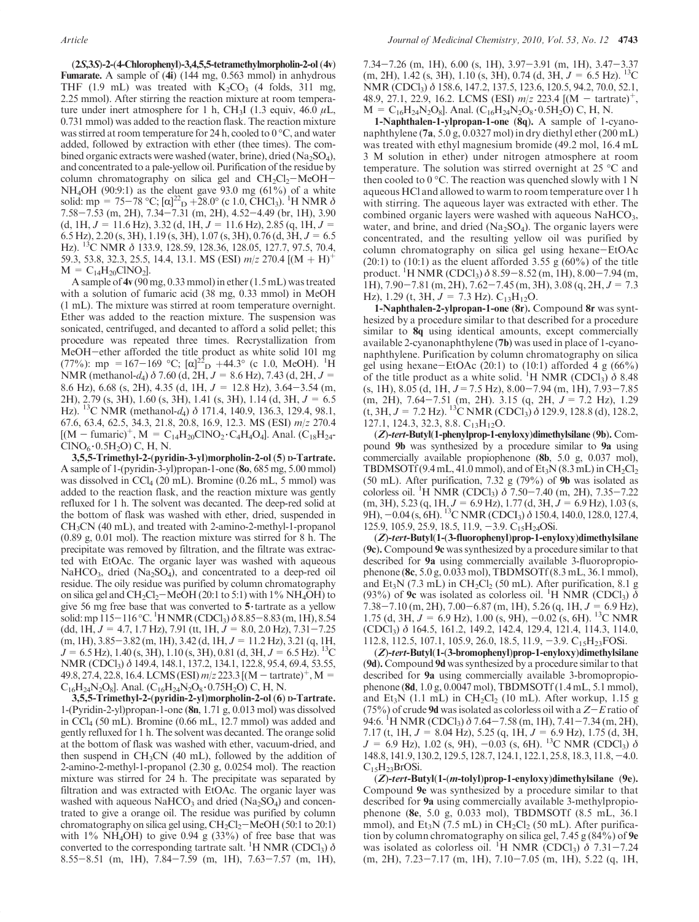**(2*S*,3*S*)-2-(4-Chlorophenyl)-3,4,5,5-tetramethylmorpholin-2-ol (4v) Fumarate.** A sample of (4i) (144 mg, 0.563 mmol) in anhydrous THF (1.9 mL) was treated with $K_2CO_3$ (4 folds, 311 mg, 2.25 mmol). After stirring the reaction mixture at room temperature under inert atmosphere for 1 h, $CH_3I$ (1.3 equiv, 46.0 μL, 0.731 mmol) was added to the reaction flask. The reaction mixture was stirred at room temperature for 24 h, cooled to 0 °C, and water added, followed by extraction with ether (thee times). The combined organic extracts were washed (water, brine), dried ($Na_2SO_4$), and concentrated to a pale-yellow oil. Purification of the residue by column chromatography on silica gel and $CH_2Cl_2$−MeOH−$NH_4OH$ (90:9:1) as the eluent gave 93.0 mg (61%) of a white solid: mp = 75−78 °C; $[\alpha]^{22}_D$ +28.0° (c 1.0, $CHCl_3$). $^1H$ NMR δ 7.58−7.53 (m, 2H), 7.34−7.31 (m, 2H), 4.52−4.49 (br, 1H), 3.90 (d, 1H, *J* = 11.6 Hz), 3.32 (d, 1H, *J* = 11.6 Hz), 2.85 (q, 1H, *J* = 6.5 Hz), 2.20 (s, 3H), 1.19 (s, 3H), 1.07 (s, 3H), 0.76 (d, 3H, *J* = 6.5 Hz). $^{13}C$ NMR δ 133.9, 128.59, 128.36, 128.05, 127.7, 97.5, 70.4, 59.3, 53.8, 32.3, 25.5, 14.4, 13.1. MS (ESI) *m*/*z* 270.4 $[(M + H)^+$ M = $C_{14}H_{20}ClNO_2]$.

A sample of **4v** (90 mg, 0.33 mmol) in ether (1.5 mL) was treated with a solution of fumaric acid (38 mg, 0.33 mmol) in MeOH (1 mL). The mixture was stirred at room temperature overnight. Ether was added to the reaction mixture. The suspension was sonicated, centrifuged, and decanted to afford a solid pellet; this procedure was repeated three times. Recrystallization from MeOH−ether afforded the title product as white solid 101 mg (77%): mp = 167−169 °C; $[\alpha]^{22}_D$ +44.3° (c 1.0, MeOH). $^1H$ NMR (methanol-$d_4$) δ 7.60 (d, 2H, *J* = 8.6 Hz), 7.43 (d, 2H, *J* = 8.6 Hz), 6.68 (s, 2H), 4.35 (d, 1H, *J* = 12.8 Hz), 3.64−3.54 (m, 2H), 2.79 (s, 3H), 1.60 (s, 3H), 1.41 (s, 3H), 1.14 (d, 3H, *J* = 6.5 Hz). $^{13}C$ NMR (methanol-$d_4$) δ 171.4, 140.9, 136.3, 129.4, 98.1, 67.6, 63.4, 62.5, 34.3, 21.8, 20.8, 16.9, 12.3. MS (ESI) *m*/*z* 270.4 $[(M - fumaric)^+$, M = $C_{14}H_{20}ClNO_2 \cdot C_4H_4O_4]$. Anal. ($C_{18}H_{24}ClNO_6 \cdot 0.5H_2O$) C, H, N.

**3,5,5-Trimethyl-2-(pyridin-3-yl)morpholin-2-ol (5) D-Tartrate.** A sample of 1-(pyridin-3-yl)propan-1-one (**8o**, 685 mg, 5.00 mmol) was dissolved in $CCl_4$ (20 mL). Bromine (0.26 mL, 5 mmol) was added to the reaction flask, and the reaction mixture was gently refluxed for 1 h. The solvent was decanted. The deep-red solid at the bottom of flask was washed with ether, dried, suspended in $CH_3CN$ (40 mL), and treated with 2-amino-2-methyl-1-propanol (0.89 g, 0.01 mol). The reaction mixture was stirred for 8 h. The precipitate was removed by filtration, and the filtrate was extracted with EtOAc. The organic layer was washed with aqueous $NaHCO_3$, dried ($Na_2SO_4$), and concentrated to a deep-red oil residue. The oily residue was purified by column chromatography on silica gel and $CH_2Cl_2$−MeOH (20:1 to 5:1) with 1% $NH_4OH$) to give 56 mg free base that was converted to **5**·tartrate as a yellow solid: mp 115−116 °C. $^1H$ NMR ($CDCl_3$) δ 8.85−8.83 (m, 1H), 8.54 (dd, 1H, *J* = 4.7, 1.7 Hz), 7.91 (tt, 1H, *J* = 8.0, 2.0 Hz), 7.31−7.25 (m, 1H), 3.85−3.82 (m, 1H), 3.42 (d, 1H, *J* = 11.2 Hz), 3.21 (q, 1H, *J* = 6.5 Hz), 1.40 (s, 3H), 1.10 (s, 3H), 0.81 (d, 3H, *J* = 6.5 Hz). $^{13}C$ NMR ($CDCl_3$) δ 149.4, 148.1, 137.2, 134.1, 122.8, 95.4, 69.4, 53.55, 49.8, 27.4, 22.8, 16.4. LCMS (ESI) *m*/*z* 223.3 $[(M - tartrate)^+$, M = $C_{16}H_{24}N_2O_8]$. Anal. ($C_{16}H_{24}N_2O_8 \cdot 0.75H_2O$) C, H, N.

**3,5,5-Trimethyl-2-(pyridin-2-yl)morpholin-2-ol (6) D-Tartrate.** 1-(Pyridin-2-yl)propan-1-one (**8n**, 1.71 g, 0.013 mol) was dissolved in $CCl_4$ (50 mL). Bromine (0.66 mL, 12.7 mmol) was added and gently refluxed for 1 h. The solvent was decanted. The orange solid at the bottom of flask was washed with ether, vacuum-dried, and then suspend in $CH_3CN$ (40 mL), followed by the addition of 2-amino-2-methyl-1-propanol (2.30 g, 0.0254 mol). The reaction mixture was stirred for 24 h. The precipitate was separated by filtration and was extracted with EtOAc. The organic layer was washed with aqueous $NaHCO_3$ and dried ($Na_2SO_4$) and concentrated to give a orange oil. The residue was purified by column chromatography on silica gel using, $CH_2Cl_2$−MeOH (50:1 to 20:1) with 1% $NH_4OH$) to give 0.94 g (33%) of free base that was converted to the corresponding tartrate salt. $^1H$ NMR ($CDCl_3$) δ 8.55−8.51 (m, 1H), 7.84−7.59 (m, 1H), 7.63−7.57 (m, 1H), 7.34−7.26 (m, 1H), 6.00 (s, 1H), 3.97−3.91 (m, 1H), 3.47−3.37 (m, 2H), 1.42 (s, 3H), 1.10 (s, 3H), 0.74 (d, 3H, *J* = 6.5 Hz). $^{13}C$ NMR ($CDCl_3$) δ 158.6, 147.2, 137.5, 123.6, 120.5, 94.2, 70.0, 52.1, 48.9, 27.1, 22.9, 16.2. LCMS (ESI) *m*/*z* 223.4 $[(M - tartrate)^+$, M = $C_{16}H_{24}N_2O_8]$. Anal. ($C_{16}H_{24}N_2O_8 \cdot 0.5H_2O$) C, H, N.

**1-Naphthalen-1-ylpropan-1-one (8q).** A sample of 1-cyanonaphthylene (**7a**, 5.0 g, 0.0327 mol) in dry diethyl ether (200 mL) was treated with ethyl magnesium bromide (49.2 mol, 16.4 mL 3 M solution in ether) under nitrogen atmosphere at room temperature. The solution was stirred overnight at 25 °C and then cooled to 0 °C. The reaction was quenched slowly with 1 N aqueous HCl and allowed to warm to room temperature over 1 h with stirring. The aqueous layer was extracted with ether. The combined organic layers were washed with aqueous $NaHCO_3$, water, and brine, and dried ($Na_2SO_4$). The organic layers were concentrated, and the resulting yellow oil was purified by column chromatography on silica gel using hexane−EtOAc (20:1) to (10:1) as the eluent afforded 3.55 g (60%) of the title product. $^1H$ NMR ($CDCl_3$) δ 8.59−8.52 (m, 1H), 8.00−7.94 (m, 1H), 7.90−7.81 (m, 2H), 7.62−7.45 (m, 3H), 3.08 (q, 2H, *J* = 7.3 Hz), 1.29 (t, 3H, *J* = 7.3 Hz). $C_{13}H_{12}O$.

**1-Naphthalen-2-ylpropan-1-one (8r).** Compound **8r** was synthesized by a procedure similar to that described for a procedure similar to **8q** using identical amounts, except commercially available 2-cyanonaphthylene (**7b**) was used in place of 1-cyanonaphthylene. Purification by column chromatography on silica gel using hexane−EtOAc (20:1) to (10:1) afforded 4 g (66%) of the title product as a white solid. $^1H$ NMR ($CDCl_3$) δ 8.48 (s, 1H), 8.05 (d, 1H, *J* = 7.5 Hz), 8.00−7.94 (m, 1H), 7.93−7.85 (m, 2H), 7.64−7.51 (m, 2H). 3.15 (q, 2H, *J* = 7.2 Hz), 1.29 (t, 3H, *J* = 7.2 Hz). $^{13}C$ NMR ($CDCl_3$) δ 129.9, 128.8 (d), 128.2, 127.1, 124.3, 32.3, 8.8. $C_{13}H_{12}O$.

**(*Z*)-*tert*-Butyl(1-phenylprop-1-enyloxy)dimethylsilane (9b).** Compound **9b** was synthesized by a procedure similar to **9a** using commercially available propiophenone (**8b**, 5.0 g, 0.037 mol), TBDMSOTf (9.4 mL, 41.0 mmol), and of $Et_3N$ (8.3 mL) in $CH_2Cl_2$ (50 mL). After purification, 7.32 g (79%) of **9b** was isolated as colorless oil. $^1H$ NMR ($CDCl_3$) δ 7.50−7.40 (m, 2H), 7.35−7.22 (m, 3H), 5.23 (q, 1H, *J* = 6.9 Hz), 1.77 (d, 3H, *J* = 6.9 Hz), 1.03 (s, 9H), −0.04 (s, 6H). $^{13}C$ NMR ($CDCl_3$) δ 150.4, 140.0, 128.0, 127.4, 125.9, 105.9, 25.9, 18.5, 11.9, −3.9. $C_{15}H_{24}OSi$.

**(*Z*)-*tert*-Butyl(1-(3-fluorophenyl)prop-1-enyloxy)dimethylsilane (9c).** Compound **9c** was synthesized by a procedure similar to that described for **9a** using commercially available 3-fluoropropiophenone (**8c**, 5.0 g, 0.033 mol), TBDMSOTf (8.3 mL, 36.1 mmol), and $Et_3N$ (7.3 mL) in $CH_2Cl_2$ (50 mL). After purification, 8.1 g (93%) of **9c** was isolated as colorless oil. $^1H$ NMR ($CDCl_3$) δ 7.38−7.10 (m, 2H), 7.00−6.87 (m, 1H), 5.26 (q, 1H, *J* = 6.9 Hz), 1.75 (d, 3H, *J* = 6.9 Hz), 1.00 (s, 9H), −0.02 (s, 6H). $^{13}C$ NMR ($CDCl_3$) δ 164.5, 161.2, 149.2, 142.4, 129.4, 121.4, 114.3, 114.0, 112.8, 112.5, 107.1, 105.9, 26.0, 18.5, 11.9, −3.9. $C_{15}H_{23}FOSi$.

**(*Z*)-*tert*-Butyl(1-(3-bromophenyl)prop-1-enyloxy)dimethylsilane (9d).** Compound **9d** was synthesized by a procedure similar to that described for **9a** using commercially available 3-bromopropiophenone (**8d**, 1.0 g, 0.0047 mol), TBDMSOTf (1.4 mL, 5.1 mmol), and $Et_3N$ (1.1 mL) in $CH_2Cl_2$ (10 mL). After workup, 1.15 g (75%) of crude **9d** was isolated as colorless oil with a *Z*−*E* ratio of 94:6. $^1H$ NMR ($CDCl_3$) δ 7.64−7.58 (m, 1H), 7.41−7.34 (m, 2H), 7.17 (t, 1H, *J* = 8.04 Hz), 5.25 (q, 1H, *J* = 6.9 Hz), 1.75 (d, 3H, *J* = 6.9 Hz), 1.02 (s, 9H), −0.03 (s, 6H). $^{13}C$ NMR ($CDCl_3$) δ 148.8, 141.9, 130.2, 129.5, 128.7, 124.1, 122.1, 25.8, 18.3, 11.8, −4.0. $C_{15}H_{23}BrOSi$.

**(*Z*)-*tert*-Butyl(1-(*m*-tolyl)prop-1-enyloxy)dimethylsilane (9e).** Compound **9e** was synthesized by a procedure similar to that described for **9a** using commercially available 3-methylpropiophenone (**8e**, 5.0 g, 0.033 mol), TBDMSOTf (8.5 mL, 36.1 mmol), and $Et_3N$ (7.5 mL) in $CH_2Cl_2$ (50 mL). After purification by column chromatography on silica gel, 7.45 g (84%) of **9e** was isolated as colorless oil. $^1H$ NMR ($CDCl_3$) δ 7.31−7.24 (m, 2H), 7.23−7.17 (m, 1H), 7.10−7.05 (m, 1H), 5.22 (q, 1H,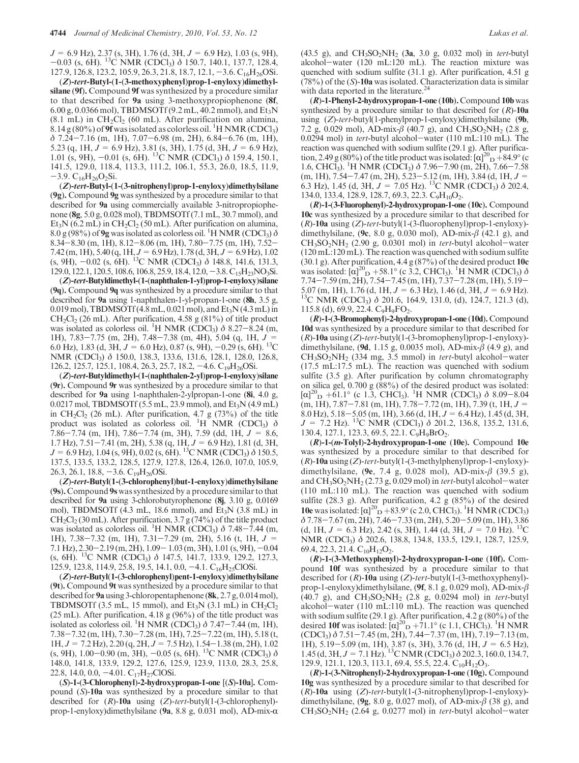$J$ = 6.9 Hz), 2.37 (s, 3H), 1.76 (d, 3H, $J$ = 6.9 Hz), 1.03 (s, 9H), −0.03 (s, 6H). $^{13}$C NMR (CDCl$_3$) δ 150.7, 140.1, 137.7, 128.4, 127.9, 126.8, 123.2, 105.9, 26.3, 21.8, 18.7, 12.1, −3.6. $C_{16}H_{26}OSi$.

**(*Z*)-*tert*-Butyl-(1-(3-methoxyphenyl)prop-1-enyloxy)dimethylsilane (9f).** Compound **9f** was synthesized by a procedure similar to that described for **9a** using 3-methoxypropiophenone (**8f**, 6.00 g, 0.0366 mol), TBDMSOTf (9.2 mL, 40.2 mmol), and Et$_3$N (8.1 mL) in CH$_2$Cl$_2$ (60 mL). After purification on alumina, 8.14 g (80%) of **9f** was isolated as colorless oil. $^1$H NMR (CDCl$_3$) δ 7.24−7.16 (m, 1H), 7.07−6.98 (m, 2H), 6.84−6.76 (m, 1H), 5.23 (q, 1H, $J$ = 6.9 Hz), 3.81 (s, 3H), 1.75 (d, 3H, $J$ = 6.9 Hz), 1.01 (s, 9H), −0.01 (s, 6H). $^{13}$C NMR (CDCl$_3$) δ 159.4, 150.1, 141.5, 129.0, 118.4, 113.3, 111.2, 106.1, 55.3, 26.0, 18.5, 11.9, −3.9. $C_{16}H_{26}O_2Si$.

**(*Z*)-*tert*-Butyl-(1-(3-nitrophenyl)prop-1-enyloxy)dimethylsilane (9g).** Compound **9g** was synthesized by a procedure similar to that described for **9a** using commercially available 3-nitropropiophenone (**8g**, 5.0 g, 0.028 mol), TBDMSOTf (7.1 mL, 30.7 mmol), and Et$_3$N (6.2 mL) in CH$_2$Cl$_2$ (50 mL). After purification on alumina, 8.0 g (98%) of **9g** was isolated as colorless oil. $^1$H NMR (CDCl$_3$) δ 8.34−8.30 (m, 1H), 8.12−8.06 (m, 1H), 7.80−7.75 (m, 1H), 7.52−7.42 (m, 1H), 5.40 (q, 1H, $J$ = 6.9 Hz), 1.78 (d, 3H, $J$ = 6.9 Hz), 1.02 (s, 9H), −0.02 (s, 6H). $^{13}$C NMR (CDCl$_3$) δ 148.8, 141.6, 131.3, 129.0, 122.1, 120.5, 108.6, 106.8, 25.9, 18.4, 12.0, −3.8. $C_{15}H_{23}NO_3Si$.

**(*Z*)-*tert*-Butyldimethyl-(1-(naphthalen-1-yl)prop-1-enyloxy)silane (9q).** Compound **9q** was synthesized by a procedure similar to that described for **9a** using 1-naphthalen-1-yl-propan-1-one (**8h**, 3.5 g, 0.019 mol), TBDMSOTf (4.8 mL, 0.021 mol), and Et$_3$N (4.3 mL) in CH$_2$Cl$_2$ (26 mL). After purification, 4.58 g (81%) of title product was isolated as colorless oil. $^1$H NMR (CDCl$_3$) δ 8.27−8.24 (m, 1H), 7.83−7.75 (m, 2H), 7.48−7.38 (m, 4H), 5.04 (q, 1H, $J$ = 6.0 Hz), 1.83 (d, 3H, $J$ = 6.0 Hz), 0.87 (s, 9H), −0.29 (s, 6H). $^{13}$C NMR (CDCl$_3$) δ 150.0, 138.3, 133.6, 131.6, 128.1, 128.0, 126.8, 126.2, 125.7, 125.1, 108.4, 26.3, 25.7, 18.2, −4.6. $C_{19}H_{26}OSi$.

**(*Z*)-*tert*-Butyldimethyl-(1-(naphthalen-2-yl)prop-1-enyloxy)silane (9r).** Compound **9r** was synthesized by a procedure similar to that described for **9a** using 1-naphthalen-2-ylpropan-1-one (**8i**, 4.0 g, 0.0217 mol, TBDMSOTf (5.5 mL, 23.9 mmol), and Et$_3$N (4.9 mL) in CH$_2$Cl$_2$ (26 mL). After purification, 4.7 g (73%) of the title product was isolated as colorless oil. $^1$H NMR (CDCl$_3$) δ 7.86−7.74 (m, 1H), 7.86−7.74 (m, 3H), 7.59 (dd, 1H, $J$ = 8.6, 1.7 Hz), 7.51−7.41 (m, 2H), 5.38 (q, 1H, $J$ = 6.9 Hz), 1.81 (d, 3H, $J$ = 6.9 Hz), 1.04 (s, 9H), 0.02 (s, 6H). $^{13}$C NMR (CDCl$_3$) δ 150.5, 137.5, 133.5, 133.2, 128.5, 127.9, 127.8, 126.4, 126.0, 107.0, 105.9, 26.3, 26.1, 18.8, −3.6. $C_{19}H_{26}OSi$.

**(*Z*)-*tert*-Butyl(1-(3-chlorophenyl)but-1-enyloxy)dimethylsilane (9s).** Compound **9s** was synthesized by a procedure similar to that described for **9a** using 3-chlorobutyrophenone (**8j**, 3.10 g, 0.0169 mol), TBDMSOTf (4.3 mL, 18.6 mmol), and Et$_3$N (3.8 mL) in CH$_2$Cl$_2$ (30 mL). After purification, 3.7 g (74%) of the title product was isolated as colorless oil. $^1$H NMR (CDCl$_3$) δ 7.48−7.44 (m, 1H), 7.38−7.32 (m, 1H), 7.31−7.29 (m, 2H), 5.16 (t, 1H, $J$ = 7.1 Hz), 2.30−2.19 (m, 2H), 1.09− 1.03 (m, 3H), 1.01 (s, 9H), −0.04 (s, 6H). $^{13}$C NMR (CDCl$_3$) δ 147.5, 141.7, 133.9, 129.2, 127.3, 125.9, 123.8, 114.9, 25.8, 19.5, 14.1, 0.0, −4.1. $C_{16}H_{25}ClOSi$.

**(*Z*)-*tert*-Butyl(1-(3-chlorophenyl)pent-1-enyloxy)dimethylsilane (9t).** Compound **9t** was synthesized by a procedure similar to that described for **9a** using 3-chloropentaphenone (**8k**, 2.7 g, 0.014 mol), TBDMSOTf (3.5 mL, 15 mmol), and Et$_3$N (3.1 mL) in CH$_2$Cl$_2$ (25 mL). After purification, 4.18 g (96%) of the title product was isolated as colorless oil. $^1$H NMR (CDCl$_3$) δ 7.47−7.44 (m, 1H), 7.38−7.32 (m, 1H), 7.30−7.28 (m, 1H), 7.25−7.22 (m, 1H), 5.18 (t, 1H, $J$ = 7.2 Hz), 2.20 (q, 2H, $J$ = 7.5 Hz), 1.54−1.38 (m, 2H), 1.02 (s, 9H), 1.00−0.90 (m, 3H), −0.05 (s, 6H). $^{13}$C NMR (CDCl$_3$) δ 148.0, 141.8, 133.9, 129.2, 127.6, 125.9, 123.9, 113.0, 28.3, 25.8, 22.8, 14.0, 0.0, −4.01. $C_{17}H_{27}ClOSi$.

**(*S*)-1-(3-Chlorophenyl)-2-hydroxypropan-1-one [(*S*)-10a].** Compound (*S*)-**10a** was synthesized by a procedure similar to that described for (*R*)-**10a** using (*Z*)-*tert*-butyl(1-(3-chlorophenyl)-prop-1-enyloxy)dimethylsilane (**9a**, 8.8 g, 0.031 mol), AD-mix-α (43.5 g), and CH$_3$SO$_2$NH$_2$ (**3a**, 3.0 g, 0.032 mol) in *tert*-butyl alcohol−water (120 mL:120 mL). The reaction mixture was quenched with sodium sulfite (31.1 g). After purification, 4.51 g (78%) of the (*S*)-**10a** was isolated. Characterization data is similar with data reported in the literature.[24]

**(*R*)-1-Phenyl-2-hydroxypropan-1-one (10b).** Compound **10b** was synthesized by a procedure similar to that described for (*R*)-**10a** using (*Z*)-*tert*-butyl(1-phenylprop-1-enyloxy)dimethylsilane (**9b**, 7.2 g, 0.029 mol), AD-mix-β (40.7 g), and CH$_3$SO$_2$NH$_2$ (2.8 g, 0.0294 mol) in *tert*-butyl alcohol−water (110 mL:110 mL). The reaction was quenched with sodium sulfite (29.1 g). After purification, 2.49 g (80%) of the title product was isolated: $[\alpha]^{20}_{D}$ +84.9° (c 1.6, CHCl$_3$). $^1$H NMR (CDCl$_3$) δ 7.96−7.90 (m, 2H), 7.66−7.58 (m, 1H), 7.54−7.47 (m, 2H), 5.23−5.12 (m, 1H), 3.84 (d, 1H, $J$ = 6.3 Hz), 1.45 (d, 3H, $J$ = 7.05 Hz). $^{13}$C NMR (CDCl$_3$) δ 202.4, 134.0, 133.4, 128.9, 128.7, 69.3, 22.3. $C_9H_{10}O_2$.

**(*R*)-1-(3-Fluorophenyl)-2-hydroxypropan-1-one (10c).** Compound **10c** was synthesized by a procedure similar to that described for (*R*)-**10a** using (*Z*)-*tert*-butyl(1-(3-fluorophenyl)prop-1-enyloxy)-dimethylsilane, (**9c**, 8.0 g, 0.030 mol), AD-mix-β (42.1 g), and CH$_3$SO$_2$NH$_2$ (2.90 g, 0.0301 mol) in *tert*-butyl alcohol−water (120 mL:120 mL). The reaction was quenched with sodium sulfite (30.1 g). After purification, 4.4 g (87%) of the desired product **10c** was isolated: $[\alpha]^{20}_{D}$ +58.1° (c 3.2, CHCl$_3$). $^1$H NMR (CDCl$_3$) δ 7.74−7.59 (m, 2H), 7.54−7.45 (m, 1H), 7.37−7.28 (m, 1H), 5.19−5.07 (m, 1H), 1.76 (d, 1H, $J$ = 6.3 Hz), 1.46 (d, 3H, $J$ = 6.9 Hz). $^{13}$C NMR (CDCl$_3$) δ 201.6, 164.9, 131.0, (d), 124.7, 121.3 (d), 115.8 (d), 69.9, 22.4. $C_9H_9FO_2$.

**(*R*)-1-(3-Bromophenyl)-2-hydroxypropan-1-one (10d).** Compound **10d** was synthesized by a procedure similar to that described for (*R*)-**10a** using (*Z*)-*tert*-butyl(1-(3-bromophenyl)prop-1-enyloxy)-dimethylsilane, (**9d**, 1.15 g, 0.0035 mol), AD-mix-β (4.9 g), and CH$_3$SO$_2$NH$_2$ (334 mg, 3.5 mmol) in *tert*-butyl alcohol−water (17.5 mL:17.5 mL). The reaction was quenched with sodium sulfite (3.5 g). After purification by column chromatography on silica gel, 0.700 g (88%) of the desired product was isolated: $[\alpha]^{20}_{D}$ +61.1° (c 1.3, CHCl$_3$). $^1$H NMR (CDCl$_3$) δ 8.09−8.04 (m, 1H), 7.87−7.81 (m, 1H), 7.78−7.72 (m, 1H), 7.39 (t, 1H, $J$ = 8.0 Hz), 5.18−5.05 (m, 1H), 3.66 (d, 1H, $J$ = 6.4 Hz), 1.45 (d, 3H, $J$ = 7.2 Hz). $^{13}$C NMR (CDCl$_3$) δ 201.2, 136.8, 135.2, 131.6, 130.4, 127.1, 123.3, 69.5, 22.1. $C_9H_9BrO_2$.

**(*R*)-1-(*m*-Tolyl)-2-hydroxypropan-1-one (10e).** Compound **10e** was synthesized by a procedure similar to that described for (*R*)-**10a** using (*Z*)-*tert*-butyl(1-(3-methylphenyl)prop-1-enyloxy)-dimethylsilane, (**9e**, 7.4 g, 0.028 mol), AD-mix-β (39.5 g), and CH$_3$SO$_2$NH$_2$ (2.73 g, 0.029 mol) in *tert*-butyl alcohol−water (110 mL:110 mL). The reaction was quenched with sodium sulfite (28.3 g). After purification, 4.2 g (85%) of the desired **10e** was isolated: $[\alpha]^{20}_{D}$ +83.9° (c 2.0, CHCl$_3$). $^1$H NMR (CDCl$_3$) δ 7.78−7.67 (m, 2H), 7.46−7.33 (m, 2H), 5.20−5.09 (m, 1H), 3.86 (d, 1H, $J$ = 6.3 Hz), 2.42 (s, 3H), 1.44 (d, 3H, $J$ = 7.0 Hz). $^{13}$C NMR (CDCl$_3$) δ 202.6, 138.8, 134.8, 133.5, 129.1, 128.7, 125.9, 69.4, 22.3, 21.4. $C_{10}H_{12}O_2$.

**(*R*)-1-(3-Methoxyphenyl)-2-hydroxypropan-1-one (10f).** Compound **10f** was synthesized by a procedure similar to that described for (*R*)-**10a** using (*Z*)-*tert*-butyl(1-(3-methoxyphenyl)-prop-1-enyloxy)dimethylsilane, (**9f**, 8.1 g, 0.029 mol), AD-mix-β (40.7 g), and CH$_3$SO$_2$NH$_2$ (2.8 g, 0.0294 mol) in *tert*-butyl alcohol−water (110 mL:110 mL). The reaction was quenched with sodium sulfite (29.1 g). After purification, 4.2 g (80%) of the desired **10f** was isolated: $[\alpha]^{20}_{D}$ +71.1° (c 1.1, CHCl$_3$). $^1$H NMR (CDCl$_3$) δ 7.51−7.45 (m, 2H), 7.44−7.37 (m, 1H), 7.19−7.13 (m, 1H), 5.19−5.09 (m, 1H), 3.87 (s, 3H), 3.76 (d, 1H, $J$ = 6.5 Hz), 1.45 (d, 3H, $J$ = 7.1 Hz). $^{13}$C NMR (CDCl$_3$) δ 202.3, 160.0, 134.7, 129.9, 121.1, 120.3, 113.1, 69.4, 55.5, 22.4. $C_{10}H_{12}O_3$.

**(*R*)-1-(3-Nitrophenyl)-2-hydroxypropan-1-one (10g).** Compound **10g** was synthesized by a procedure similar to that described for (*R*)-**10a** using (*Z*)-*tert*-butyl(1-(3-nitrophenyl)prop-1-enyloxy)-dimethylsilane, (**9g**, 8.0 g, 0.027 mol), of AD-mix-β (38 g), and CH$_3$SO$_2$NH$_2$ (2.64 g, 0.0277 mol) in *tert*-butyl alcohol−water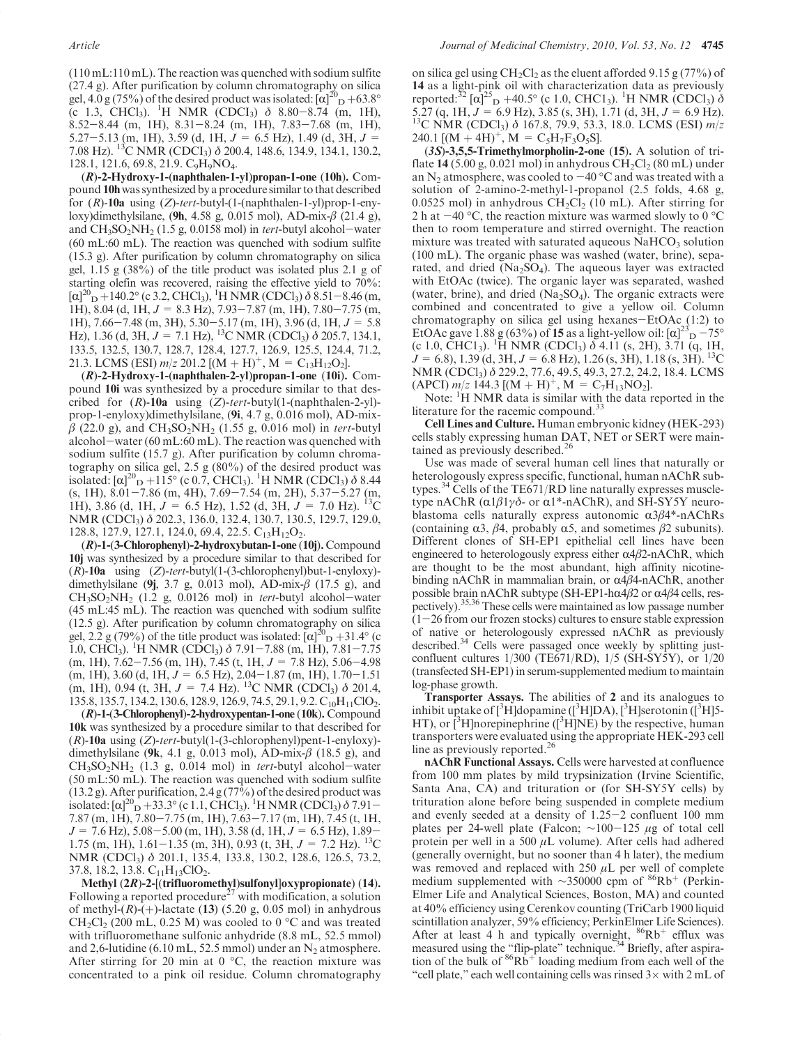(110 mL:110 mL). The reaction was quenched with sodium sulfite (27.4 g). After purification by column chromatography on silica gel, 4.0 g (75%) of the desired product was isolated: $[\alpha]^{20}_{D}$ +63.8° (c 1.3, $CHCl_3$). $^1$H NMR ($CDCl_3$) δ 8.80−8.74 (m, 1H), 8.52−8.44 (m, 1H), 8.31−8.24 (m, 1H), 7.83−7.68 (m, 1H), 5.27−5.13 (m, 1H), 3.59 (d, 1H, *J* = 6.5 Hz), 1.49 (d, 3H, *J* = 7.08 Hz). $^{13}$C NMR ($CDCl_3$) δ 200.4, 148.6, 134.9, 134.1, 130.2, 128.1, 121.6, 69.8, 21.9. $C_9H_9NO_4$.

**(*R*)-2-Hydroxy-1-(naphthalen-1-yl)propan-1-one (10h).** Compound **10h** was synthesized by a procedure similar to that described for (*R*)-**10a** using (*Z*)-*tert*-butyl-(1-(naphthalen-1-yl)prop-1-enyloxy)dimethylsilane, (**9h**, 4.58 g, 0.015 mol), AD-mix-β (21.4 g), and $CH_3SO_2NH_2$ (1.5 g, 0.0158 mol) in *tert*-butyl alcohol−water (60 mL:60 mL). The reaction was quenched with sodium sulfite (15.3 g). After purification by column chromatography on silica gel, 1.15 g (38%) of the title product was isolated plus 2.1 g of starting olefin was recovered, raising the effective yield to 70%: $[\alpha]^{20}_{D}$ +140.2° (c 3.2, $CHCl_3$), $^1$H NMR ($CDCl_3$) δ 8.51−8.46 (m, 1H), 8.04 (d, 1H, *J* = 8.3 Hz), 7.93−7.87 (m, 1H), 7.80−7.75 (m, 1H), 7.66−7.48 (m, 3H), 5.30−5.17 (m, 1H), 3.96 (d, 1H, *J* = 5.8 Hz), 1.36 (d, 3H, *J* = 7.1 Hz), $^{13}$C NMR ($CDCl_3$) δ 205.7, 134.1, 133.5, 132.5, 130.7, 128.7, 128.4, 127.7, 126.9, 125.5, 124.4, 71.2, 21.3. LCMS (ESI) *m*/*z* 201.2 [$(M + H)^+$, M = $C_{13}H_{12}O_2$].

**(*R*)-2-Hydroxy-1-(naphthalen-2-yl)propan-1-one (10i).** Compound **10i** was synthesized by a procedure similar to that described for (*R*)-**10a** using (*Z*)-*tert*-butyl(1-(naphthalen-2-yl)-prop-1-enyloxy)dimethylsilane, (**9i**, 4.7 g, 0.016 mol), AD-mix-β (22.0 g), and $CH_3SO_2NH_2$ (1.55 g, 0.016 mol) in *tert*-butyl alcohol−water (60 mL:60 mL). The reaction was quenched with sodium sulfite (15.7 g). After purification by column chromatography on silica gel, 2.5 g (80%) of the desired product was isolated: $[\alpha]^{20}_{D}$ +115° (c 0.7, $CHCl_3$). $^1$H NMR ($CDCl_3$) δ 8.44 (s, 1H), 8.01−7.86 (m, 4H), 7.69−7.54 (m, 2H), 5.37−5.27 (m, 1H), 3.86 (d, 1H, *J* = 6.5 Hz), 1.52 (d, 3H, *J* = 7.0 Hz). $^{13}$C NMR ($CDCl_3$) δ 202.3, 136.0, 132.4, 130.7, 130.5, 129.7, 129.0, 128.8, 127.9, 127.1, 124.0, 69.4, 22.5. $C_{13}H_{12}O_2$.

**(*R*)-1-(3-Chlorophenyl)-2-hydroxybutan-1-one (10j).** Compound **10j** was synthesized by a procedure similar to that described for (*R*)-**10a** using (*Z*)-*tert*-butyl(1-(3-chlorophenyl)but-1-enyloxy)-dimethylsilane (**9j**, 3.7 g, 0.013 mol), AD-mix-β (17.5 g), and $CH_3SO_2NH_2$ (1.2 g, 0.0126 mol) in *tert*-butyl alcohol−water (45 mL:45 mL). The reaction was quenched with sodium sulfite (12.5 g). After purification by column chromatography on silica gel, 2.2 g (79%) of the title product was isolated: $[\alpha]^{20}_{D}$ +31.4° (c 1.0, $CHCl_3$). $^1$H NMR ($CDCl_3$) δ 7.91−7.88 (m, 1H), 7.81−7.75 (m, 1H), 7.62−7.56 (m, 1H), 7.45 (t, 1H, *J* = 7.8 Hz), 5.06−4.98 (m, 1H), 3.60 (d, 1H, *J* = 6.5 Hz), 2.04−1.87 (m, 1H), 1.70−1.51 (m, 1H), 0.94 (t, 3H, *J* = 7.4 Hz). $^{13}$C NMR ($CDCl_3$) δ 201.4, 135.8, 135.7, 134.2, 130.6, 128.9, 126.9, 74.5, 29.1, 9.2. $C_{10}H_{11}ClO_2$.

**(*R*)-1-(3-Chlorophenyl)-2-hydroxypentan-1-one (10k).** Compound **10k** was synthesized by a procedure similar to that described for (*R*)-**10a** using (*Z*)-*tert*-butyl(1-(3-chlorophenyl)pent-1-enyloxy)-dimethylsilane (**9k**, 4.1 g, 0.013 mol), AD-mix-β (18.5 g), and $CH_3SO_2NH_2$ (1.3 g, 0.014 mol) in *tert*-butyl alcohol−water (50 mL:50 mL). The reaction was quenched with sodium sulfite (13.2 g). After purification, 2.4 g (77%) of the desired product was isolated: $[\alpha]^{20}_{D}$ +33.3° (c 1.1, $CHCl_3$). $^1$H NMR ($CDCl_3$) δ 7.91−7.87 (m, 1H), 7.80−7.75 (m, 1H), 7.63−7.17 (m, 1H), 7.45 (t, 1H, *J* = 7.6 Hz), 5.08−5.00 (m, 1H), 3.58 (d, 1H, *J* = 6.5 Hz), 1.89−1.75 (m, 1H), 1.61−1.35 (m, 3H), 0.93 (t, 3H, *J* = 7.2 Hz). $^{13}$C NMR ($CDCl_3$) δ 201.1, 135.4, 133.8, 130.2, 128.6, 126.5, 73.2, 37.8, 18.2, 13.8. $C_{11}H_{13}ClO_2$.

**Methyl (2*R*)-2-[(trifluoromethyl)sulfonyl]oxypropionate) (14).** Following a reported procedure[27] with modification, a solution of methyl-(*R*)-(+)-lactate (**13**) (5.20 g, 0.05 mol) in anhydrous $CH_2Cl_2$ (200 mL, 0.25 M) was cooled to 0 °C and was treated with trifluoromethane sulfonic anhydride (8.8 mL, 52.5 mmol) and 2,6-lutidine (6.10 mL, 52.5 mmol) under an $N_2$ atmosphere. After stirring for 20 min at 0 °C, the reaction mixture was concentrated to a pink oil residue. Column chromatography on silica gel using $CH_2Cl_2$ as the eluent afforded 9.15 g (77%) of **14** as a light-pink oil with characterization data as previously reported:[32] $[\alpha]^{25}_{D}$ +40.5° (c 1.0, $CHCl_3$). $^1$H NMR ($CDCl_3$) δ 5.27 (q, 1H, *J* = 6.9 Hz), 3.85 (s, 3H), 1.71 (d, 3H, *J* = 6.9 Hz). $^{13}$C NMR ($CDCl_3$) δ 167.8, 79.9, 53.3, 18.0. LCMS (ESI) *m*/*z* 240.1 [$(M + 4H)^+$, M = $C_5H_7F_3O_5S$].

**(3*S*)-3,5,5-Trimethylmorpholin-2-one (15).** A solution of triflate **14** (5.00 g, 0.021 mol) in anhydrous $CH_2Cl_2$ (80 mL) under an $N_2$ atmosphere, was cooled to −40 °C and was treated with a solution of 2-amino-2-methyl-1-propanol (2.5 folds, 4.68 g, 0.0525 mol) in anhydrous $CH_2Cl_2$ (10 mL). After stirring for 2 h at −40 °C, the reaction mixture was warmed slowly to 0 °C then to room temperature and stirred overnight. The reaction mixture was treated with saturated aqueous $NaHCO_3$ solution (100 mL). The organic phase was washed (water, brine), separated, and dried ($Na_2SO_4$). The aqueous layer was extracted with EtOAc (twice). The organic layer was separated, washed (water, brine), and dried ($Na_2SO_4$). The organic extracts were combined and concentrated to give a yellow oil. Column chromatography on silica gel using hexanes−EtOAc (1:2) to EtOAc gave 1.88 g (63%) of **15** as a light-yellow oil: $[\alpha]^{23}_{D}$ −75° (c 1.0, $CHCl_3$). $^1$H NMR ($CDCl_3$) δ 4.11 (s, 2H), 3.71 (q, 1H, *J* = 6.8), 1.39 (d, 3H, *J* = 6.8 Hz), 1.26 (s, 3H), 1.18 (s, 3H). $^{13}$C NMR ($CDCl_3$) δ 229.2, 77.6, 49.5, 49.3, 27.2, 24.2, 18.4. LCMS (APCI) *m*/*z* 144.3 [$(M + H)^+$, M = $C_7H_{13}NO_2$].

Note: $^1$H NMR data is similar with the data reported in the literature for the racemic compound.[33]

**Cell Lines and Culture.** Human embryonic kidney (HEK-293) cells stably expressing human DAT, NET or SERT were maintained as previously described.[26]

Use was made of several human cell lines that naturally or heterologously express specific, functional, human nAChR subtypes.[34] Cells of the TE671/RD line naturally expresses muscle-type nAChR (α1β1γδ- or α1*-nAChR), and SH-SY5Y neuroblastoma cells naturally express autonomic α3β4*-nAChRs (containing α3, β4, probably α5, and sometimes β2 subunits). Different clones of SH-EP1 epithelial cell lines have been engineered to heterologously express either α4β2-nAChR, which are thought to be the most abundant, high affinity nicotine-binding nAChR in mammalian brain, or α4β4-nAChR, another possible brain nAChR subtype (SH-EP1-hα4β2 or α4β4 cells, respectively).[35,36] These cells were maintained as low passage number (1−26 from our frozen stocks) cultures to ensure stable expression of native or heterologously expressed nAChR as previously described.[34] Cells were passaged once weekly by splitting just-confluent cultures 1/300 (TE671/RD), 1/5 (SH-SY5Y), or 1/20 (transfected SH-EP1) in serum-supplemented medium to maintain log-phase growth.

**Transporter Assays.** The abilities of **2** and its analogues to inhibit uptake of [$^3$H]dopamine ([$^3$H]DA), [$^3$H]serotonin ([$^3$H]5-HT), or [$^3$H]norepinephrine ([$^3$H]NE) by the respective, human transporters were evaluated using the appropriate HEK-293 cell line as previously reported.[26]

**nAChR Functional Assays.** Cells were harvested at confluence from 100 mm plates by mild trypsinization (Irvine Scientific, Santa Ana, CA) and trituration or (for SH-SY5Y cells) by trituration alone before being suspended in complete medium and evenly seeded at a density of 1.25−2 confluent 100 mm plates per 24-well plate (Falcon; ∼100−125 μg of total cell protein per well in a 500 μL volume). After cells had adhered (generally overnight, but no sooner than 4 h later), the medium was removed and replaced with 250 μL per well of complete medium supplemented with ∼350000 cpm of $^{86}Rb^+$ (Perkin-Elmer Life and Analytical Sciences, Boston, MA) and counted at 40% efficiency using Cerenkov counting (TriCarb 1900 liquid scintillation analyzer, 59% efficiency; PerkinElmer Life Sciences). After at least 4 h and typically overnight, $^{86}Rb^+$ efflux was measured using the "flip-plate" technique.[34] Briefly, after aspiration of the bulk of $^{86}Rb^+$ loading medium from each well of the "cell plate," each well containing cells was rinsed 3× with 2 mL of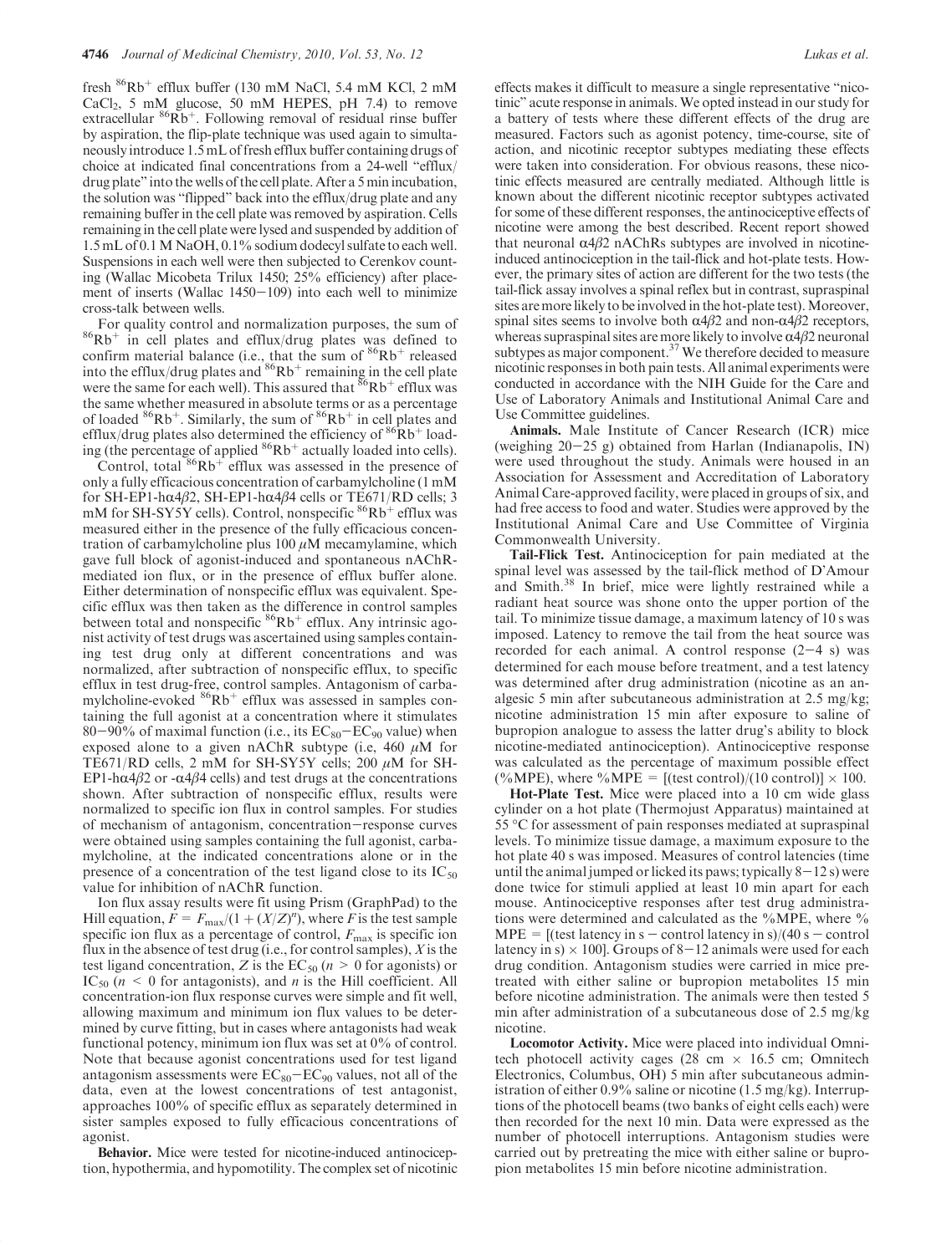fresh $^{86}Rb^+$ efflux buffer (130 mM NaCl, 5.4 mM KCl, 2 mM $CaCl_2$, 5 mM glucose, 50 mM HEPES, pH 7.4) to remove extracellular $^{86}Rb^+$. Following removal of residual rinse buffer by aspiration, the flip-plate technique was used again to simultaneously introduce 1.5 mL of fresh efflux buffer containing drugs of choice at indicated final concentrations from a 24-well "efflux/drug plate" into the wells of the cell plate. After a 5 min incubation, the solution was "flipped" back into the efflux/drug plate and any remaining buffer in the cell plate was removed by aspiration. Cells remaining in the cell plate were lysed and suspended by addition of 1.5 mL of 0.1 M NaOH, 0.1% sodium dodecyl sulfate to each well. Suspensions in each well were then subjected to Cerenkov counting (Wallac Micobeta Trilux 1450; 25% efficiency) after placement of inserts (Wallac 1450−109) into each well to minimize cross-talk between wells.

For quality control and normalization purposes, the sum of $^{86}Rb^+$ in cell plates and efflux/drug plates was defined to confirm material balance (i.e., that the sum of $^{86}Rb^+$ released into the efflux/drug plates and $^{86}Rb^+$ remaining in the cell plate were the same for each well). This assured that $^{86}Rb^+$ efflux was the same whether measured in absolute terms or as a percentage of loaded $^{86}Rb^+$. Similarly, the sum of $^{86}Rb^+$ in cell plates and efflux/drug plates also determined the efficiency of $^{86}Rb^+$ loading (the percentage of applied $^{86}Rb^+$ actually loaded into cells).

Control, total $^{86}Rb^+$ efflux was assessed in the presence of only a fully efficacious concentration of carbamylcholine (1 mM for SH-EP1-h$\alpha4\beta2$, SH-EP1-h$\alpha4\beta4$ cells or TE671/RD cells; 3 mM for SH-SY5Y cells). Control, nonspecific $^{86}Rb^+$ efflux was measured either in the presence of the fully efficacious concentration of carbamylcholine plus 100 $\mu$M mecamylamine, which gave full block of agonist-induced and spontaneous nAChR-mediated ion flux, or in the presence of efflux buffer alone. Either determination of nonspecific efflux was equivalent. Specific efflux was then taken as the difference in control samples between total and nonspecific $^{86}Rb^+$ efflux. Any intrinsic agonist activity of test drugs was ascertained using samples containing test drug only at different concentrations and was normalized, after subtraction of nonspecific efflux, to specific efflux in test drug-free, control samples. Antagonism of carbamylcholine-evoked $^{86}Rb^+$ efflux was assessed in samples containing the full agonist at a concentration where it stimulates 80−90% of maximal function (i.e., its $EC_{80}$−$EC_{90}$ value) when exposed alone to a given nAChR subtype (i.e, 460 $\mu$M for TE671/RD cells, 2 mM for SH-SY5Y cells; 200 $\mu$M for SH-EP1-h$\alpha4\beta2$ or -$\alpha4\beta4$ cells) and test drugs at the concentrations shown. After subtraction of nonspecific efflux, results were normalized to specific ion flux in control samples. For studies of mechanism of antagonism, concentration−response curves were obtained using samples containing the full agonist, carbamylcholine, at the indicated concentrations alone or in the presence of a concentration of the test ligand close to its $IC_{50}$ value for inhibition of nAChR function.

Ion flux assay results were fit using Prism (GraphPad) to the Hill equation, $F = F_{max}/(1 + (X/Z)^n)$, where $F$ is the test sample specific ion flux as a percentage of control, $F_{max}$ is specific ion flux in the absence of test drug (i.e., for control samples), $X$ is the test ligand concentration, $Z$ is the $EC_{50}$ ($n > 0$ for agonists) or $IC_{50}$ ($n < 0$ for antagonists), and $n$ is the Hill coefficient. All concentration-ion flux response curves were simple and fit well, allowing maximum and minimum ion flux values to be determined by curve fitting, but in cases where antagonists had weak functional potency, minimum ion flux was set at 0% of control. Note that because agonist concentrations used for test ligand antagonism assessments were $EC_{80}$−$EC_{90}$ values, not all of the data, even at the lowest concentrations of test antagonist, approaches 100% of specific efflux as separately determined in sister samples exposed to fully efficacious concentrations of agonist.

**Behavior.** Mice were tested for nicotine-induced antinociception, hypothermia, and hypomotility. The complex set of nicotinic effects makes it difficult to measure a single representative "nicotinic" acute response in animals. We opted instead in our study for a battery of tests where these different effects of the drug are measured. Factors such as agonist potency, time-course, site of action, and nicotinic receptor subtypes mediating these effects were taken into consideration. For obvious reasons, these nicotinic effects measured are centrally mediated. Although little is known about the different nicotinic receptor subtypes activated for some of these different responses, the antinociceptive effects of nicotine were among the best described. Recent report showed that neuronal $\alpha4\beta2$ nAChRs subtypes are involved in nicotine-induced antinociception in the tail-flick and hot-plate tests. However, the primary sites of action are different for the two tests (the tail-flick assay involves a spinal reflex but in contrast, supraspinal sites are more likely to be involved in the hot-plate test). Moreover, spinal sites seems to involve both $\alpha4\beta2$ and non-$\alpha4\beta2$ receptors, whereas supraspinal sites are more likely to involve $\alpha4\beta2$ neuronal subtypes as major component.[37] We therefore decided to measure nicotinic responses in both pain tests. All animal experiments were conducted in accordance with the NIH Guide for the Care and Use of Laboratory Animals and Institutional Animal Care and Use Committee guidelines.

**Animals.** Male Institute of Cancer Research (ICR) mice (weighing 20−25 g) obtained from Harlan (Indianapolis, IN) were used throughout the study. Animals were housed in an Association for Assessment and Accreditation of Laboratory Animal Care-approved facility, were placed in groups of six, and had free access to food and water. Studies were approved by the Institutional Animal Care and Use Committee of Virginia Commonwealth University.

**Tail-Flick Test.** Antinociception for pain mediated at the spinal level was assessed by the tail-flick method of D'Amour and Smith.[38] In brief, mice were lightly restrained while a radiant heat source was shone onto the upper portion of the tail. To minimize tissue damage, a maximum latency of 10 s was imposed. Latency to remove the tail from the heat source was recorded for each animal. A control response (2−4 s) was determined for each mouse before treatment, and a test latency was determined after drug administration (nicotine as an analgesic 5 min after subcutaneous administration at 2.5 mg/kg; nicotine administration 15 min after exposure to saline of bupropion analogue to assess the latter drug's ability to block nicotine-mediated antinociception). Antinociceptive response was calculated as the percentage of maximum possible effect (%MPE), where %MPE = [(test control)/(10 control)] × 100.

**Hot-Plate Test.** Mice were placed into a 10 cm wide glass cylinder on a hot plate (Thermojust Apparatus) maintained at 55 °C for assessment of pain responses mediated at supraspinal levels. To minimize tissue damage, a maximum exposure to the hot plate 40 s was imposed. Measures of control latencies (time until the animal jumped or licked its paws; typically 8−12 s) were done twice for stimuli applied at least 10 min apart for each mouse. Antinociceptive responses after test drug administrations were determined and calculated as the %MPE, where % MPE = [(test latency in s − control latency in s)/(40 s − control latency in s) × 100]. Groups of 8−12 animals were used for each drug condition. Antagonism studies were carried in mice pretreated with either saline or bupropion metabolites 15 min before nicotine administration. The animals were then tested 5 min after administration of a subcutaneous dose of 2.5 mg/kg nicotine.

**Locomotor Activity.** Mice were placed into individual Omnitech photocell activity cages (28 cm × 16.5 cm; Omnitech Electronics, Columbus, OH) 5 min after subcutaneous administration of either 0.9% saline or nicotine (1.5 mg/kg). Interruptions of the photocell beams (two banks of eight cells each) were then recorded for the next 10 min. Data were expressed as the number of photocell interruptions. Antagonism studies were carried out by pretreating the mice with either saline or bupropion metabolites 15 min before nicotine administration.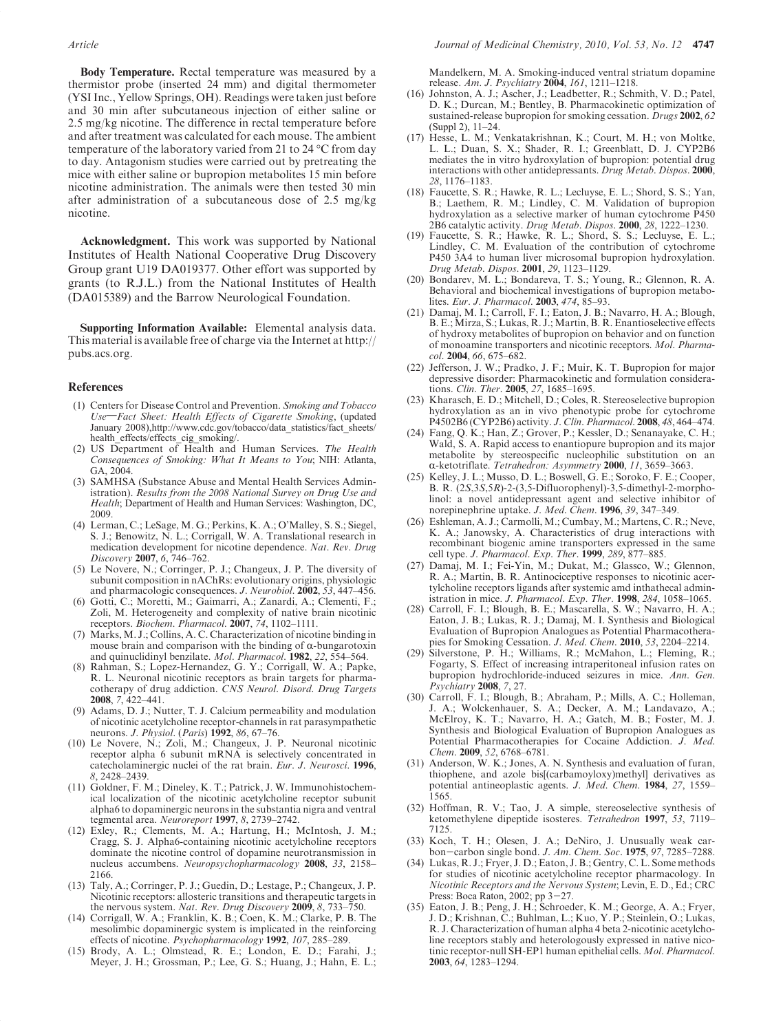**Body Temperature.** Rectal temperature was measured by a thermistor probe (inserted 24 mm) and digital thermometer (YSI Inc., Yellow Springs, OH). Readings were taken just before and 30 min after subcutaneous injection of either saline or 2.5 mg/kg nicotine. The difference in rectal temperature before and after treatment was calculated for each mouse. The ambient temperature of the laboratory varied from 21 to 24 °C from day to day. Antagonism studies were carried out by pretreating the mice with either saline or bupropion metabolites 15 min before nicotine administration. The animals were then tested 30 min after administration of a subcutaneous dose of 2.5 mg/kg nicotine.

**Acknowledgment.** This work was supported by National Institutes of Health National Cooperative Drug Discovery Group grant U19 DA019377. Other effort was supported by grants (to R.J.L.) from the National Institutes of Health (DA015389) and the Barrow Neurological Foundation.

**Supporting Information Available:** Elemental analysis data. This material is available free of charge via the Internet at http://pubs.acs.org.

## References

(1) Centers for Disease Control and Prevention. *Smoking and Tobacco Use—Fact Sheet: Health Effects of Cigarette Smoking*, (updated January 2008),http://www.cdc.gov/tobacco/data_statistics/fact_sheets/health_effects/effects_cig_smoking/.

(2) US Department of Health and Human Services. *The Health Consequences of Smoking: What It Means to You*; NIH: Atlanta, GA, 2004.

(3) SAMHSA (Substance Abuse and Mental Health Services Administration). *Results from the 2008 National Survey on Drug Use and Health*; Department of Health and Human Services: Washington, DC, 2009.

(4) Lerman, C.; LeSage, M. G.; Perkins, K. A.; O'Malley, S. S.; Siegel, S. J.; Benowitz, N. L.; Corrigall, W. A. Translational research in medication development for nicotine dependence. *Nat. Rev. Drug Discovery* **2007**, *6*, 746–762.

(5) Le Novere, N.; Corringer, P. J.; Changeux, J. P. The diversity of subunit composition in nAChRs: evolutionary origins, physiologic and pharmacologic consequences. *J. Neurobiol.* **2002**, *53*, 447–456.

(6) Gotti, C.; Moretti, M.; Gaimarri, A.; Zanardi, A.; Clementi, F.; Zoli, M. Heterogeneity and complexity of native brain nicotinic receptors. *Biochem. Pharmacol.* **2007**, *74*, 1102–1111.

(7) Marks, M. J.; Collins, A. C. Characterization of nicotine binding in mouse brain and comparison with the binding of α-bungarotoxin and quinuclidinyl benzilate. *Mol. Pharmacol.* **1982**, *22*, 554–564.

(8) Rahman, S.; Lopez-Hernandez, G. Y.; Corrigall, W. A.; Papke, R. L. Neuronal nicotinic receptors as brain targets for pharmacotherapy of drug addiction. *CNS Neurol. Disord. Drug Targets* **2008**, *7*, 422–441.

(9) Adams, D. J.; Nutter, T. J. Calcium permeability and modulation of nicotinic acetylcholine receptor-channels in rat parasympathetic neurons. *J. Physiol.* (*Paris*) **1992**, *86*, 67–76.

(10) Le Novere, N.; Zoli, M.; Changeux, J. P. Neuronal nicotinic receptor alpha 6 subunit mRNA is selectively concentrated in catecholaminergic nuclei of the rat brain. *Eur. J. Neurosci.* **1996**, *8*, 2428–2439.

(11) Goldner, F. M.; Dineley, K. T.; Patrick, J. W. Immunohistochemical localization of the nicotinic acetylcholine receptor subunit alpha6 to dopaminergic neurons in the substantia nigra and ventral tegmental area. *Neuroreport* **1997**, *8*, 2739–2742.

(12) Exley, R.; Clements, M. A.; Hartung, H.; McIntosh, J. M.; Cragg, S. J. Alpha6-containing nicotinic acetylcholine receptors dominate the nicotine control of dopamine neurotransmission in nucleus accumbens. *Neuropsychopharmacology* **2008**, *33*, 2158–2166.

(13) Taly, A.; Corringer, P. J.; Guedin, D.; Lestage, P.; Changeux, J. P. Nicotinic receptors: allosteric transitions and therapeutic targets in the nervous system. *Nat. Rev. Drug Discovery* **2009**, *8*, 733–750.

(14) Corrigall, W. A.; Franklin, K. B.; Coen, K. M.; Clarke, P. B. The mesolimbic dopaminergic system is implicated in the reinforcing effects of nicotine. *Psychopharmacology* **1992**, *107*, 285–289.

(15) Brody, A. L.; Olmstead, R. E.; London, E. D.; Farahi, J.; Meyer, J. H.; Grossman, P.; Lee, G. S.; Huang, J.; Hahn, E. L.; Mandelkern, M. A. Smoking-induced ventral striatum dopamine release. *Am. J. Psychiatry* **2004**, *161*, 1211–1218.

(16) Johnston, A. J.; Ascher, J.; Leadbetter, R.; Schmith, V. D.; Patel, D. K.; Durcan, M.; Bentley, B. Pharmacokinetic optimization of sustained-release bupropion for smoking cessation. *Drugs* **2002**, *62* (Suppl 2), 11–24.

(17) Hesse, L. M.; Venkatakrishnan, K.; Court, M. H.; von Moltke, L. L.; Duan, S. X.; Shader, R. I.; Greenblatt, D. J. CYP2B6 mediates the in vitro hydroxylation of bupropion: potential drug interactions with other antidepressants. *Drug Metab. Dispos.* **2000**, *28*, 1176–1183.

(18) Faucette, S. R.; Hawke, R. L.; Lecluyse, E. L.; Shord, S. S.; Yan, B.; Laethem, R. M.; Lindley, C. M. Validation of bupropion hydroxylation as a selective marker of human cytochrome P450 2B6 catalytic activity. *Drug Metab. Dispos.* **2000**, *28*, 1222–1230.

(19) Faucette, S. R.; Hawke, R. L.; Shord, S. S.; Lecluyse, E. L.; Lindley, C. M. Evaluation of the contribution of cytochrome P450 3A4 to human liver microsomal bupropion hydroxylation. *Drug Metab. Dispos.* **2001**, *29*, 1123–1129.

(20) Bondarev, M. L.; Bondareva, T. S.; Young, R.; Glennon, R. A. Behavioral and biochemical investigations of bupropion metabolites. *Eur. J. Pharmacol.* **2003**, *474*, 85–93.

(21) Damaj, M. I.; Carroll, F. I.; Eaton, J. B.; Navarro, H. A.; Blough, B. E.; Mirza, S.; Lukas, R. J.; Martin, B. R. Enantioselective effects of hydroxy metabolites of bupropion on behavior and on function of monoamine transporters and nicotinic receptors. *Mol. Pharmacol.* **2004**, *66*, 675–682.

(22) Jefferson, J. W.; Pradko, J. F.; Muir, K. T. Bupropion for major depressive disorder: Pharmacokinetic and formulation considerations. *Clin. Ther.* **2005**, *27*, 1685–1695.

(23) Kharasch, E. D.; Mitchell, D.; Coles, R. Stereoselective bupropion hydroxylation as an in vivo phenotypic probe for cytochrome P4502B6 (CYP2B6) activity. *J. Clin. Pharmacol.* **2008**, *48*, 464–474.

(24) Fang, Q. K.; Han, Z.; Grover, P.; Kessler, D.; Senanayake, C. H.; Wald, S. A. Rapid access to enantiopure bupropion and its major metabolite by stereospecific nucleophilic substitution on an α-ketotriflate. *Tetrahedron: Asymmetry* **2000**, *11*, 3659–3663.

(25) Kelley, J. L.; Musso, D. L.; Boswell, G. E.; Soroko, F. E.; Cooper, B. R. (2*S*,3*S*,5*R*)-2-(3,5-Difluorophenyl)-3,5-dimethyl-2-morpholinol: a novel antidepressant agent and selective inhibitor of norepinephrine uptake. *J. Med. Chem.* **1996**, *39*, 347–349.

(26) Eshleman, A. J.; Carmolli, M.; Cumbay, M.; Martens, C. R.; Neve, K. A.; Janowsky, A. Characteristics of drug interactions with recombinant biogenic amine transporters expressed in the same cell type. *J. Pharmacol. Exp. Ther.* **1999**, *289*, 877–885.

(27) Damaj, M. I.; Fei-Yin, M.; Dukat, M.; Glassco, W.; Glennon, R. A.; Martin, B. R. Antinociceptive responses to nicotinic acertylcholine receptors ligands after systemic amd inthathecal administration in mice. *J. Pharmacol. Exp. Ther.* **1998**, *284*, 1058–1065.

(28) Carroll, F. I.; Blough, B. E.; Mascarella, S. W.; Navarro, H. A.; Eaton, J. B.; Lukas, R. J.; Damaj, M. I. Synthesis and Biological Evaluation of Bupropion Analogues as Potential Pharmacotherapies for Smoking Cessation. *J. Med. Chem.* **2010**, *53*, 2204–2214.

(29) Silverstone, P. H.; Williams, R.; McMahon, L.; Fleming, R.; Fogarty, S. Effect of increasing intraperitoneal infusion rates on bupropion hydrochloride-induced seizures in mice. *Ann. Gen. Psychiatry* **2008**, *7*, 27.

(30) Carroll, F. I.; Blough, B.; Abraham, P.; Mills, A. C.; Holleman, J. A.; Wolckenhauer, S. A.; Decker, A. M.; Landavazo, A.; McElroy, K. T.; Navarro, H. A.; Gatch, M. B.; Foster, M. J. Synthesis and Biological Evaluation of Bupropion Analogues as Potential Pharmacotherapies for Cocaine Addiction. *J. Med. Chem.* **2009**, *52*, 6768–6781.

(31) Anderson, W. K.; Jones, A. N. Synthesis and evaluation of furan, thiophene, and azole bis[(carbamoyloxy)methyl] derivatives as potential antineoplastic agents. *J. Med. Chem.* **1984**, *27*, 1559–1565.

(32) Hoffman, R. V.; Tao, J. A simple, stereoselective synthesis of ketomethylene dipeptide isosteres. *Tetrahedron* **1997**, *53*, 7119–7125.

(33) Koch, T. H.; Olesen, J. A.; DeNiro, J. Unusually weak carbon–carbon single bond. *J. Am. Chem. Soc.* **1975**, *97*, 7285–7288.

(34) Lukas, R. J.; Fryer, J. D.; Eaton, J. B.; Gentry, C. L. Some methods for studies of nicotinic acetylcholine receptor pharmacology. In *Nicotinic Receptors and the Nervous System*; Levin, E. D., Ed.; CRC Press: Boca Raton, 2002; pp 3–27.

(35) Eaton, J. B.; Peng, J. H.; Schroeder, K. M.; George, A. A.; Fryer, J. D.; Krishnan, C.; Buhlman, L.; Kuo, Y. P.; Steinlein, O.; Lukas, R. J. Characterization of human alpha 4 beta 2-nicotinic acetylcholine receptors stably and heterologously expressed in native nicotinic receptor-null SH-EP1 human epithelial cells. *Mol. Pharmacol.* **2003**, *64*, 1283–1294.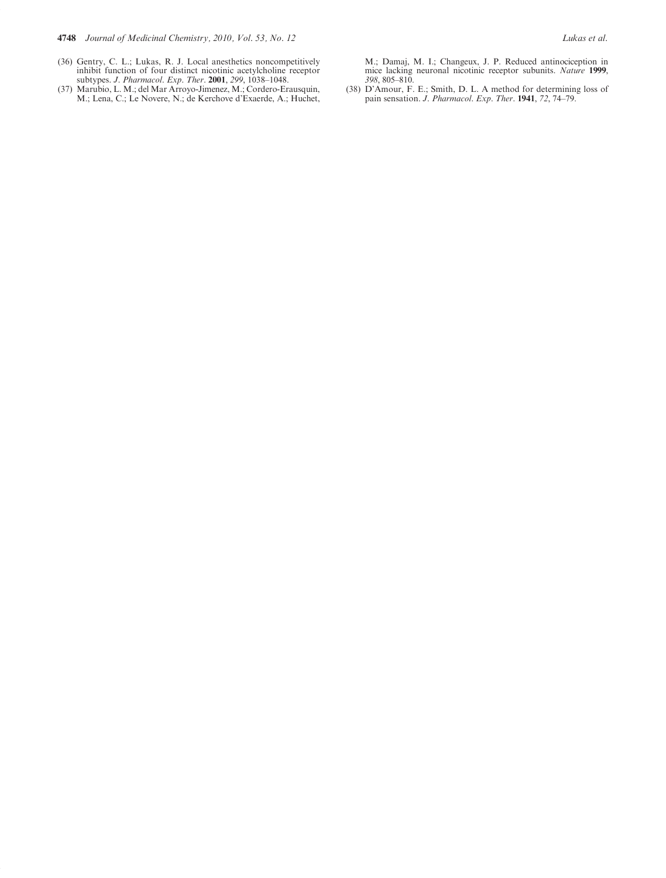(36) Gentry, C. L.; Lukas, R. J. Local anesthetics noncompetitively inhibit function of four distinct nicotinic acetylcholine receptor subtypes. *J. Pharmacol. Exp. Ther*. **2001**, *299*, 1038–1048.

(37) Marubio, L. M.; del Mar Arroyo-Jimenez, M.; Cordero-Erausquin, M.; Lena, C.; Le Novere, N.; de Kerchove d'Exaerde, A.; Huchet, M.; Damaj, M. I.; Changeux, J. P. Reduced antinociception in mice lacking neuronal nicotinic receptor subunits. *Nature* **1999**, *398*, 805–810.

(38) D'Amour, F. E.; Smith, D. L. A method for determining loss of pain sensation. *J. Pharmacol. Exp. Ther*. **1941**, *72*, 74–79.